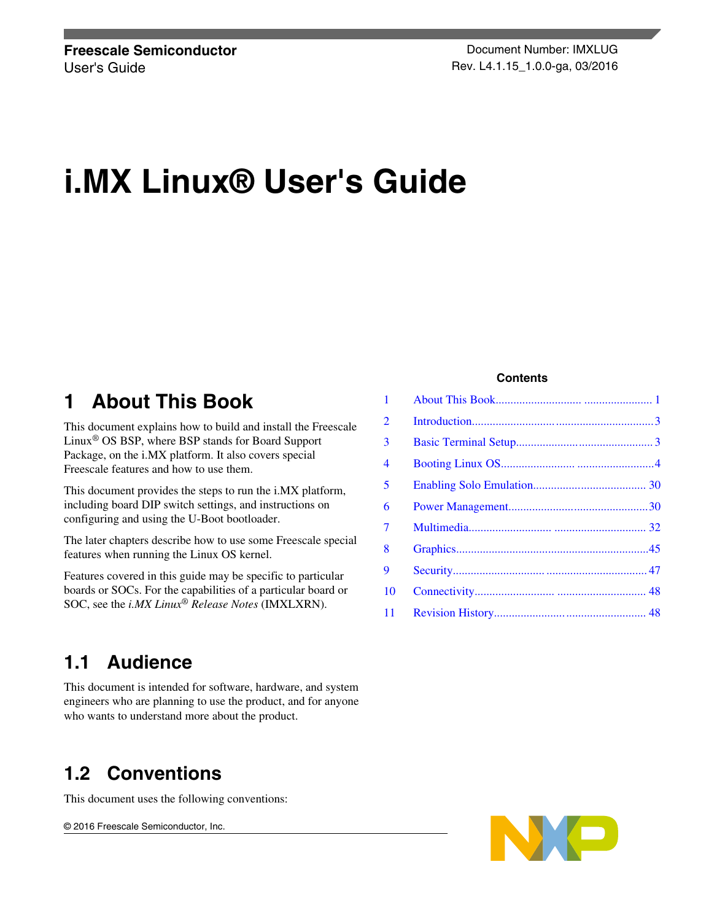**Freescale Semiconductor**
User's Guide

Document Number: IMXLUG
Rev. L4.1.15_1.0.0-ga, 03/2016

# i.MX Linux® User's Guide

**Contents**

| | | |
|---|---|---|
| 1 | About This Book | 1 |
| 2 | Introduction | 3 |
| 3 | Basic Terminal Setup | 3 |
| 4 | Booting Linux OS | 4 |
| 5 | Enabling Solo Emulation | 30 |
| 6 | Power Management | 30 |
| 7 | Multimedia | 32 |
| 8 | Graphics | 45 |
| 9 | Security | 47 |
| 10 | Connectivity | 48 |
| 11 | Revision History | 48 |

## 1 About This Book

This document explains how to build and install the Freescale Linux® OS BSP, where BSP stands for Board Support Package, on the i.MX platform. It also covers special Freescale features and how to use them.

This document provides the steps to run the i.MX platform, including board DIP switch settings, and instructions on configuring and using the U-Boot bootloader.

The later chapters describe how to use some Freescale special features when running the Linux OS kernel.

Features covered in this guide may be specific to particular boards or SOCs. For the capabilities of a particular board or SOC, see the *i.MX Linux® Release Notes* (IMXLXRN).

### 1.1 Audience

This document is intended for software, hardware, and system engineers who are planning to use the product, and for anyone who wants to understand more about the product.

### 1.2 Conventions

This document uses the following conventions:

© 2016 Freescale Semiconductor, Inc.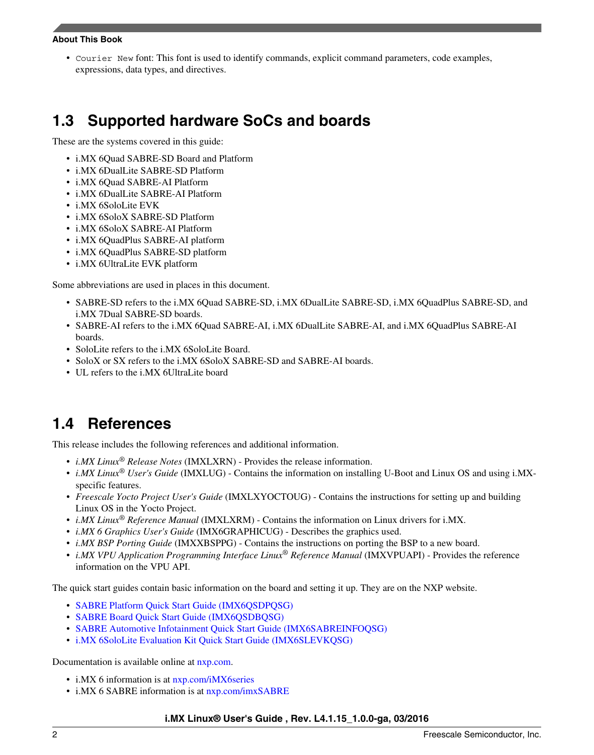- `Courier New` font: This font is used to identify commands, explicit command parameters, code examples, expressions, data types, and directives.

## 1.3 Supported hardware SoCs and boards

These are the systems covered in this guide:

- i.MX 6Quad SABRE-SD Board and Platform
- i.MX 6DualLite SABRE-SD Platform
- i.MX 6Quad SABRE-AI Platform
- i.MX 6DualLite SABRE-AI Platform
- i.MX 6SoloLite EVK
- i.MX 6SoloX SABRE-SD Platform
- i.MX 6SoloX SABRE-AI Platform
- i.MX 6QuadPlus SABRE-AI platform
- i.MX 6QuadPlus SABRE-SD platform
- i.MX 6UltraLite EVK platform

Some abbreviations are used in places in this document.

- SABRE-SD refers to the i.MX 6Quad SABRE-SD, i.MX 6DualLite SABRE-SD, i.MX 6QuadPlus SABRE-SD, and i.MX 7Dual SABRE-SD boards.
- SABRE-AI refers to the i.MX 6Quad SABRE-AI, i.MX 6DualLite SABRE-AI, and i.MX 6QuadPlus SABRE-AI boards.
- SoloLite refers to the i.MX 6SoloLite Board.
- SoloX or SX refers to the i.MX 6SoloX SABRE-SD and SABRE-AI boards.
- UL refers to the i.MX 6UltraLite board

## 1.4 References

This release includes the following references and additional information.

- *i.MX Linux® Release Notes* (IMXLXRN) - Provides the release information.
- *i.MX Linux® User's Guide* (IMXLUG) - Contains the information on installing U-Boot and Linux OS and using i.MX-specific features.
- *Freescale Yocto Project User's Guide* (IMXLXYOCTOUG) - Contains the instructions for setting up and building Linux OS in the Yocto Project.
- *i.MX Linux® Reference Manual* (IMXLXRM) - Contains the information on Linux drivers for i.MX.
- *i.MX 6 Graphics User's Guide* (IMX6GRAPHICUG) - Describes the graphics used.
- *i.MX BSP Porting Guide* (IMXXBSPPG) - Contains the instructions on porting the BSP to a new board.
- *i.MX VPU Application Programming Interface Linux® Reference Manual* (IMXVPUAPI) - Provides the reference information on the VPU API.

The quick start guides contain basic information on the board and setting it up. They are on the NXP website.

- SABRE Platform Quick Start Guide (IMX6QSDPQSG)
- SABRE Board Quick Start Guide (IMX6QSDBQSG)
- SABRE Automotive Infotainment Quick Start Guide (IMX6SABREINFOQSG)
- i.MX 6SoloLite Evaluation Kit Quick Start Guide (IMX6SLEVKQSG)

Documentation is available online at nxp.com.

- i.MX 6 information is at nxp.com/iMX6series
- i.MX 6 SABRE information is at nxp.com/imxSABRE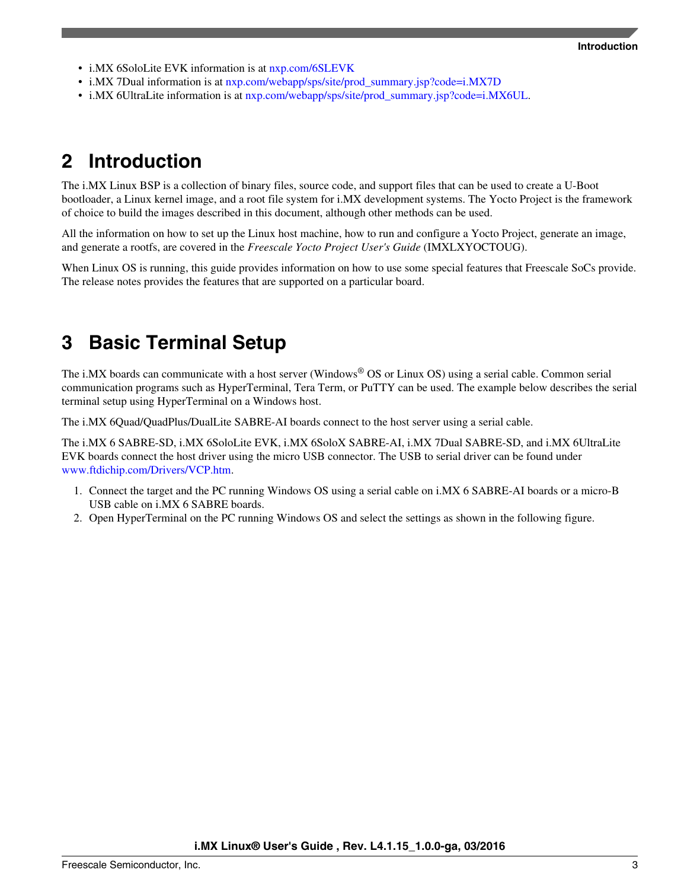- i.MX 6SoloLite EVK information is at nxp.com/6SLEVK
- i.MX 7Dual information is at nxp.com/webapp/sps/site/prod_summary.jsp?code=i.MX7D
- i.MX 6UltraLite information is at nxp.com/webapp/sps/site/prod_summary.jsp?code=i.MX6UL.

# 2 Introduction

The i.MX Linux BSP is a collection of binary files, source code, and support files that can be used to create a U-Boot bootloader, a Linux kernel image, and a root file system for i.MX development systems. The Yocto Project is the framework of choice to build the images described in this document, although other methods can be used.

All the information on how to set up the Linux host machine, how to run and configure a Yocto Project, generate an image, and generate a rootfs, are covered in the *Freescale Yocto Project User's Guide* (IMXLXYOCTOUG).

When Linux OS is running, this guide provides information on how to use some special features that Freescale SoCs provide. The release notes provides the features that are supported on a particular board.

# 3 Basic Terminal Setup

The i.MX boards can communicate with a host server (Windows® OS or Linux OS) using a serial cable. Common serial communication programs such as HyperTerminal, Tera Term, or PuTTY can be used. The example below describes the serial terminal setup using HyperTerminal on a Windows host.

The i.MX 6Quad/QuadPlus/DualLite SABRE-AI boards connect to the host server using a serial cable.

The i.MX 6 SABRE-SD, i.MX 6SoloLite EVK, i.MX 6SoloX SABRE-AI, i.MX 7Dual SABRE-SD, and i.MX 6UltraLite EVK boards connect the host driver using the micro USB connector. The USB to serial driver can be found under www.ftdichip.com/Drivers/VCP.htm.

1. Connect the target and the PC running Windows OS using a serial cable on i.MX 6 SABRE-AI boards or a micro-B USB cable on i.MX 6 SABRE boards.
2. Open HyperTerminal on the PC running Windows OS and select the settings as shown in the following figure.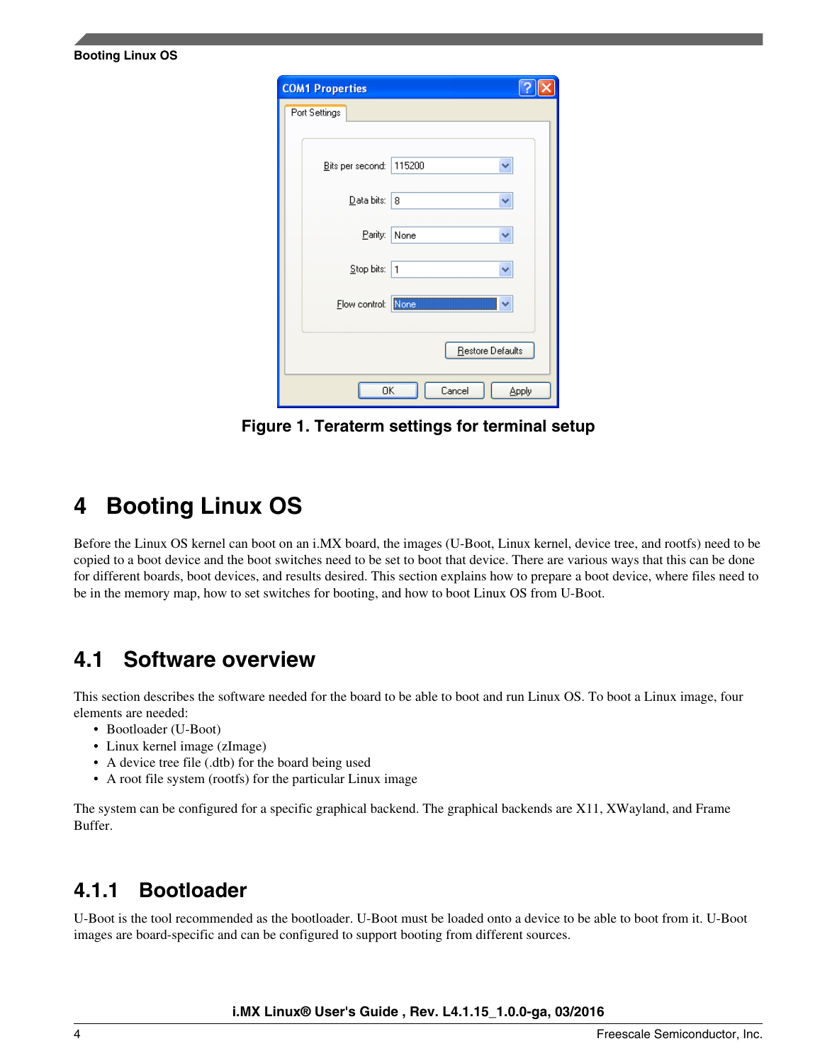Figure 1. Teraterm settings for terminal setup

# 4 Booting Linux OS

Before the Linux OS kernel can boot on an i.MX board, the images (U-Boot, Linux kernel, device tree, and rootfs) need to be copied to a boot device and the boot switches need to be set to boot that device. There are various ways that this can be done for different boards, boot devices, and results desired. This section explains how to prepare a boot device, where files need to be in the memory map, how to set switches for booting, and how to boot Linux OS from U-Boot.

## 4.1 Software overview

This section describes the software needed for the board to be able to boot and run Linux OS. To boot a Linux image, four elements are needed:

- Bootloader (U-Boot)
- Linux kernel image (zImage)
- A device tree file (.dtb) for the board being used
- A root file system (rootfs) for the particular Linux image

The system can be configured for a specific graphical backend. The graphical backends are X11, XWayland, and Frame Buffer.

### 4.1.1 Bootloader

U-Boot is the tool recommended as the bootloader. U-Boot must be loaded onto a device to be able to boot from it. U-Boot images are board-specific and can be configured to support booting from different sources.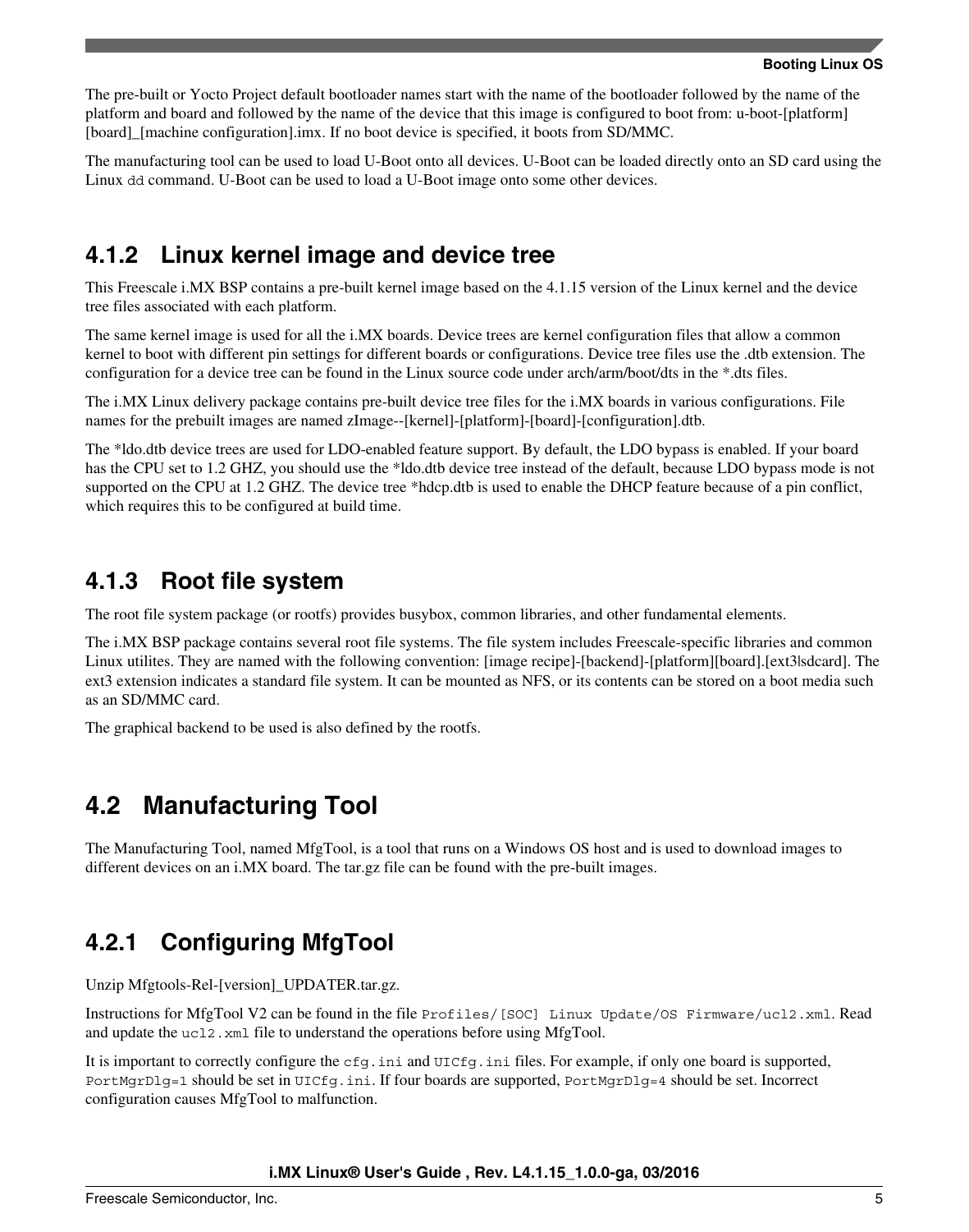The pre-built or Yocto Project default bootloader names start with the name of the bootloader followed by the name of the platform and board and followed by the name of the device that this image is configured to boot from: u-boot-[platform][board]_[machine configuration].imx. If no boot device is specified, it boots from SD/MMC.

The manufacturing tool can be used to load U-Boot onto all devices. U-Boot can be loaded directly onto an SD card using the Linux `dd` command. U-Boot can be used to load a U-Boot image onto some other devices.

### 4.1.2 Linux kernel image and device tree

This Freescale i.MX BSP contains a pre-built kernel image based on the 4.1.15 version of the Linux kernel and the device tree files associated with each platform.

The same kernel image is used for all the i.MX boards. Device trees are kernel configuration files that allow a common kernel to boot with different pin settings for different boards or configurations. Device tree files use the .dtb extension. The configuration for a device tree can be found in the Linux source code under arch/arm/boot/dts in the *.dts files.

The i.MX Linux delivery package contains pre-built device tree files for the i.MX boards in various configurations. File names for the prebuilt images are named zImage--[kernel]-[platform]-[board]-[configuration].dtb.

The *ldo.dtb device trees are used for LDO-enabled feature support. By default, the LDO bypass is enabled. If your board has the CPU set to 1.2 GHZ, you should use the *ldo.dtb device tree instead of the default, because LDO bypass mode is not supported on the CPU at 1.2 GHZ. The device tree *hdcp.dtb is used to enable the DHCP feature because of a pin conflict, which requires this to be configured at build time.

### 4.1.3 Root file system

The root file system package (or rootfs) provides busybox, common libraries, and other fundamental elements.

The i.MX BSP package contains several root file systems. The file system includes Freescale-specific libraries and common Linux utilites. They are named with the following convention: [image recipe]-[backend]-[platform][board].[ext3|sdcard]. The ext3 extension indicates a standard file system. It can be mounted as NFS, or its contents can be stored on a boot media such as an SD/MMC card.

The graphical backend to be used is also defined by the rootfs.

## 4.2 Manufacturing Tool

The Manufacturing Tool, named MfgTool, is a tool that runs on a Windows OS host and is used to download images to different devices on an i.MX board. The tar.gz file can be found with the pre-built images.

### 4.2.1 Configuring MfgTool

Unzip Mfgtools-Rel-[version]_UPDATER.tar.gz.

Instructions for MfgTool V2 can be found in the file `Profiles/[SOC] Linux Update/OS Firmware/ucl2.xml`. Read and update the `ucl2.xml` file to understand the operations before using MfgTool.

It is important to correctly configure the `cfg.ini` and `UICfg.ini` files. For example, if only one board is supported, `PortMgrDlg=1` should be set in `UICfg.ini`. If four boards are supported, `PortMgrDlg=4` should be set. Incorrect configuration causes MfgTool to malfunction.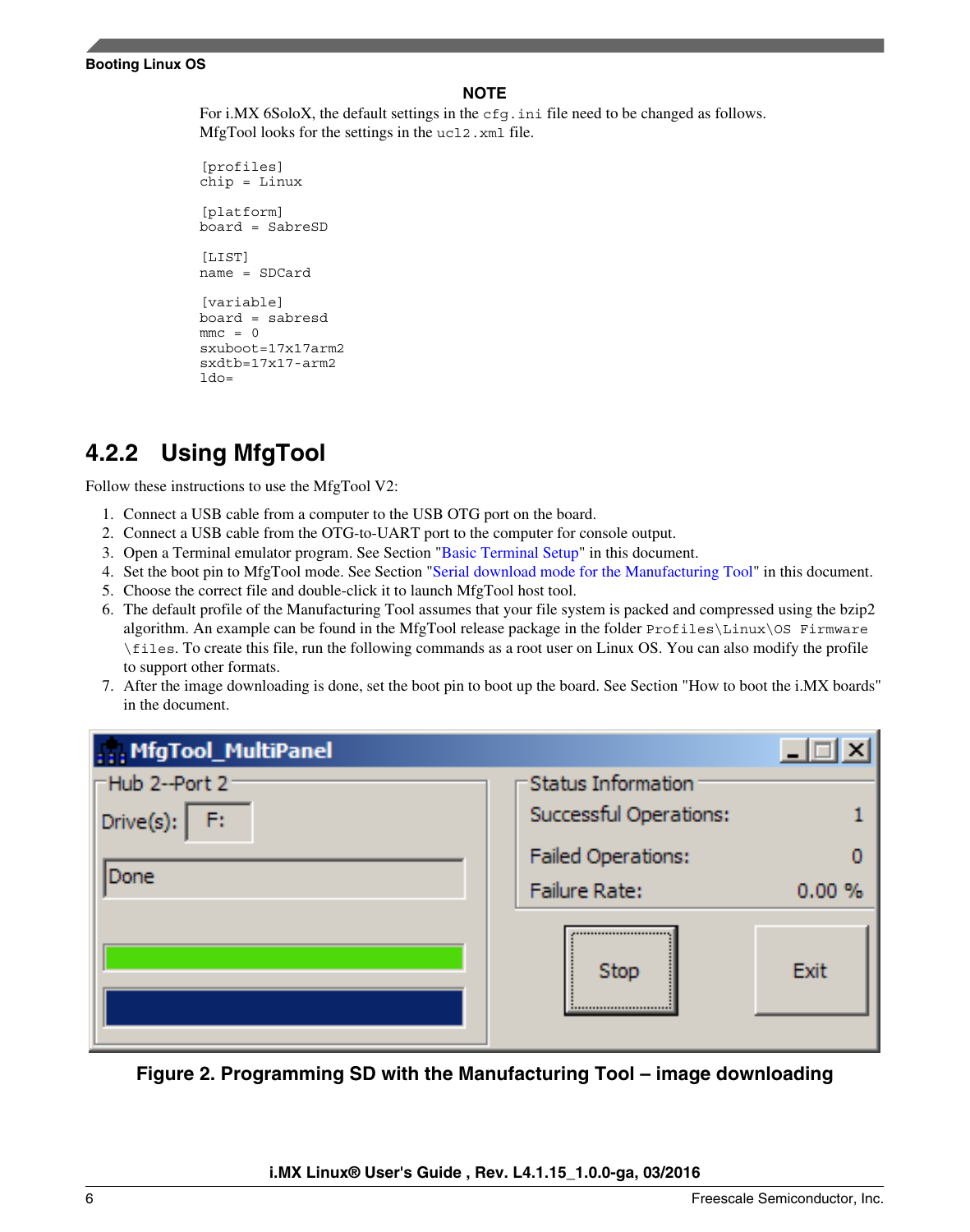**NOTE**

For i.MX 6SoloX, the default settings in the `cfg.ini` file need to be changed as follows. MfgTool looks for the settings in the `ucl2.xml` file.

```
[profiles]
chip = Linux

[platform]
board = SabreSD

[LIST]
name = SDCard

[variable]
board = sabresd
mmc = 0
sxuboot=17x17arm2
sxdtb=17x17-arm2
ldo=
```

## 4.2.2 Using MfgTool

Follow these instructions to use the MfgTool V2:

1. Connect a USB cable from a computer to the USB OTG port on the board.
2. Connect a USB cable from the OTG-to-UART port to the computer for console output.
3. Open a Terminal emulator program. See Section "Basic Terminal Setup" in this document.
4. Set the boot pin to MfgTool mode. See Section "Serial download mode for the Manufacturing Tool" in this document.
5. Choose the correct file and double-click it to launch MfgTool host tool.
6. The default profile of the Manufacturing Tool assumes that your file system is packed and compressed using the bzip2 algorithm. An example can be found in the MfgTool release package in the folder `Profiles\Linux\OS Firmware\files`. To create this file, run the following commands as a root user on Linux OS. You can also modify the profile to support other formats.
7. After the image downloading is done, set the boot pin to boot up the board. See Section "How to boot the i.MX boards" in the document.

**Figure 2. Programming SD with the Manufacturing Tool – image downloading**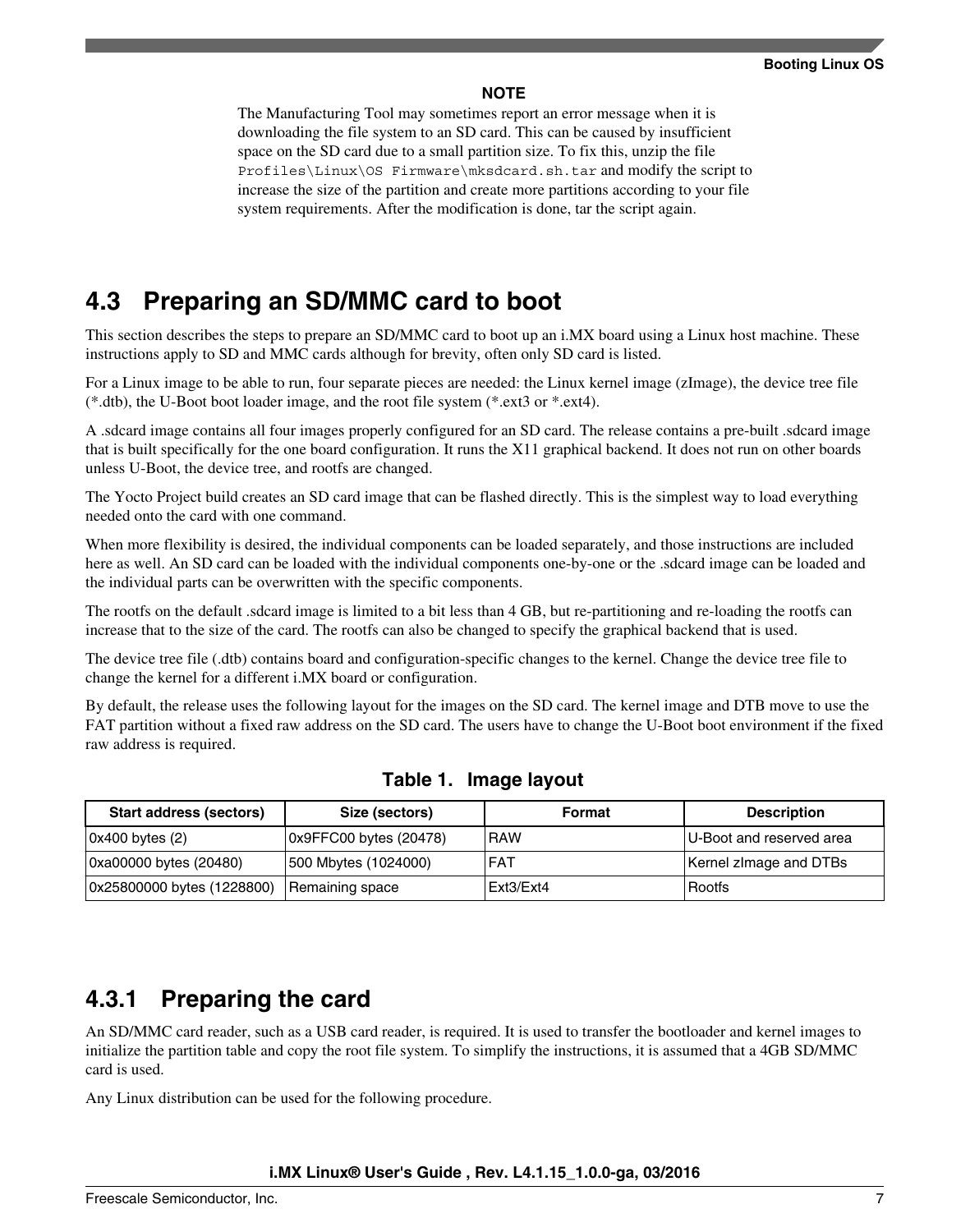**NOTE**

The Manufacturing Tool may sometimes report an error message when it is downloading the file system to an SD card. This can be caused by insufficient space on the SD card due to a small partition size. To fix this, unzip the file `Profiles\Linux\OS Firmware\mksdcard.sh.tar` and modify the script to increase the size of the partition and create more partitions according to your file system requirements. After the modification is done, tar the script again.

## 4.3 Preparing an SD/MMC card to boot

This section describes the steps to prepare an SD/MMC card to boot up an i.MX board using a Linux host machine. These instructions apply to SD and MMC cards although for brevity, often only SD card is listed.

For a Linux image to be able to run, four separate pieces are needed: the Linux kernel image (zImage), the device tree file (*.dtb), the U-Boot boot loader image, and the root file system (*.ext3 or *.ext4).

A .sdcard image contains all four images properly configured for an SD card. The release contains a pre-built .sdcard image that is built specifically for the one board configuration. It runs the X11 graphical backend. It does not run on other boards unless U-Boot, the device tree, and rootfs are changed.

The Yocto Project build creates an SD card image that can be flashed directly. This is the simplest way to load everything needed onto the card with one command.

When more flexibility is desired, the individual components can be loaded separately, and those instructions are included here as well. An SD card can be loaded with the individual components one-by-one or the .sdcard image can be loaded and the individual parts can be overwritten with the specific components.

The rootfs on the default .sdcard image is limited to a bit less than 4 GB, but re-partitioning and re-loading the rootfs can increase that to the size of the card. The rootfs can also be changed to specify the graphical backend that is used.

The device tree file (.dtb) contains board and configuration-specific changes to the kernel. Change the device tree file to change the kernel for a different i.MX board or configuration.

By default, the release uses the following layout for the images on the SD card. The kernel image and DTB move to use the FAT partition without a fixed raw address on the SD card. The users have to change the U-Boot boot environment if the fixed raw address is required.

**Table 1. Image layout**

| Start address (sectors) | Size (sectors) | Format | Description |
|---|---|---|---|
| 0x400 bytes (2) | 0x9FFC00 bytes (20478) | RAW | U-Boot and reserved area |
| 0xa00000 bytes (20480) | 500 Mbytes (1024000) | FAT | Kernel zImage and DTBs |
| 0x25800000 bytes (1228800) | Remaining space | Ext3/Ext4 | Rootfs |

### 4.3.1 Preparing the card

An SD/MMC card reader, such as a USB card reader, is required. It is used to transfer the bootloader and kernel images to initialize the partition table and copy the root file system. To simplify the instructions, it is assumed that a 4GB SD/MMC card is used.

Any Linux distribution can be used for the following procedure.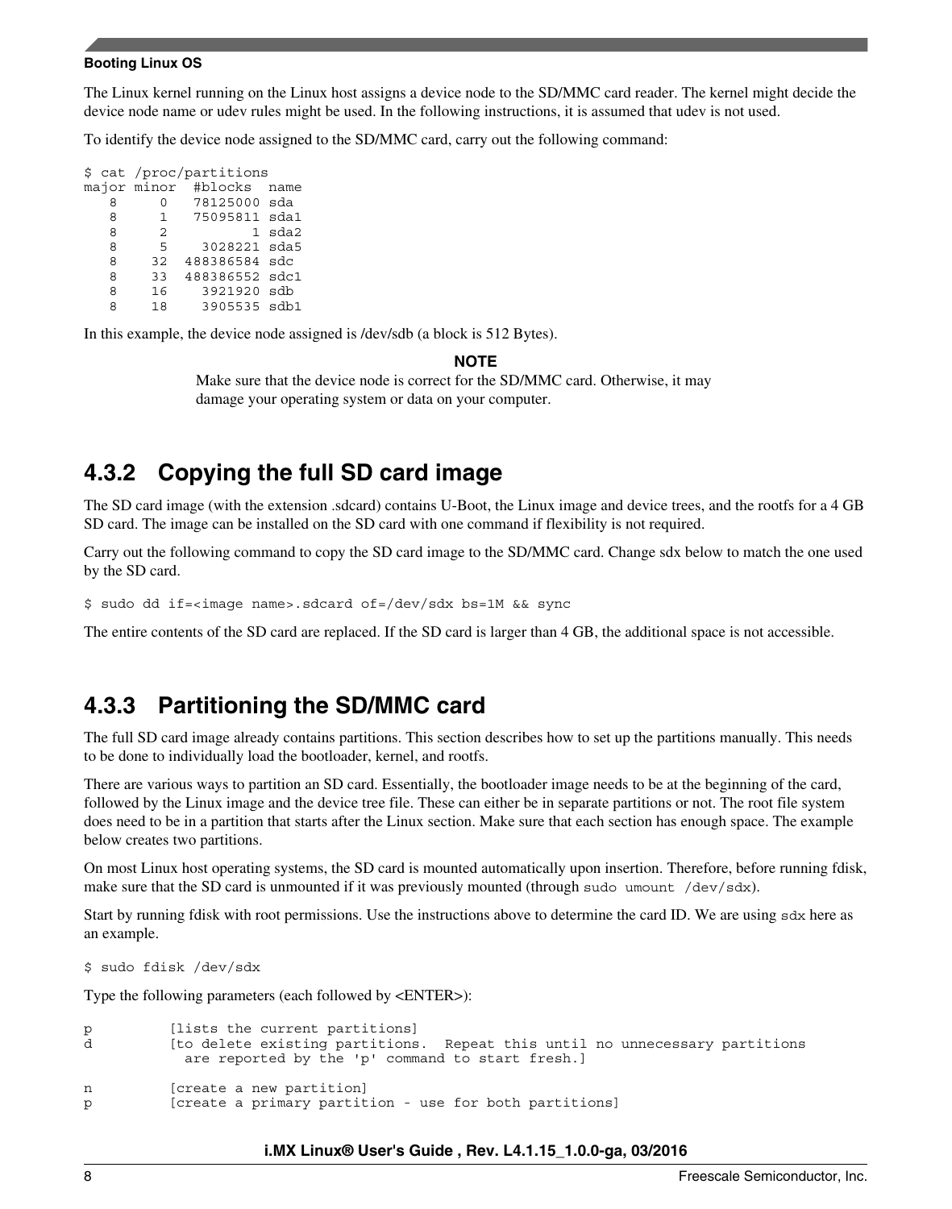The Linux kernel running on the Linux host assigns a device node to the SD/MMC card reader. The kernel might decide the device node name or udev rules might be used. In the following instructions, it is assumed that udev is not used.

To identify the device node assigned to the SD/MMC card, carry out the following command:

```
$ cat /proc/partitions
major minor  #blocks  name
   8     0   78125000 sda
   8     1   75095811 sda1
   8     2          1 sda2
   8     5    3028221 sda5
   8    32  488386584 sdc
   8    33  488386552 sdc1
   8    16    3921920 sdb
   8    18    3905535 sdb1
```

In this example, the device node assigned is /dev/sdb (a block is 512 Bytes).

**NOTE**

Make sure that the device node is correct for the SD/MMC card. Otherwise, it may damage your operating system or data on your computer.

### 4.3.2 Copying the full SD card image

The SD card image (with the extension .sdcard) contains U-Boot, the Linux image and device trees, and the rootfs for a 4 GB SD card. The image can be installed on the SD card with one command if flexibility is not required.

Carry out the following command to copy the SD card image to the SD/MMC card. Change sdx below to match the one used by the SD card.

```
$ sudo dd if=<image name>.sdcard of=/dev/sdx bs=1M && sync
```

The entire contents of the SD card are replaced. If the SD card is larger than 4 GB, the additional space is not accessible.

### 4.3.3 Partitioning the SD/MMC card

The full SD card image already contains partitions. This section describes how to set up the partitions manually. This needs to be done to individually load the bootloader, kernel, and rootfs.

There are various ways to partition an SD card. Essentially, the bootloader image needs to be at the beginning of the card, followed by the Linux image and the device tree file. These can either be in separate partitions or not. The root file system does need to be in a partition that starts after the Linux section. Make sure that each section has enough space. The example below creates two partitions.

On most Linux host operating systems, the SD card is mounted automatically upon insertion. Therefore, before running fdisk, make sure that the SD card is unmounted if it was previously mounted (through `sudo umount /dev/sdx`).

Start by running fdisk with root permissions. Use the instructions above to determine the card ID. We are using `sdx` here as an example.

```
$ sudo fdisk /dev/sdx
```

Type the following parameters (each followed by <ENTER>):

```
p          [lists the current partitions]
d          [to delete existing partitions.  Repeat this until no unnecessary partitions
             are reported by the 'p' command to start fresh.]

n          [create a new partition]
p          [create a primary partition - use for both partitions]
```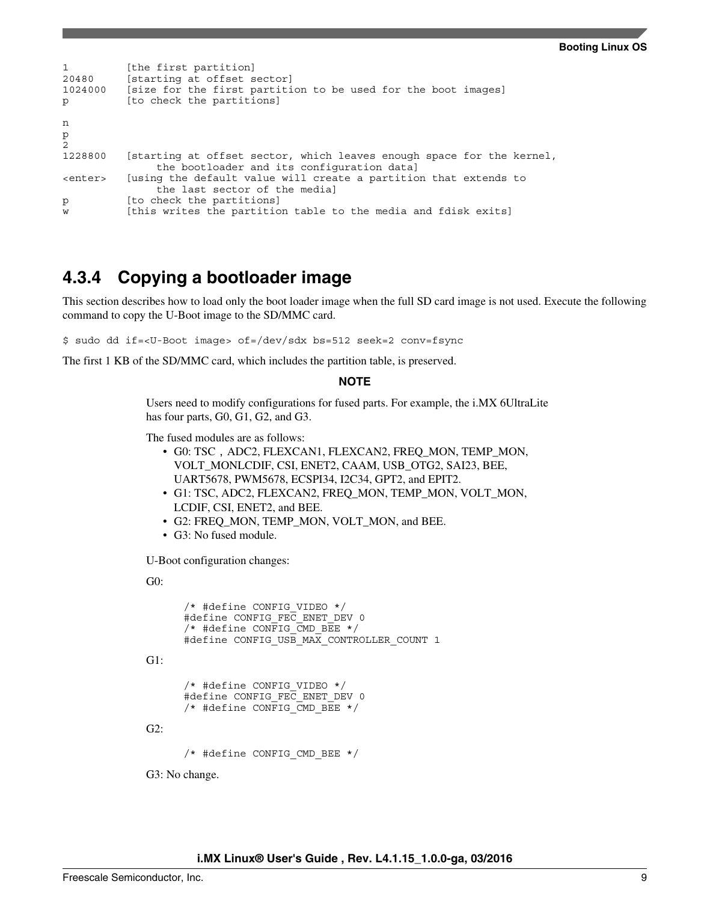```
1         [the first partition]
20480     [starting at offset sector]
1024000   [size for the first partition to be used for the boot images]
p         [to check the partitions]

n
p
2
1228800   [starting at offset sector, which leaves enough space for the kernel,
               the bootloader and its configuration data]
<enter>   [using the default value will create a partition that extends to
               the last sector of the media]
p         [to check the partitions]
w         [this writes the partition table to the media and fdisk exits]
```

### 4.3.4 Copying a bootloader image

This section describes how to load only the boot loader image when the full SD card image is not used. Execute the following command to copy the U-Boot image to the SD/MMC card.

```
$ sudo dd if=<U-Boot image> of=/dev/sdx bs=512 seek=2 conv=fsync
```

The first 1 KB of the SD/MMC card, which includes the partition table, is preserved.

**NOTE**

Users need to modify configurations for fused parts. For example, the i.MX 6UltraLite has four parts, G0, G1, G2, and G3.

The fused modules are as follows:

- G0: TSC，ADC2, FLEXCAN1, FLEXCAN2, FREQ_MON, TEMP_MON, VOLT_MONLCDIF, CSI, ENET2, CAAM, USB_OTG2, SAI23, BEE, UART5678, PWM5678, ECSPI34, I2C34, GPT2, and EPIT2.
- G1: TSC, ADC2, FLEXCAN2, FREQ_MON, TEMP_MON, VOLT_MON, LCDIF, CSI, ENET2, and BEE.
- G2: FREQ_MON, TEMP_MON, VOLT_MON, and BEE.
- G3: No fused module.

U-Boot configuration changes:

G0:

```
/* #define CONFIG_VIDEO */
#define CONFIG_FEC_ENET_DEV 0
/* #define CONFIG_CMD_BEE */
#define CONFIG_USB_MAX_CONTROLLER_COUNT 1
```

G1:

```
/* #define CONFIG_VIDEO */
#define CONFIG_FEC_ENET_DEV 0
/* #define CONFIG_CMD_BEE */
```

G2:

```
/* #define CONFIG_CMD_BEE */
```

G3: No change.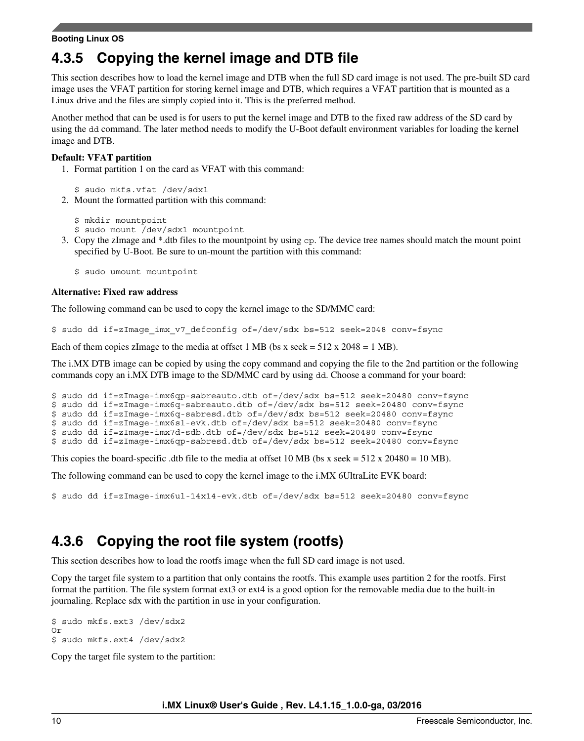### 4.3.5 Copying the kernel image and DTB file

This section describes how to load the kernel image and DTB when the full SD card image is not used. The pre-built SD card image uses the VFAT partition for storing kernel image and DTB, which requires a VFAT partition that is mounted as a Linux drive and the files are simply copied into it. This is the preferred method.

Another method that can be used is for users to put the kernel image and DTB to the fixed raw address of the SD card by using the `dd` command. The later method needs to modify the U-Boot default environment variables for loading the kernel image and DTB.

**Default: VFAT partition**

1. Format partition 1 on the card as VFAT with this command:

   ```
   $ sudo mkfs.vfat /dev/sdx1
   ```

2. Mount the formatted partition with this command:

   ```
   $ mkdir mountpoint
   $ sudo mount /dev/sdx1 mountpoint
   ```

3. Copy the zImage and *.dtb files to the mountpoint by using `cp`. The device tree names should match the mount point specified by U-Boot. Be sure to un-mount the partition with this command:

   ```
   $ sudo umount mountpoint
   ```

**Alternative: Fixed raw address**

The following command can be used to copy the kernel image to the SD/MMC card:

```
$ sudo dd if=zImage_imx_v7_defconfig of=/dev/sdx bs=512 seek=2048 conv=fsync
```

Each of them copies zImage to the media at offset 1 MB (bs x seek = 512 x 2048 = 1 MB).

The i.MX DTB image can be copied by using the copy command and copying the file to the 2nd partition or the following commands copy an i.MX DTB image to the SD/MMC card by using `dd`. Choose a command for your board:

```
$ sudo dd if=zImage-imx6qp-sabreauto.dtb of=/dev/sdx bs=512 seek=20480 conv=fsync
$ sudo dd if=zImage-imx6q-sabreauto.dtb of=/dev/sdx bs=512 seek=20480 conv=fsync
$ sudo dd if=zImage-imx6q-sabresd.dtb of=/dev/sdx bs=512 seek=20480 conv=fsync
$ sudo dd if=zImage-imx6sl-evk.dtb of=/dev/sdx bs=512 seek=20480 conv=fsync
$ sudo dd if=zImage-imx7d-sdb.dtb of=/dev/sdx bs=512 seek=20480 conv=fsync
$ sudo dd if=zImage-imx6qp-sabresd.dtb of=/dev/sdx bs=512 seek=20480 conv=fsync
```

This copies the board-specific .dtb file to the media at offset 10 MB (bs x seek = 512 x 20480 = 10 MB).

The following command can be used to copy the kernel image to the i.MX 6UltraLite EVK board:

```
$ sudo dd if=zImage-imx6ul-14x14-evk.dtb of=/dev/sdx bs=512 seek=20480 conv=fsync
```

### 4.3.6 Copying the root file system (rootfs)

This section describes how to load the rootfs image when the full SD card image is not used.

Copy the target file system to a partition that only contains the rootfs. This example uses partition 2 for the rootfs. First format the partition. The file system format ext3 or ext4 is a good option for the removable media due to the built-in journaling. Replace sdx with the partition in use in your configuration.

```
$ sudo mkfs.ext3 /dev/sdx2
Or
$ sudo mkfs.ext4 /dev/sdx2
```

Copy the target file system to the partition: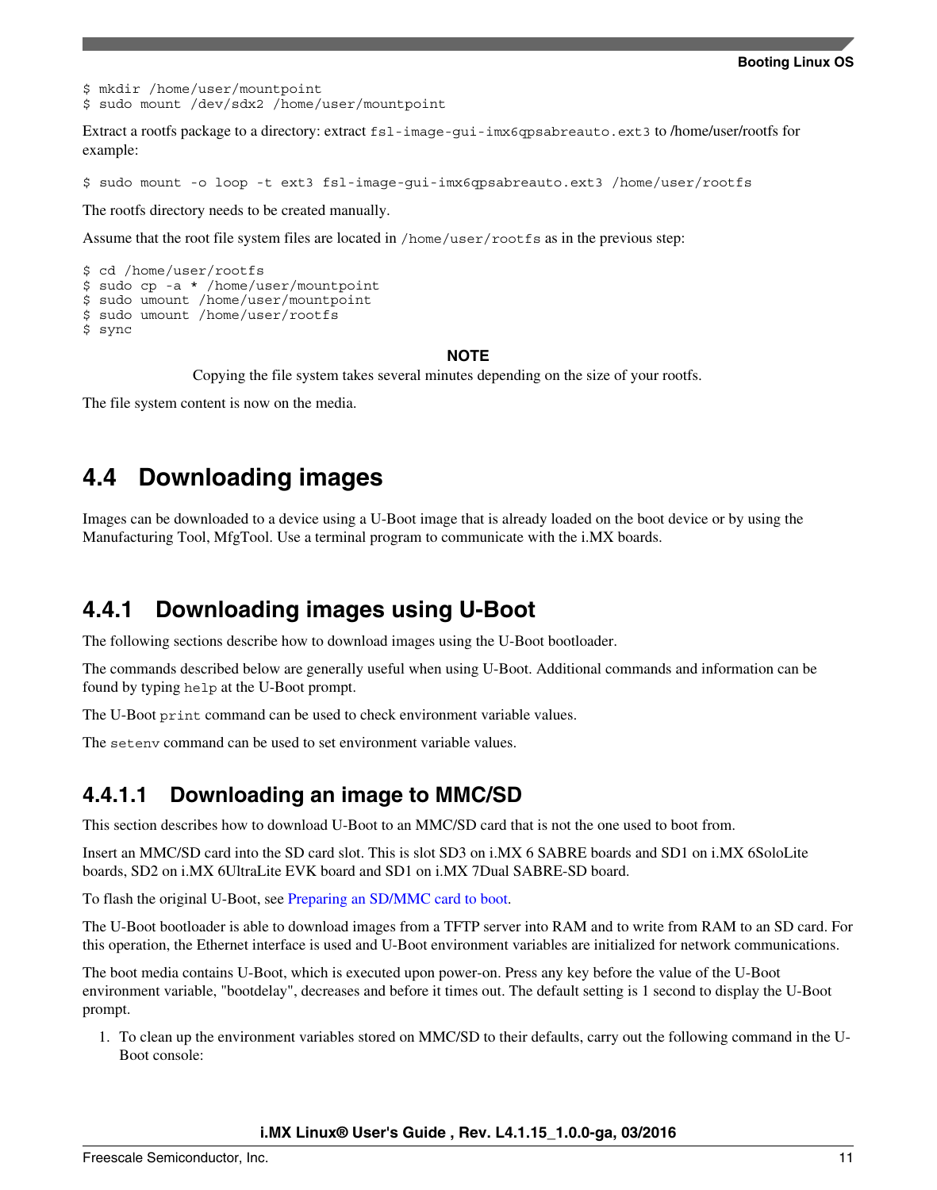```
$ mkdir /home/user/mountpoint
$ sudo mount /dev/sdx2 /home/user/mountpoint
```

Extract a rootfs package to a directory: extract `fsl-image-gui-imx6qpsabreauto.ext3` to /home/user/rootfs for example:

```
$ sudo mount -o loop -t ext3 fsl-image-gui-imx6qpsabreauto.ext3 /home/user/rootfs
```

The rootfs directory needs to be created manually.

Assume that the root file system files are located in `/home/user/rootfs` as in the previous step:

```
$ cd /home/user/rootfs
$ sudo cp -a * /home/user/mountpoint
$ sudo umount /home/user/mountpoint
$ sudo umount /home/user/rootfs
$ sync
```

**NOTE**

Copying the file system takes several minutes depending on the size of your rootfs.

The file system content is now on the media.

## 4.4 Downloading images

Images can be downloaded to a device using a U-Boot image that is already loaded on the boot device or by using the Manufacturing Tool, MfgTool. Use a terminal program to communicate with the i.MX boards.

### 4.4.1 Downloading images using U-Boot

The following sections describe how to download images using the U-Boot bootloader.

The commands described below are generally useful when using U-Boot. Additional commands and information can be found by typing `help` at the U-Boot prompt.

The U-Boot `print` command can be used to check environment variable values.

The `setenv` command can be used to set environment variable values.

#### 4.4.1.1 Downloading an image to MMC/SD

This section describes how to download U-Boot to an MMC/SD card that is not the one used to boot from.

Insert an MMC/SD card into the SD card slot. This is slot SD3 on i.MX 6 SABRE boards and SD1 on i.MX 6SoloLite boards, SD2 on i.MX 6UltraLite EVK board and SD1 on i.MX 7Dual SABRE-SD board.

To flash the original U-Boot, see Preparing an SD/MMC card to boot.

The U-Boot bootloader is able to download images from a TFTP server into RAM and to write from RAM to an SD card. For this operation, the Ethernet interface is used and U-Boot environment variables are initialized for network communications.

The boot media contains U-Boot, which is executed upon power-on. Press any key before the value of the U-Boot environment variable, "bootdelay", decreases and before it times out. The default setting is 1 second to display the U-Boot prompt.

1. To clean up the environment variables stored on MMC/SD to their defaults, carry out the following command in the U-Boot console: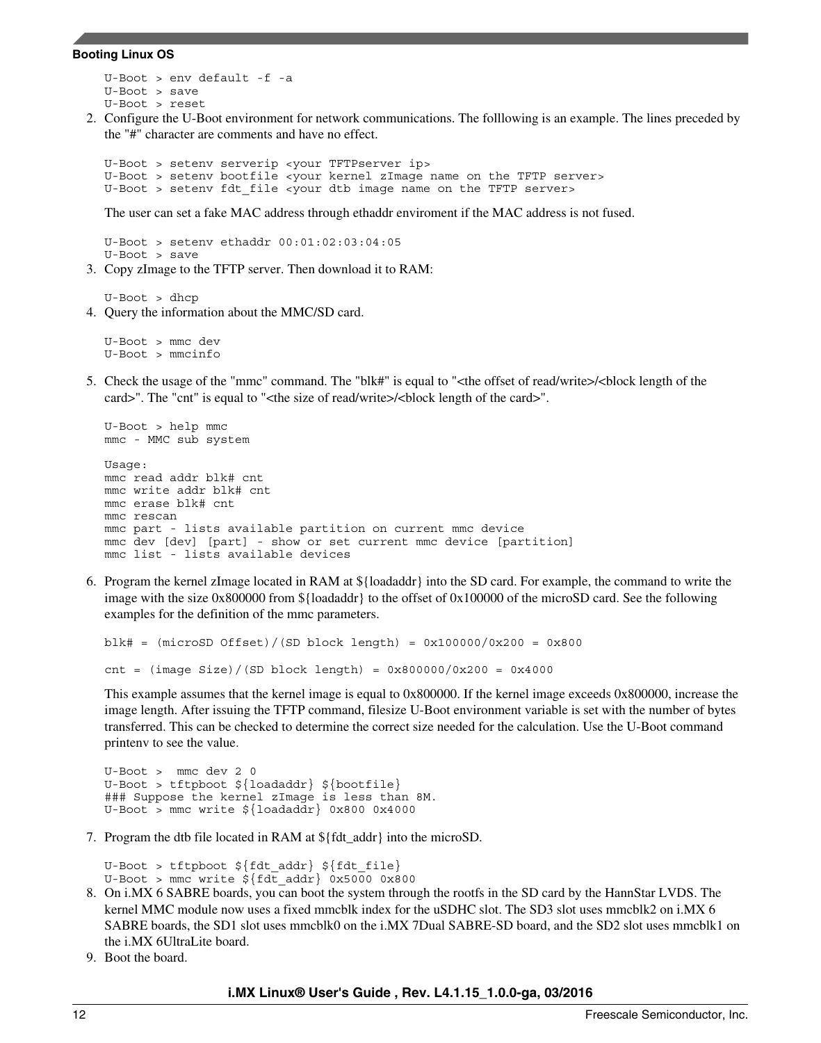```
U-Boot > env default -f -a
U-Boot > save
U-Boot > reset
```

2. Configure the U-Boot environment for network communications. The folllowing is an example. The lines preceded by the "#" character are comments and have no effect.

   ```
   U-Boot > setenv serverip <your TFTPserver ip>
   U-Boot > setenv bootfile <your kernel zImage name on the TFTP server>
   U-Boot > setenv fdt_file <your dtb image name on the TFTP server>
   ```

   The user can set a fake MAC address through ethaddr enviroment if the MAC address is not fused.

   ```
   U-Boot > setenv ethaddr 00:01:02:03:04:05
   U-Boot > save
   ```

3. Copy zImage to the TFTP server. Then download it to RAM:

   ```
   U-Boot > dhcp
   ```

4. Query the information about the MMC/SD card.

   ```
   U-Boot > mmc dev
   U-Boot > mmcinfo
   ```

5. Check the usage of the "mmc" command. The "blk#" is equal to "<the offset of read/write>/<block length of the card>". The "cnt" is equal to "<the size of read/write>/<block length of the card>".

   ```
   U-Boot > help mmc
   mmc - MMC sub system

   Usage:
   mmc read addr blk# cnt
   mmc write addr blk# cnt
   mmc erase blk# cnt
   mmc rescan
   mmc part - lists available partition on current mmc device
   mmc dev [dev] [part] - show or set current mmc device [partition]
   mmc list - lists available devices
   ```

6. Program the kernel zImage located in RAM at ${loadaddr} into the SD card. For example, the command to write the image with the size 0x800000 from ${loadaddr} to the offset of 0x100000 of the microSD card. See the following examples for the definition of the mmc parameters.

   ```
   blk# = (microSD Offset)/(SD block length) = 0x100000/0x200 = 0x800

   cnt = (image Size)/(SD block length) = 0x800000/0x200 = 0x4000
   ```

   This example assumes that the kernel image is equal to 0x800000. If the kernel image exceeds 0x800000, increase the image length. After issuing the TFTP command, filesize U-Boot environment variable is set with the number of bytes transferred. This can be checked to determine the correct size needed for the calculation. Use the U-Boot command printenv to see the value.

   ```
   U-Boot >  mmc dev 2 0
   U-Boot > tftpboot ${loadaddr} ${bootfile}
   ### Suppose the kernel zImage is less than 8M.
   U-Boot > mmc write ${loadaddr} 0x800 0x4000
   ```

7. Program the dtb file located in RAM at ${fdt_addr} into the microSD.

   ```
   U-Boot > tftpboot ${fdt_addr} ${fdt_file}
   U-Boot > mmc write ${fdt_addr} 0x5000 0x800
   ```

8. On i.MX 6 SABRE boards, you can boot the system through the rootfs in the SD card by the HannStar LVDS. The kernel MMC module now uses a fixed mmcblk index for the uSDHC slot. The SD3 slot uses mmcblk2 on i.MX 6 SABRE boards, the SD1 slot uses mmcblk0 on the i.MX 7Dual SABRE-SD board, and the SD2 slot uses mmcblk1 on the i.MX 6UltraLite board.

9. Boot the board.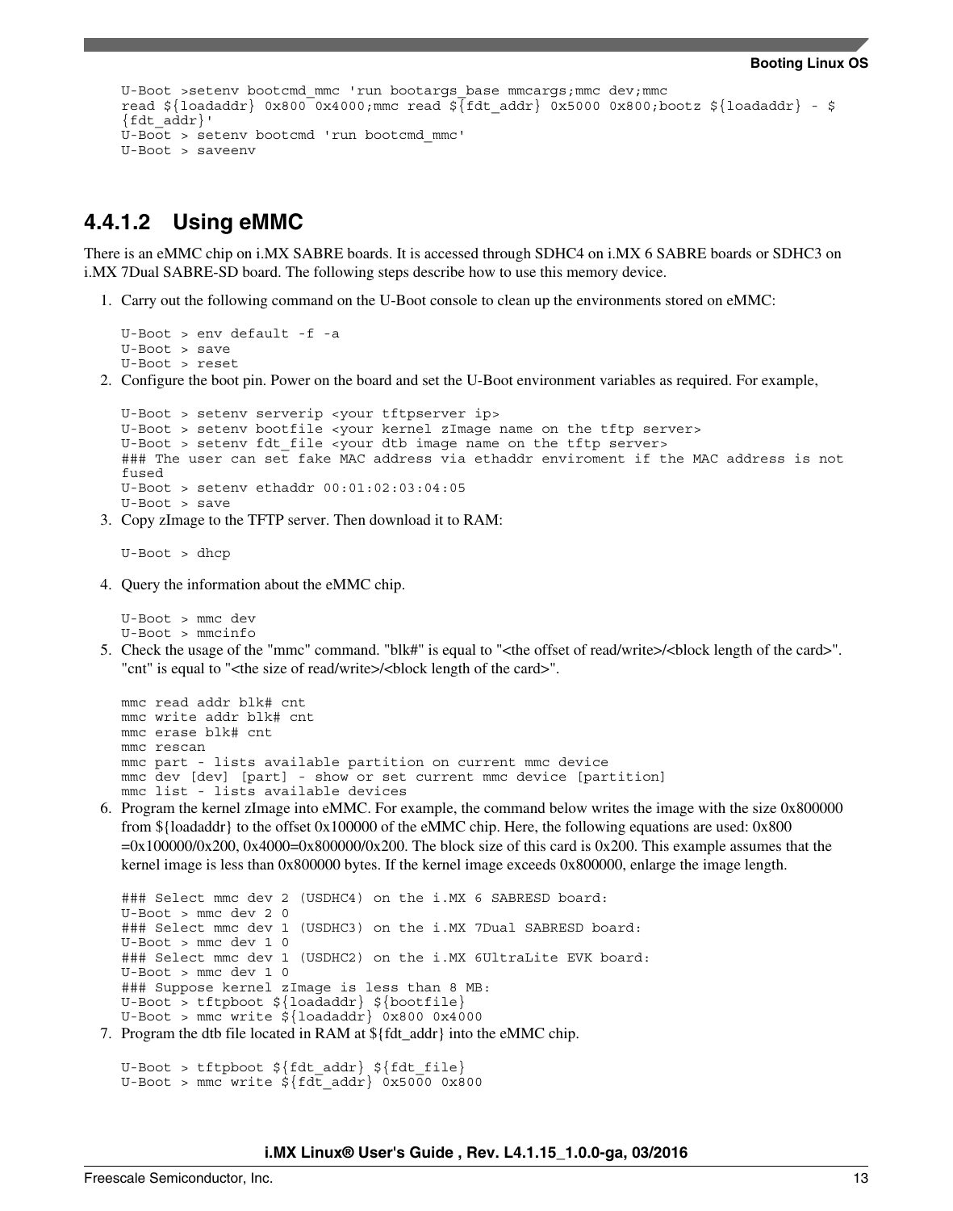```
U-Boot >setenv bootcmd_mmc 'run bootargs_base mmcargs;mmc dev;mmc
read ${loadaddr} 0x800 0x4000;mmc read ${fdt_addr} 0x5000 0x800;bootz ${loadaddr} - $
{fdt_addr}'
U-Boot > setenv bootcmd 'run bootcmd_mmc'
U-Boot > saveenv
```

#### 4.4.1.2 Using eMMC

There is an eMMC chip on i.MX SABRE boards. It is accessed through SDHC4 on i.MX 6 SABRE boards or SDHC3 on i.MX 7Dual SABRE-SD board. The following steps describe how to use this memory device.

1. Carry out the following command on the U-Boot console to clean up the environments stored on eMMC:

   ```
   U-Boot > env default -f -a
   U-Boot > save
   U-Boot > reset
   ```

2. Configure the boot pin. Power on the board and set the U-Boot environment variables as required. For example,

   ```
   U-Boot > setenv serverip <your tftpserver ip>
   U-Boot > setenv bootfile <your kernel zImage name on the tftp server>
   U-Boot > setenv fdt_file <your dtb image name on the tftp server>
   ### The user can set fake MAC address via ethaddr enviroment if the MAC address is not
   fused
   U-Boot > setenv ethaddr 00:01:02:03:04:05
   U-Boot > save
   ```

3. Copy zImage to the TFTP server. Then download it to RAM:

   ```
   U-Boot > dhcp
   ```

4. Query the information about the eMMC chip.

   ```
   U-Boot > mmc dev
   U-Boot > mmcinfo
   ```

5. Check the usage of the "mmc" command. "blk#" is equal to "<the offset of read/write>/<block length of the card>". "cnt" is equal to "<the size of read/write>/<block length of the card>".

   ```
   mmc read addr blk# cnt
   mmc write addr blk# cnt
   mmc erase blk# cnt
   mmc rescan
   mmc part - lists available partition on current mmc device
   mmc dev [dev] [part] - show or set current mmc device [partition]
   mmc list - lists available devices
   ```

6. Program the kernel zImage into eMMC. For example, the command below writes the image with the size 0x800000 from ${loadaddr} to the offset 0x100000 of the eMMC chip. Here, the following equations are used: 0x800 =0x100000/0x200, 0x4000=0x800000/0x200. The block size of this card is 0x200. This example assumes that the kernel image is less than 0x800000 bytes. If the kernel image exceeds 0x800000, enlarge the image length.

   ```
   ### Select mmc dev 2 (USDHC4) on the i.MX 6 SABRESD board:
   U-Boot > mmc dev 2 0
   ### Select mmc dev 1 (USDHC3) on the i.MX 7Dual SABRESD board:
   U-Boot > mmc dev 1 0
   ### Select mmc dev 1 (USDHC2) on the i.MX 6UltraLite EVK board:
   U-Boot > mmc dev 1 0
   ### Suppose kernel zImage is less than 8 MB:
   U-Boot > tftpboot ${loadaddr} ${bootfile}
   U-Boot > mmc write ${loadaddr} 0x800 0x4000
   ```

7. Program the dtb file located in RAM at ${fdt_addr} into the eMMC chip.

   ```
   U-Boot > tftpboot ${fdt_addr} ${fdt_file}
   U-Boot > mmc write ${fdt_addr} 0x5000 0x800
   ```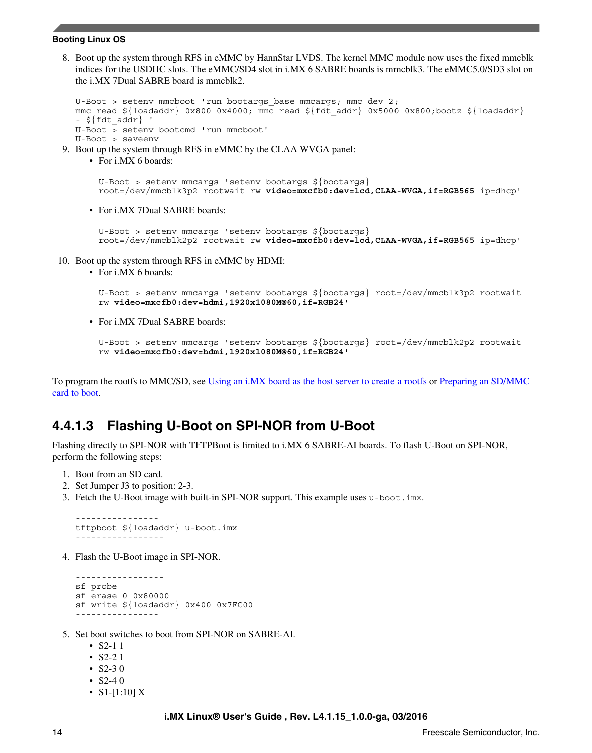8. Boot up the system through RFS in eMMC by HannStar LVDS. The kernel MMC module now uses the fixed mmcblk indices for the USDHC slots. The eMMC/SD4 slot in i.MX 6 SABRE boards is mmcblk3. The eMMC5.0/SD3 slot on the i.MX 7Dual SABRE board is mmcblk2.

```
U-Boot > setenv mmcboot 'run bootargs_base mmcargs; mmc dev 2;
mmc read ${loadaddr} 0x800 0x4000; mmc read ${fdt_addr} 0x5000 0x800;bootz ${loadaddr}
- ${fdt_addr} '
U-Boot > setenv bootcmd 'run mmcboot'
U-Boot > saveenv
```

9. Boot up the system through RFS in eMMC by the CLAA WVGA panel:
   - For i.MX 6 boards:

   ```
   U-Boot > setenv mmcargs 'setenv bootargs ${bootargs}
   root=/dev/mmcblk3p2 rootwait rw video=mxcfb0:dev=lcd,CLAA-WVGA,if=RGB565 ip=dhcp'
   ```

   - For i.MX 7Dual SABRE boards:

   ```
   U-Boot > setenv mmcargs 'setenv bootargs ${bootargs}
   root=/dev/mmcblk2p2 rootwait rw video=mxcfb0:dev=lcd,CLAA-WVGA,if=RGB565 ip=dhcp'
   ```

10. Boot up the system through RFS in eMMC by HDMI:
    - For i.MX 6 boards:

    ```
    U-Boot > setenv mmcargs 'setenv bootargs ${bootargs} root=/dev/mmcblk3p2 rootwait
    rw video=mxcfb0:dev=hdmi,1920x1080M@60,if=RGB24'
    ```

    - For i.MX 7Dual SABRE boards:

    ```
    U-Boot > setenv mmcargs 'setenv bootargs ${bootargs} root=/dev/mmcblk2p2 rootwait
    rw video=mxcfb0:dev=hdmi,1920x1080M@60,if=RGB24'
    ```

To program the rootfs to MMC/SD, see Using an i.MX board as the host server to create a rootfs or Preparing an SD/MMC card to boot.

### 4.4.1.3 Flashing U-Boot on SPI-NOR from U-Boot

Flashing directly to SPI-NOR with TFTPBoot is limited to i.MX 6 SABRE-AI boards. To flash U-Boot on SPI-NOR, perform the following steps:

1. Boot from an SD card.
2. Set Jumper J3 to position: 2-3.
3. Fetch the U-Boot image with built-in SPI-NOR support. This example uses `u-boot.imx`.

   ```
   ----------------
   tftpboot ${loadaddr} u-boot.imx
   -----------------
   ```

4. Flash the U-Boot image in SPI-NOR.

   ```
   -----------------
   sf probe
   sf erase 0 0x80000
   sf write ${loadaddr} 0x400 0x7FC00
   ----------------
   ```

5. Set boot switches to boot from SPI-NOR on SABRE-AI.
   - S2-1 1
   - S2-2 1
   - S2-3 0
   - S2-4 0
   - S1-[1:10] X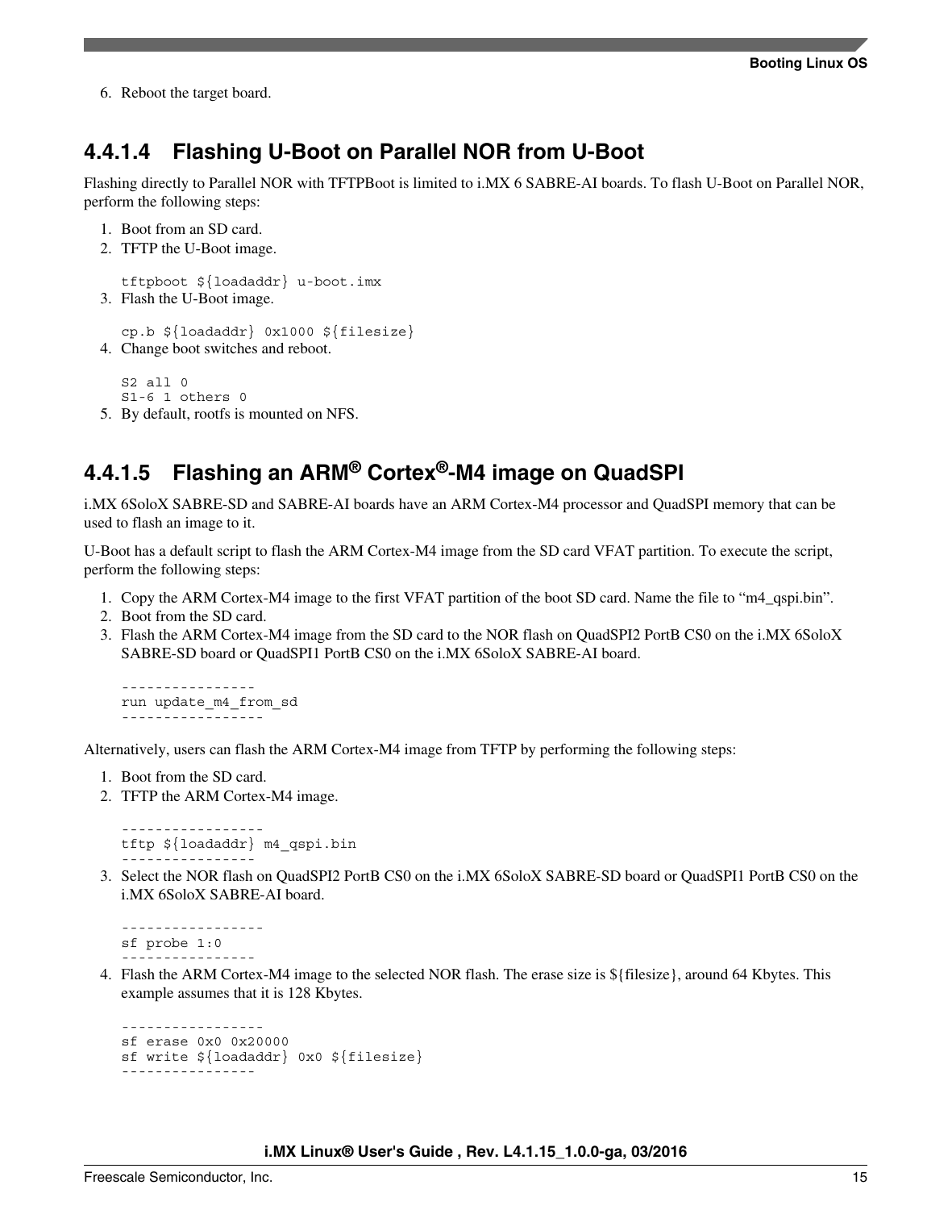6. Reboot the target board.

### 4.4.1.4 Flashing U-Boot on Parallel NOR from U-Boot

Flashing directly to Parallel NOR with TFTPBoot is limited to i.MX 6 SABRE-AI boards. To flash U-Boot on Parallel NOR, perform the following steps:

1. Boot from an SD card.
2. TFTP the U-Boot image.

   ```
   tftpboot ${loadaddr} u-boot.imx
   ```
3. Flash the U-Boot image.

   ```
   cp.b ${loadaddr} 0x1000 ${filesize}
   ```
4. Change boot switches and reboot.

   ```
   S2 all 0
   S1-6 1 others 0
   ```
5. By default, rootfs is mounted on NFS.

### 4.4.1.5 Flashing an ARM® Cortex®-M4 image on QuadSPI

i.MX 6SoloX SABRE-SD and SABRE-AI boards have an ARM Cortex-M4 processor and QuadSPI memory that can be used to flash an image to it.

U-Boot has a default script to flash the ARM Cortex-M4 image from the SD card VFAT partition. To execute the script, perform the following steps:

1. Copy the ARM Cortex-M4 image to the first VFAT partition of the boot SD card. Name the file to "m4_qspi.bin".
2. Boot from the SD card.
3. Flash the ARM Cortex-M4 image from the SD card to the NOR flash on QuadSPI2 PortB CS0 on the i.MX 6SoloX SABRE-SD board or QuadSPI1 PortB CS0 on the i.MX 6SoloX SABRE-AI board.

   ```
   ----------------
   run update_m4_from_sd
   -----------------
   ```

Alternatively, users can flash the ARM Cortex-M4 image from TFTP by performing the following steps:

1. Boot from the SD card.
2. TFTP the ARM Cortex-M4 image.

   ```
   -----------------
   tftp ${loadaddr} m4_qspi.bin
   ----------------
   ```
3. Select the NOR flash on QuadSPI2 PortB CS0 on the i.MX 6SoloX SABRE-SD board or QuadSPI1 PortB CS0 on the i.MX 6SoloX SABRE-AI board.

   ```
   -----------------
   sf probe 1:0
   ----------------
   ```
4. Flash the ARM Cortex-M4 image to the selected NOR flash. The erase size is ${filesize}, around 64 Kbytes. This example assumes that it is 128 Kbytes.

   ```
   -----------------
   sf erase 0x0 0x20000
   sf write ${loadaddr} 0x0 ${filesize}
   ----------------
   ```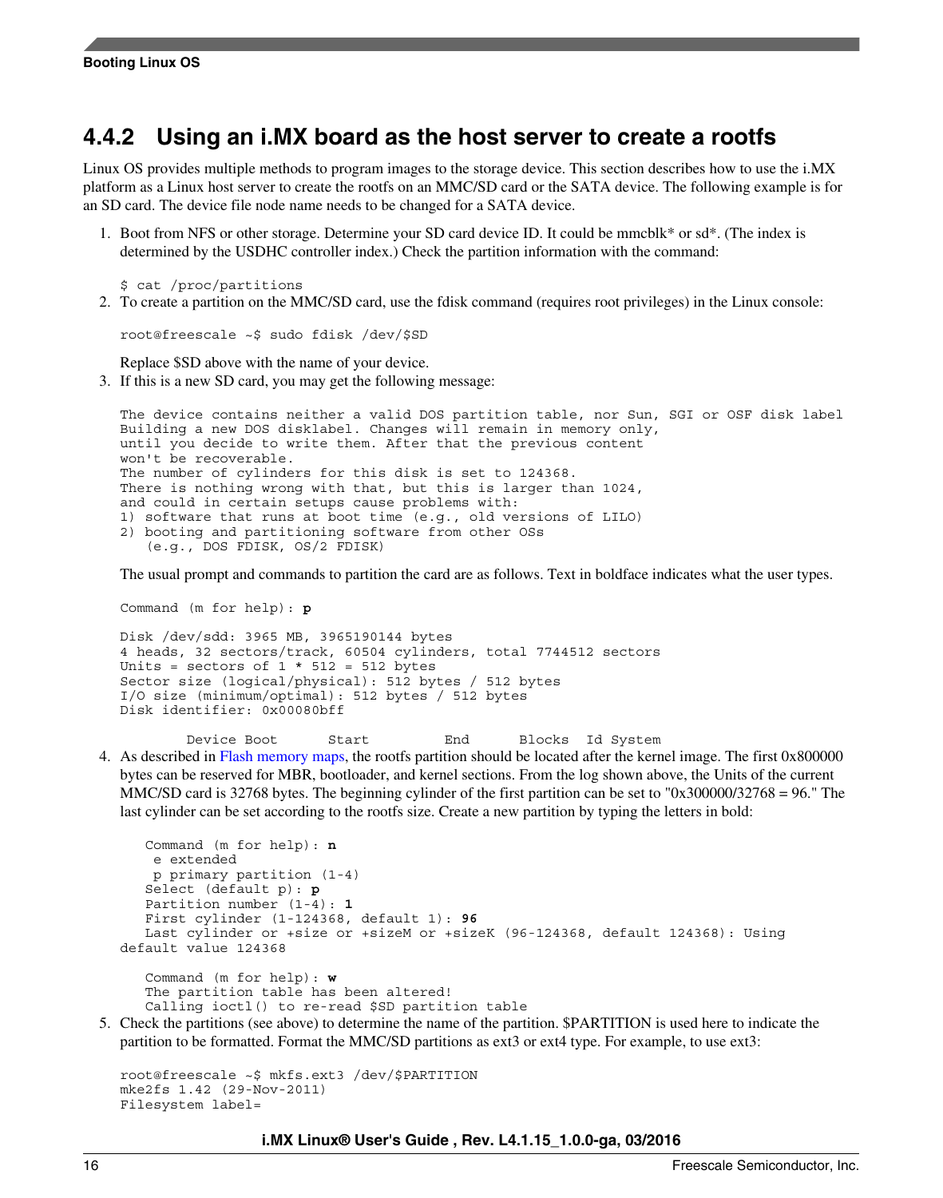## 4.4.2 Using an i.MX board as the host server to create a rootfs

Linux OS provides multiple methods to program images to the storage device. This section describes how to use the i.MX platform as a Linux host server to create the rootfs on an MMC/SD card or the SATA device. The following example is for an SD card. The device file node name needs to be changed for a SATA device.

1. Boot from NFS or other storage. Determine your SD card device ID. It could be mmcblk* or sd*. (The index is determined by the USDHC controller index.) Check the partition information with the command:

   ```
   $ cat /proc/partitions
   ```

2. To create a partition on the MMC/SD card, use the fdisk command (requires root privileges) in the Linux console:

   ```
   root@freescale ~$ sudo fdisk /dev/$SD
   ```

   Replace $SD above with the name of your device.

3. If this is a new SD card, you may get the following message:

   ```
   The device contains neither a valid DOS partition table, nor Sun, SGI or OSF disk label
   Building a new DOS disklabel. Changes will remain in memory only,
   until you decide to write them. After that the previous content
   won't be recoverable.
   The number of cylinders for this disk is set to 124368.
   There is nothing wrong with that, but this is larger than 1024,
   and could in certain setups cause problems with:
   1) software that runs at boot time (e.g., old versions of LILO)
   2) booting and partitioning software from other OSs
      (e.g., DOS FDISK, OS/2 FDISK)
   ```

   The usual prompt and commands to partition the card are as follows. Text in boldface indicates what the user types.

   ```
   Command (m for help): p

   Disk /dev/sdd: 3965 MB, 3965190144 bytes
   4 heads, 32 sectors/track, 60504 cylinders, total 7744512 sectors
   Units = sectors of 1 * 512 = 512 bytes
   Sector size (logical/physical): 512 bytes / 512 bytes
   I/O size (minimum/optimal): 512 bytes / 512 bytes
   Disk identifier: 0x00080bff

           Device Boot      Start         End      Blocks   Id System
   ```

4. As described in Flash memory maps, the rootfs partition should be located after the kernel image. The first 0x800000 bytes can be reserved for MBR, bootloader, and kernel sections. From the log shown above, the Units of the current MMC/SD card is 32768 bytes. The beginning cylinder of the first partition can be set to "0x300000/32768 = 96." The last cylinder can be set according to the rootfs size. Create a new partition by typing the letters in bold:

   ```
      Command (m for help): n
       e extended
       p primary partition (1-4)
      Select (default p): p
      Partition number (1-4): 1
      First cylinder (1-124368, default 1): 96
      Last cylinder or +size or +sizeM or +sizeK (96-124368, default 124368): Using
   default value 124368

      Command (m for help): w
      The partition table has been altered!
      Calling ioctl() to re-read $SD partition table
   ```

5. Check the partitions (see above) to determine the name of the partition. $PARTITION is used here to indicate the partition to be formatted. Format the MMC/SD partitions as ext3 or ext4 type. For example, to use ext3:

   ```
   root@freescale ~$ mkfs.ext3 /dev/$PARTITION
   mke2fs 1.42 (29-Nov-2011)
   Filesystem label=
   ```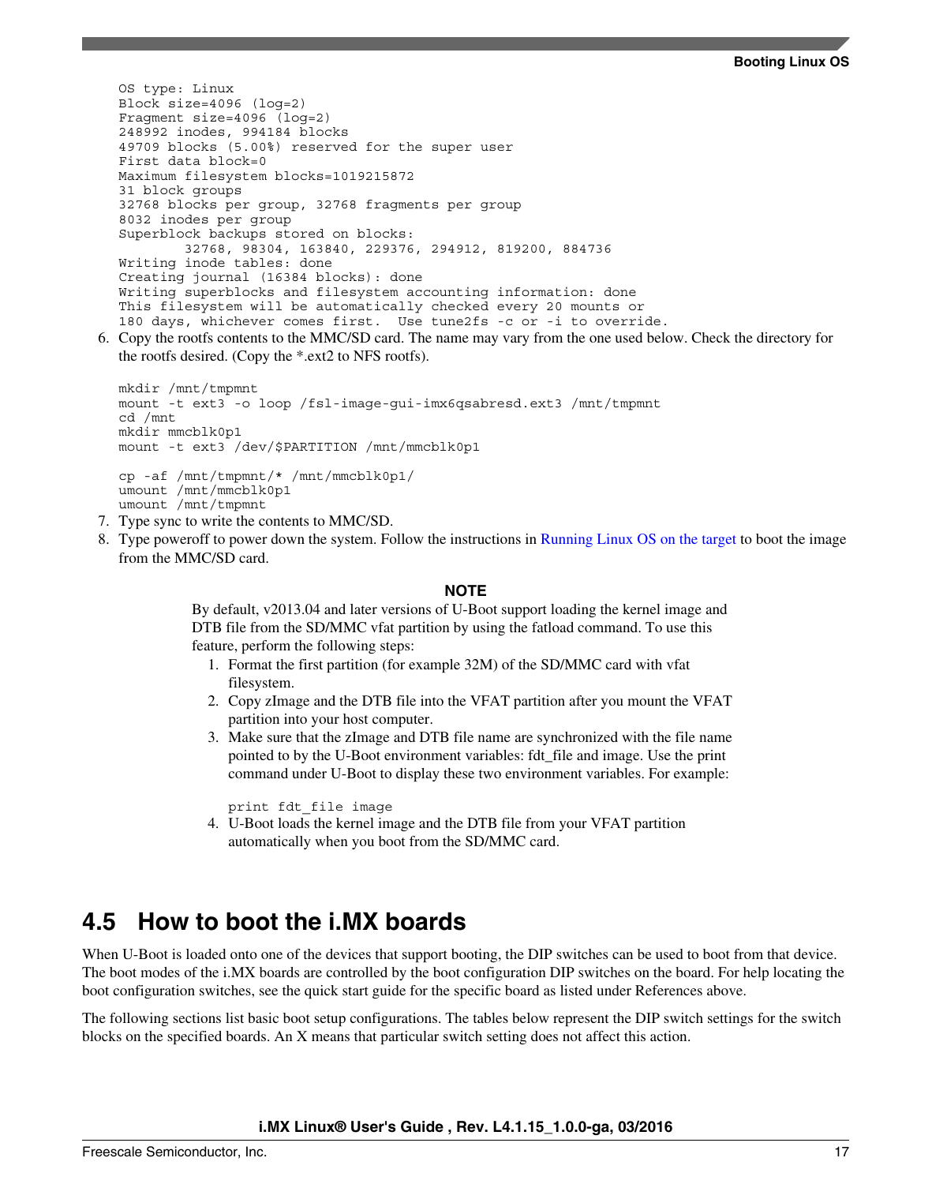```
OS type: Linux
Block size=4096 (log=2)
Fragment size=4096 (log=2)
248992 inodes, 994184 blocks
49709 blocks (5.00%) reserved for the super user
First data block=0
Maximum filesystem blocks=1019215872
31 block groups
32768 blocks per group, 32768 fragments per group
8032 inodes per group
Superblock backups stored on blocks:
        32768, 98304, 163840, 229376, 294912, 819200, 884736
Writing inode tables: done
Creating journal (16384 blocks): done
Writing superblocks and filesystem accounting information: done
This filesystem will be automatically checked every 20 mounts or
180 days, whichever comes first.  Use tune2fs -c or -i to override.
```

6. Copy the rootfs contents to the MMC/SD card. The name may vary from the one used below. Check the directory for the rootfs desired. (Copy the *.ext2 to NFS rootfs).

```
mkdir /mnt/tmpmnt
mount -t ext3 -o loop /fsl-image-gui-imx6qsabresd.ext3 /mnt/tmpmnt
cd /mnt
mkdir mmcblk0p1
mount -t ext3 /dev/$PARTITION /mnt/mmcblk0p1

cp -af /mnt/tmpmnt/* /mnt/mmcblk0p1/
umount /mnt/mmcblk0p1
umount /mnt/tmpmnt
```

7. Type sync to write the contents to MMC/SD.
8. Type poweroff to power down the system. Follow the instructions in Running Linux OS on the target to boot the image from the MMC/SD card.

**NOTE**

By default, v2013.04 and later versions of U-Boot support loading the kernel image and DTB file from the SD/MMC vfat partition by using the fatload command. To use this feature, perform the following steps:

1. Format the first partition (for example 32M) of the SD/MMC card with vfat filesystem.
2. Copy zImage and the DTB file into the VFAT partition after you mount the VFAT partition into your host computer.
3. Make sure that the zImage and DTB file name are synchronized with the file name pointed to by the U-Boot environment variables: fdt_file and image. Use the print command under U-Boot to display these two environment variables. For example:

   ```
   print fdt_file image
   ```

4. U-Boot loads the kernel image and the DTB file from your VFAT partition automatically when you boot from the SD/MMC card.

## 4.5 How to boot the i.MX boards

When U-Boot is loaded onto one of the devices that support booting, the DIP switches can be used to boot from that device. The boot modes of the i.MX boards are controlled by the boot configuration DIP switches on the board. For help locating the boot configuration switches, see the quick start guide for the specific board as listed under References above.

The following sections list basic boot setup configurations. The tables below represent the DIP switch settings for the switch blocks on the specified boards. An X means that particular switch setting does not affect this action.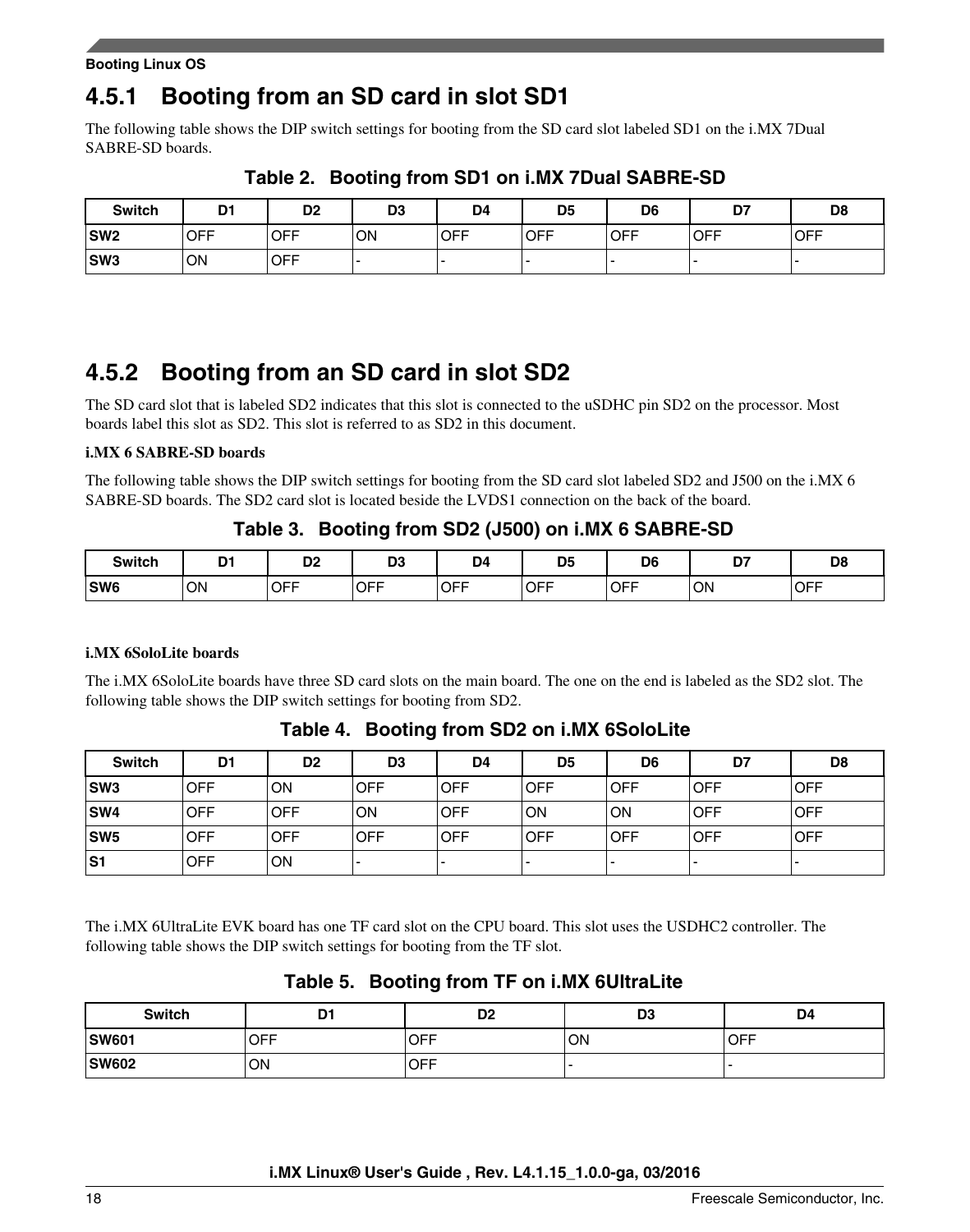### 4.5.1 Booting from an SD card in slot SD1

The following table shows the DIP switch settings for booting from the SD card slot labeled SD1 on the i.MX 7Dual SABRE-SD boards.

**Table 2. Booting from SD1 on i.MX 7Dual SABRE-SD**

| Switch | D1 | D2 | D3 | D4 | D5 | D6 | D7 | D8 |
|---|---|---|---|---|---|---|---|---|
| **SW2** | OFF | OFF | ON | OFF | OFF | OFF | OFF | OFF |
| **SW3** | ON | OFF | - | - | - | - | - | - |

### 4.5.2 Booting from an SD card in slot SD2

The SD card slot that is labeled SD2 indicates that this slot is connected to the uSDHC pin SD2 on the processor. Most boards label this slot as SD2. This slot is referred to as SD2 in this document.

**i.MX 6 SABRE-SD boards**

The following table shows the DIP switch settings for booting from the SD card slot labeled SD2 and J500 on the i.MX 6 SABRE-SD boards. The SD2 card slot is located beside the LVDS1 connection on the back of the board.

**Table 3. Booting from SD2 (J500) on i.MX 6 SABRE-SD**

| Switch | D1 | D2 | D3 | D4 | D5 | D6 | D7 | D8 |
|---|---|---|---|---|---|---|---|---|
| **SW6** | ON | OFF | OFF | OFF | OFF | OFF | ON | OFF |

**i.MX 6SoloLite boards**

The i.MX 6SoloLite boards have three SD card slots on the main board. The one on the end is labeled as the SD2 slot. The following table shows the DIP switch settings for booting from SD2.

**Table 4. Booting from SD2 on i.MX 6SoloLite**

| Switch | D1 | D2 | D3 | D4 | D5 | D6 | D7 | D8 |
|---|---|---|---|---|---|---|---|---|
| **SW3** | OFF | ON | OFF | OFF | OFF | OFF | OFF | OFF |
| **SW4** | OFF | OFF | ON | OFF | ON | ON | OFF | OFF |
| **SW5** | OFF | OFF | OFF | OFF | OFF | OFF | OFF | OFF |
| **S1** | OFF | ON | - | - | - | - | - | - |

The i.MX 6UltraLite EVK board has one TF card slot on the CPU board. This slot uses the USDHC2 controller. The following table shows the DIP switch settings for booting from the TF slot.

**Table 5. Booting from TF on i.MX 6UltraLite**

| Switch | D1 | D2 | D3 | D4 |
|---|---|---|---|---|
| **SW601** | OFF | OFF | ON | OFF |
| **SW602** | ON | OFF | - | - |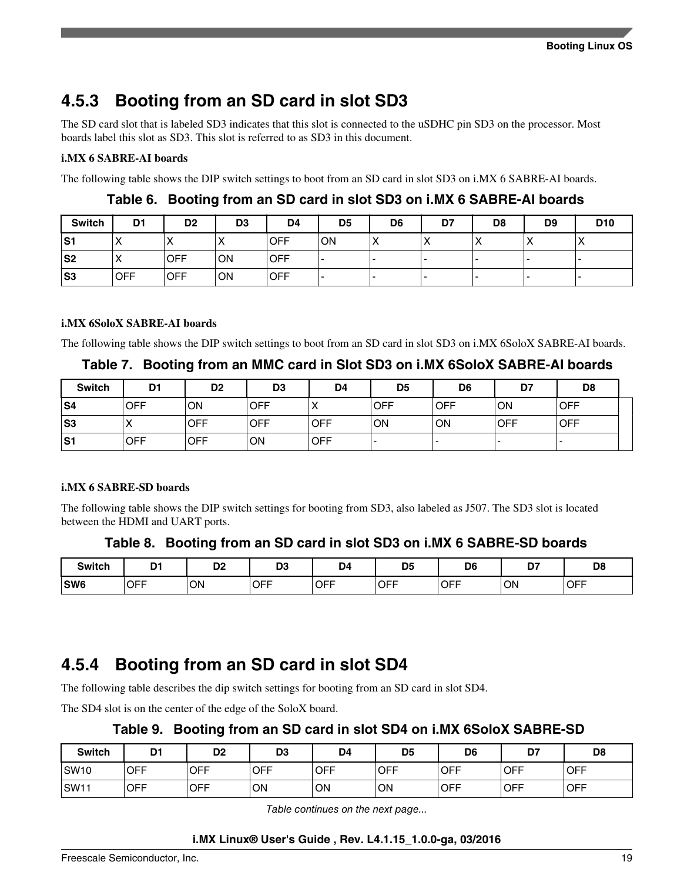### 4.5.3 Booting from an SD card in slot SD3

The SD card slot that is labeled SD3 indicates that this slot is connected to the uSDHC pin SD3 on the processor. Most boards label this slot as SD3. This slot is referred to as SD3 in this document.

**i.MX 6 SABRE-AI boards**

The following table shows the DIP switch settings to boot from an SD card in slot SD3 on i.MX 6 SABRE-AI boards.

**Table 6. Booting from an SD card in slot SD3 on i.MX 6 SABRE-AI boards**

| Switch | D1 | D2 | D3 | D4 | D5 | D6 | D7 | D8 | D9 | D10 |
|---|---|---|---|---|---|---|---|---|---|---|
| **S1** | X | X | X | OFF | ON | X | X | X | X | X |
| **S2** | X | OFF | ON | OFF | - | - | - | - | - | - |
| **S3** | OFF | OFF | ON | OFF | - | - | - | - | - | - |

**i.MX 6SoloX SABRE-AI boards**

The following table shows the DIP switch settings to boot from an SD card in slot SD3 on i.MX 6SoloX SABRE-AI boards.

**Table 7. Booting from an MMC card in Slot SD3 on i.MX 6SoloX SABRE-AI boards**

| Switch | D1 | D2 | D3 | D4 | D5 | D6 | D7 | D8 |
|---|---|---|---|---|---|---|---|---|
| **S4** | OFF | ON | OFF | X | OFF | OFF | ON | OFF |
| **S3** | X | OFF | OFF | OFF | ON | ON | OFF | OFF |
| **S1** | OFF | OFF | ON | OFF | - | - | - | - |

**i.MX 6 SABRE-SD boards**

The following table shows the DIP switch settings for booting from SD3, also labeled as J507. The SD3 slot is located between the HDMI and UART ports.

**Table 8. Booting from an SD card in slot SD3 on i.MX 6 SABRE-SD boards**

| Switch | D1 | D2 | D3 | D4 | D5 | D6 | D7 | D8 |
|---|---|---|---|---|---|---|---|---|
| **SW6** | OFF | ON | OFF | OFF | OFF | OFF | ON | OFF |

### 4.5.4 Booting from an SD card in slot SD4

The following table describes the dip switch settings for booting from an SD card in slot SD4.

The SD4 slot is on the center of the edge of the SoloX board.

**Table 9. Booting from an SD card in slot SD4 on i.MX 6SoloX SABRE-SD**

| Switch | D1 | D2 | D3 | D4 | D5 | D6 | D7 | D8 |
|---|---|---|---|---|---|---|---|---|
| SW10 | OFF | OFF | OFF | OFF | OFF | OFF | OFF | OFF |
| SW11 | OFF | OFF | ON | ON | ON | OFF | OFF | OFF |

*Table continues on the next page...*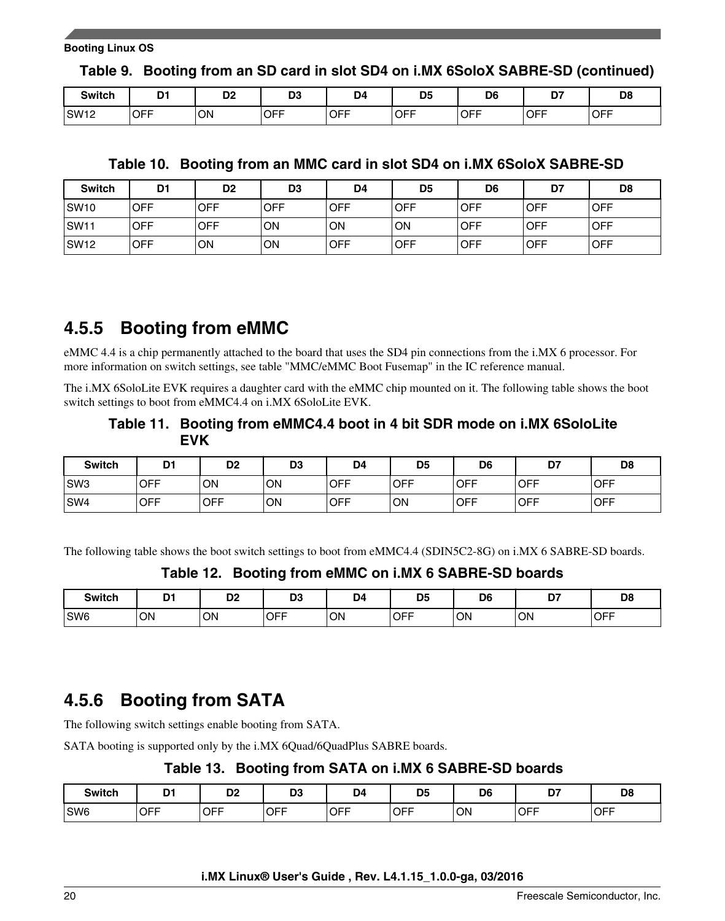**Table 9. Booting from an SD card in slot SD4 on i.MX 6SoloX SABRE-SD (continued)**

| Switch | D1 | D2 | D3 | D4 | D5 | D6 | D7 | D8 |
|---|---|---|---|---|---|---|---|---|
| SW12 | OFF | ON | OFF | OFF | OFF | OFF | OFF | OFF |

**Table 10. Booting from an MMC card in slot SD4 on i.MX 6SoloX SABRE-SD**

| Switch | D1 | D2 | D3 | D4 | D5 | D6 | D7 | D8 |
|---|---|---|---|---|---|---|---|---|
| SW10 | OFF | OFF | OFF | OFF | OFF | OFF | OFF | OFF |
| SW11 | OFF | OFF | ON | ON | ON | OFF | OFF | OFF |
| SW12 | OFF | ON | ON | OFF | OFF | OFF | OFF | OFF |

### 4.5.5 Booting from eMMC

eMMC 4.4 is a chip permanently attached to the board that uses the SD4 pin connections from the i.MX 6 processor. For more information on switch settings, see table "MMC/eMMC Boot Fusemap" in the IC reference manual.

The i.MX 6SoloLite EVK requires a daughter card with the eMMC chip mounted on it. The following table shows the boot switch settings to boot from eMMC4.4 on i.MX 6SoloLite EVK.

**Table 11. Booting from eMMC4.4 boot in 4 bit SDR mode on i.MX 6SoloLite EVK**

| Switch | D1 | D2 | D3 | D4 | D5 | D6 | D7 | D8 |
|---|---|---|---|---|---|---|---|---|
| SW3 | OFF | ON | ON | OFF | OFF | OFF | OFF | OFF |
| SW4 | OFF | OFF | ON | OFF | ON | OFF | OFF | OFF |

The following table shows the boot switch settings to boot from eMMC4.4 (SDIN5C2-8G) on i.MX 6 SABRE-SD boards.

**Table 12. Booting from eMMC on i.MX 6 SABRE-SD boards**

| Switch | D1 | D2 | D3 | D4 | D5 | D6 | D7 | D8 |
|---|---|---|---|---|---|---|---|---|
| SW6 | ON | ON | OFF | ON | OFF | ON | ON | OFF |

### 4.5.6 Booting from SATA

The following switch settings enable booting from SATA.

SATA booting is supported only by the i.MX 6Quad/6QuadPlus SABRE boards.

**Table 13. Booting from SATA on i.MX 6 SABRE-SD boards**

| Switch | D1 | D2 | D3 | D4 | D5 | D6 | D7 | D8 |
|---|---|---|---|---|---|---|---|---|
| SW6 | OFF | OFF | OFF | OFF | OFF | ON | OFF | OFF |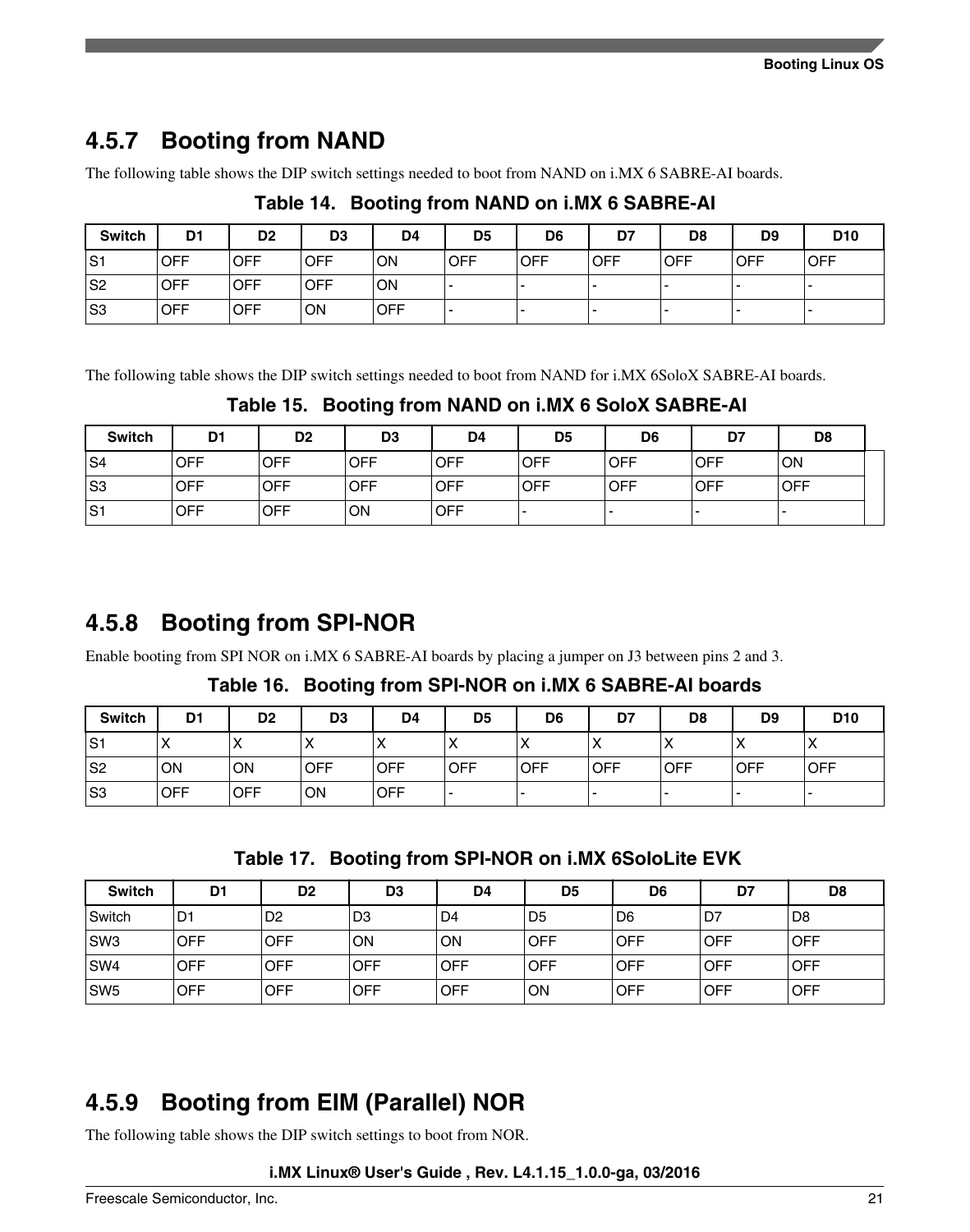## 4.5.7 Booting from NAND

The following table shows the DIP switch settings needed to boot from NAND on i.MX 6 SABRE-AI boards.

**Table 14. Booting from NAND on i.MX 6 SABRE-AI**

| Switch | D1 | D2 | D3 | D4 | D5 | D6 | D7 | D8 | D9 | D10 |
|---|---|---|---|---|---|---|---|---|---|---|
| S1 | OFF | OFF | OFF | ON | OFF | OFF | OFF | OFF | OFF | OFF |
| S2 | OFF | OFF | OFF | ON | - | - | - | - | - | - |
| S3 | OFF | OFF | ON | OFF | - | - | - | - | - | - |

The following table shows the DIP switch settings needed to boot from NAND for i.MX 6SoloX SABRE-AI boards.

**Table 15. Booting from NAND on i.MX 6 SoloX SABRE-AI**

| Switch | D1 | D2 | D3 | D4 | D5 | D6 | D7 | D8 |
|---|---|---|---|---|---|---|---|---|
| S4 | OFF | OFF | OFF | OFF | OFF | OFF | OFF | ON |
| S3 | OFF | OFF | OFF | OFF | OFF | OFF | OFF | OFF |
| S1 | OFF | OFF | ON | OFF | - | - | - | - |

## 4.5.8 Booting from SPI-NOR

Enable booting from SPI NOR on i.MX 6 SABRE-AI boards by placing a jumper on J3 between pins 2 and 3.

**Table 16. Booting from SPI-NOR on i.MX 6 SABRE-AI boards**

| Switch | D1 | D2 | D3 | D4 | D5 | D6 | D7 | D8 | D9 | D10 |
|---|---|---|---|---|---|---|---|---|---|---|
| S1 | X | X | X | X | X | X | X | X | X | X |
| S2 | ON | ON | OFF | OFF | OFF | OFF | OFF | OFF | OFF | OFF |
| S3 | OFF | OFF | ON | OFF | - | - | - | - | - | - |

**Table 17. Booting from SPI-NOR on i.MX 6SoloLite EVK**

| Switch | D1 | D2 | D3 | D4 | D5 | D6 | D7 | D8 |
|---|---|---|---|---|---|---|---|---|
| Switch | D1 | D2 | D3 | D4 | D5 | D6 | D7 | D8 |
| SW3 | OFF | OFF | ON | ON | OFF | OFF | OFF | OFF |
| SW4 | OFF | OFF | OFF | OFF | OFF | OFF | OFF | OFF |
| SW5 | OFF | OFF | OFF | OFF | ON | OFF | OFF | OFF |

## 4.5.9 Booting from EIM (Parallel) NOR

The following table shows the DIP switch settings to boot from NOR.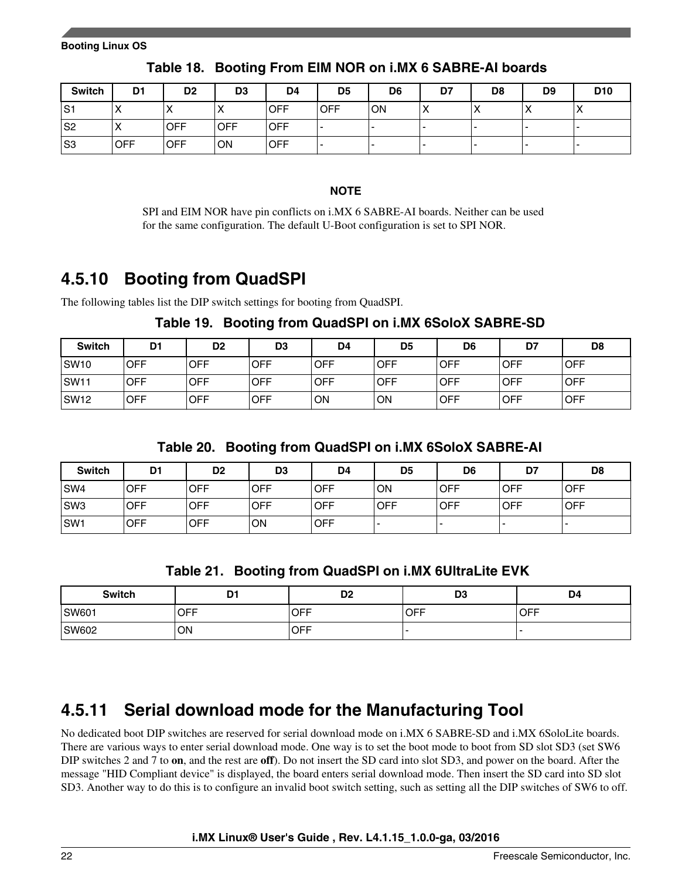**Table 18. Booting From EIM NOR on i.MX 6 SABRE-AI boards**

| Switch | D1 | D2 | D3 | D4 | D5 | D6 | D7 | D8 | D9 | D10 |
|---|---|---|---|---|---|---|---|---|---|---|
| S1 | X | X | X | OFF | OFF | ON | X | X | X | X |
| S2 | X | OFF | OFF | OFF | - | - | - | - | - | - |
| S3 | OFF | OFF | ON | OFF | - | - | - | - | - | - |

**NOTE**

SPI and EIM NOR have pin conflicts on i.MX 6 SABRE-AI boards. Neither can be used for the same configuration. The default U-Boot configuration is set to SPI NOR.

### 4.5.10 Booting from QuadSPI

The following tables list the DIP switch settings for booting from QuadSPI.

**Table 19. Booting from QuadSPI on i.MX 6SoloX SABRE-SD**

| Switch | D1 | D2 | D3 | D4 | D5 | D6 | D7 | D8 |
|---|---|---|---|---|---|---|---|---|
| SW10 | OFF | OFF | OFF | OFF | OFF | OFF | OFF | OFF |
| SW11 | OFF | OFF | OFF | OFF | OFF | OFF | OFF | OFF |
| SW12 | OFF | OFF | OFF | ON | ON | OFF | OFF | OFF |

**Table 20. Booting from QuadSPI on i.MX 6SoloX SABRE-AI**

| Switch | D1 | D2 | D3 | D4 | D5 | D6 | D7 | D8 |
|---|---|---|---|---|---|---|---|---|
| SW4 | OFF | OFF | OFF | OFF | ON | OFF | OFF | OFF |
| SW3 | OFF | OFF | OFF | OFF | OFF | OFF | OFF | OFF |
| SW1 | OFF | OFF | ON | OFF | - | - | - | - |

**Table 21. Booting from QuadSPI on i.MX 6UltraLite EVK**

| Switch | D1 | D2 | D3 | D4 |
|---|---|---|---|---|
| SW601 | OFF | OFF | OFF | OFF |
| SW602 | ON | OFF | - | - |

### 4.5.11 Serial download mode for the Manufacturing Tool

No dedicated boot DIP switches are reserved for serial download mode on i.MX 6 SABRE-SD and i.MX 6SoloLite boards. There are various ways to enter serial download mode. One way is to set the boot mode to boot from SD slot SD3 (set SW6 DIP switches 2 and 7 to **on**, and the rest are **off**). Do not insert the SD card into slot SD3, and power on the board. After the message "HID Compliant device" is displayed, the board enters serial download mode. Then insert the SD card into SD slot SD3. Another way to do this is to configure an invalid boot switch setting, such as setting all the DIP switches of SW6 to off.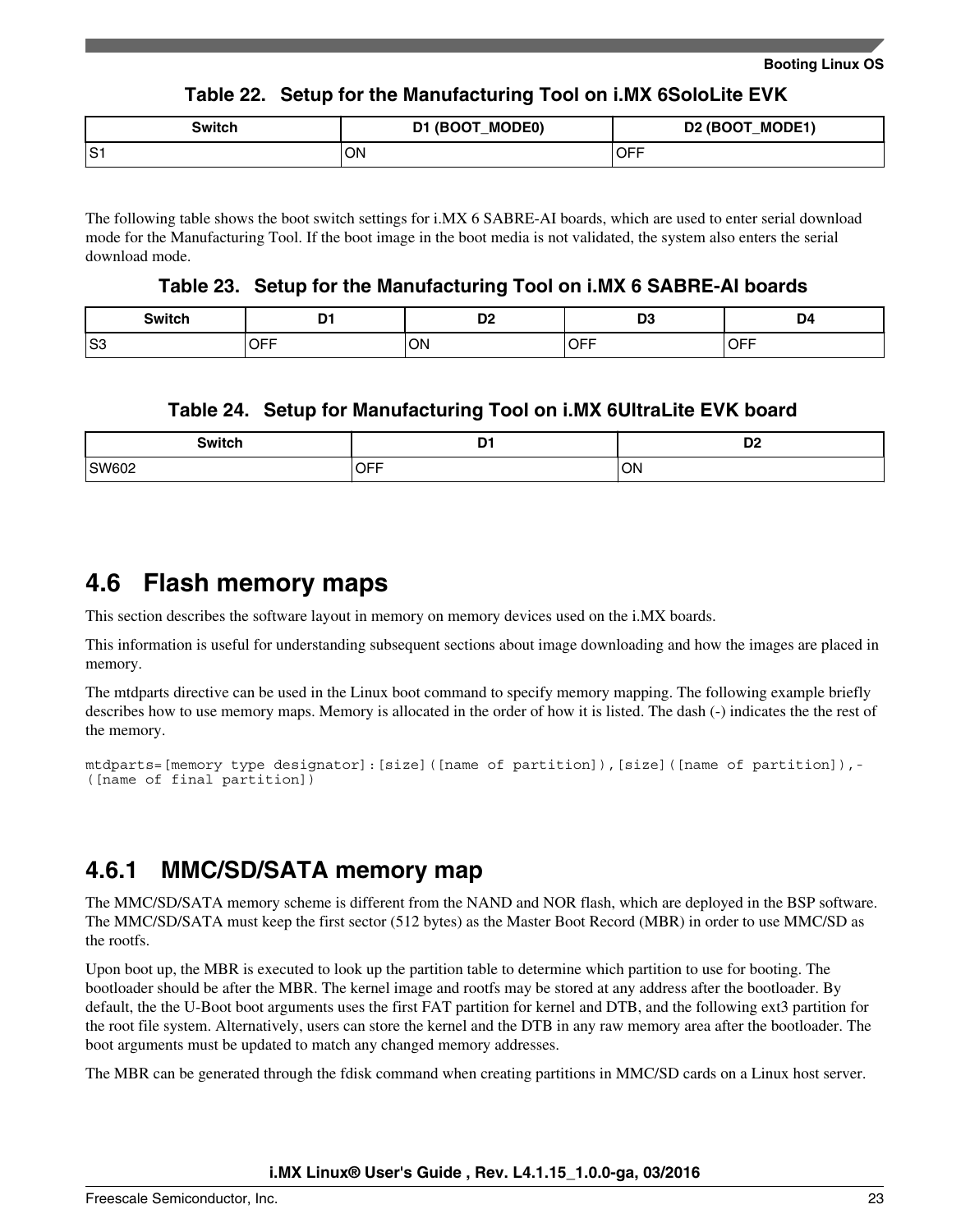Table 22. Setup for the Manufacturing Tool on i.MX 6SoloLite EVK

| Switch | D1 (BOOT_MODE0) | D2 (BOOT_MODE1) |
|---|---|---|
| S1 | ON | OFF |

The following table shows the boot switch settings for i.MX 6 SABRE-AI boards, which are used to enter serial download mode for the Manufacturing Tool. If the boot image in the boot media is not validated, the system also enters the serial download mode.

Table 23. Setup for the Manufacturing Tool on i.MX 6 SABRE-AI boards

| Switch | D1 | D2 | D3 | D4 |
|---|---|---|---|---|
| S3 | OFF | ON | OFF | OFF |

Table 24. Setup for Manufacturing Tool on i.MX 6UltraLite EVK board

| Switch | D1 | D2 |
|---|---|---|
| SW602 | OFF | ON |

## 4.6 Flash memory maps

This section describes the software layout in memory on memory devices used on the i.MX boards.

This information is useful for understanding subsequent sections about image downloading and how the images are placed in memory.

The mtdparts directive can be used in the Linux boot command to specify memory mapping. The following example briefly describes how to use memory maps. Memory is allocated in the order of how it is listed. The dash (-) indicates the the rest of the memory.

```
mtdparts=[memory type designator]:[size]([name of partition]),[size]([name of partition]),-
([name of final partition])
```

### 4.6.1 MMC/SD/SATA memory map

The MMC/SD/SATA memory scheme is different from the NAND and NOR flash, which are deployed in the BSP software. The MMC/SD/SATA must keep the first sector (512 bytes) as the Master Boot Record (MBR) in order to use MMC/SD as the rootfs.

Upon boot up, the MBR is executed to look up the partition table to determine which partition to use for booting. The bootloader should be after the MBR. The kernel image and rootfs may be stored at any address after the bootloader. By default, the the U-Boot boot arguments uses the first FAT partition for kernel and DTB, and the following ext3 partition for the root file system. Alternatively, users can store the kernel and the DTB in any raw memory area after the bootloader. The boot arguments must be updated to match any changed memory addresses.

The MBR can be generated through the fdisk command when creating partitions in MMC/SD cards on a Linux host server.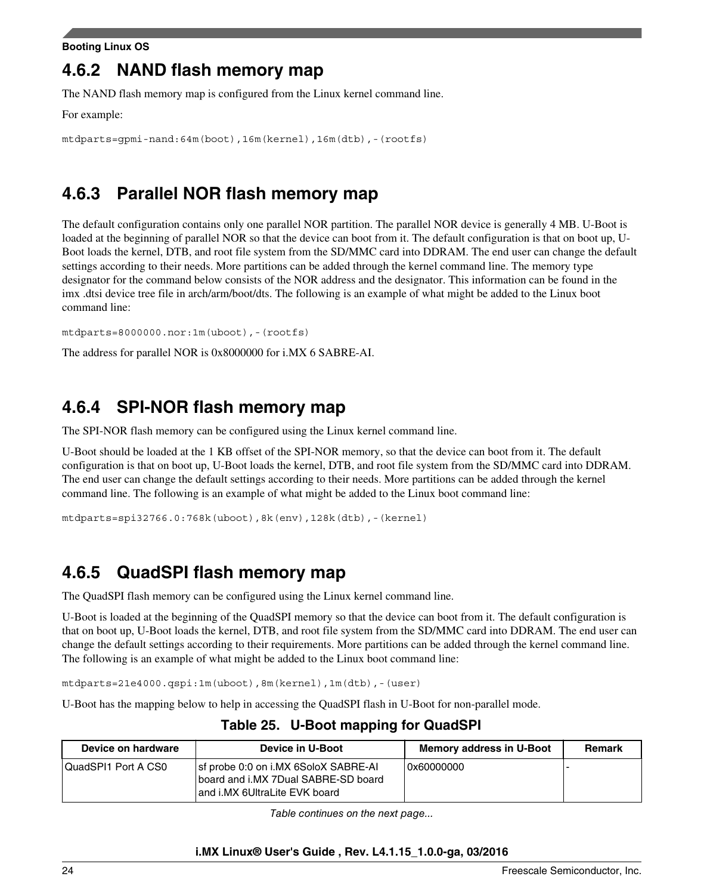### 4.6.2 NAND flash memory map

The NAND flash memory map is configured from the Linux kernel command line.

For example:

```
mtdparts=gpmi-nand:64m(boot),16m(kernel),16m(dtb),-(rootfs)
```

### 4.6.3 Parallel NOR flash memory map

The default configuration contains only one parallel NOR partition. The parallel NOR device is generally 4 MB. U-Boot is loaded at the beginning of parallel NOR so that the device can boot from it. The default configuration is that on boot up, U-Boot loads the kernel, DTB, and root file system from the SD/MMC card into DDRAM. The end user can change the default settings according to their needs. More partitions can be added through the kernel command line. The memory type designator for the command below consists of the NOR address and the designator. This information can be found in the imx .dtsi device tree file in arch/arm/boot/dts. The following is an example of what might be added to the Linux boot command line:

```
mtdparts=8000000.nor:1m(uboot),-(rootfs)
```

The address for parallel NOR is 0x8000000 for i.MX 6 SABRE-AI.

### 4.6.4 SPI-NOR flash memory map

The SPI-NOR flash memory can be configured using the Linux kernel command line.

U-Boot should be loaded at the 1 KB offset of the SPI-NOR memory, so that the device can boot from it. The default configuration is that on boot up, U-Boot loads the kernel, DTB, and root file system from the SD/MMC card into DDRAM. The end user can change the default settings according to their needs. More partitions can be added through the kernel command line. The following is an example of what might be added to the Linux boot command line:

```
mtdparts=spi32766.0:768k(uboot),8k(env),128k(dtb),-(kernel)
```

### 4.6.5 QuadSPI flash memory map

The QuadSPI flash memory can be configured using the Linux kernel command line.

U-Boot is loaded at the beginning of the QuadSPI memory so that the device can boot from it. The default configuration is that on boot up, U-Boot loads the kernel, DTB, and root file system from the SD/MMC card into DDRAM. The end user can change the default settings according to their requirements. More partitions can be added through the kernel command line. The following is an example of what might be added to the Linux boot command line:

```
mtdparts=21e4000.qspi:1m(uboot),8m(kernel),1m(dtb),-(user)
```

U-Boot has the mapping below to help in accessing the QuadSPI flash in U-Boot for non-parallel mode.

**Table 25. U-Boot mapping for QuadSPI**

| Device on hardware | Device in U-Boot | Memory address in U-Boot | Remark |
| --- | --- | --- | --- |
| QuadSPI1 Port A CS0 | sf probe 0:0 on i.MX 6SoloX SABRE-AI board and i.MX 7Dual SABRE-SD board and i.MX 6UltraLite EVK board | 0x60000000 | - |

*Table continues on the next page...*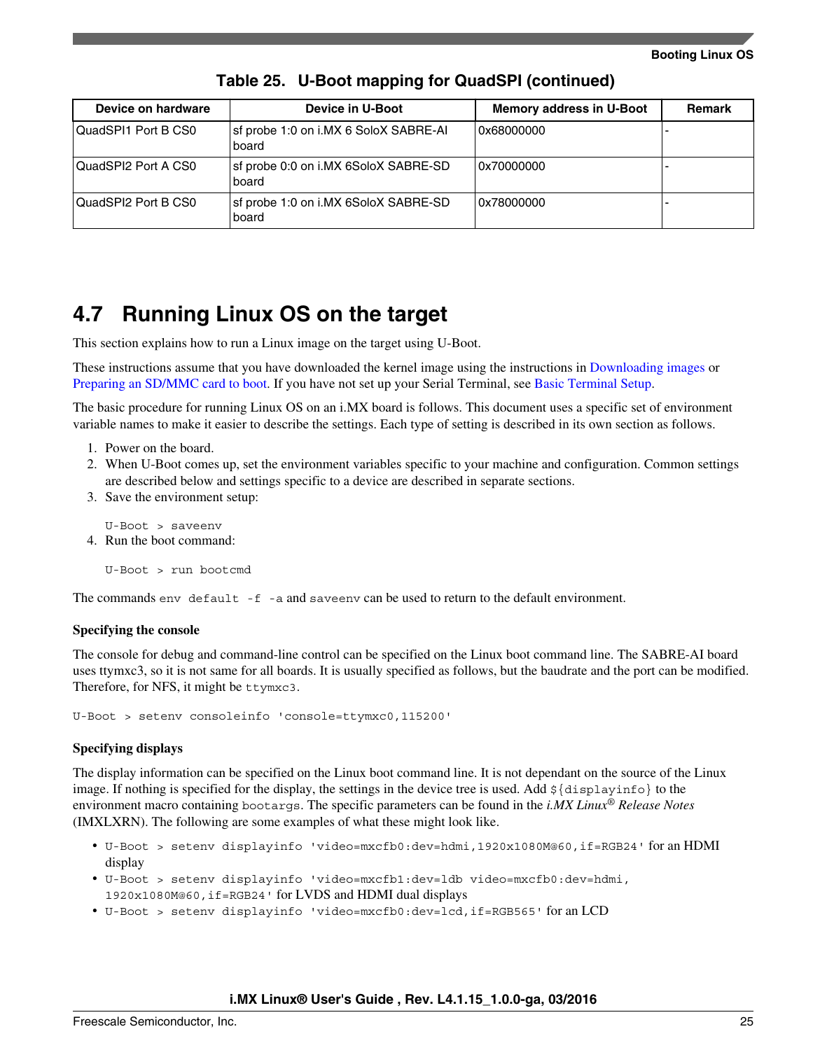**Table 25. U-Boot mapping for QuadSPI (continued)**

| Device on hardware | Device in U-Boot | Memory address in U-Boot | Remark |
|---|---|---|---|
| QuadSPI1 Port B CS0 | sf probe 1:0 on i.MX 6 SoloX SABRE-AI board | 0x68000000 | - |
| QuadSPI2 Port A CS0 | sf probe 0:0 on i.MX 6SoloX SABRE-SD board | 0x70000000 | - |
| QuadSPI2 Port B CS0 | sf probe 1:0 on i.MX 6SoloX SABRE-SD board | 0x78000000 | - |

## 4.7 Running Linux OS on the target

This section explains how to run a Linux image on the target using U-Boot.

These instructions assume that you have downloaded the kernel image using the instructions in Downloading images or Preparing an SD/MMC card to boot. If you have not set up your Serial Terminal, see Basic Terminal Setup.

The basic procedure for running Linux OS on an i.MX board is follows. This document uses a specific set of environment variable names to make it easier to describe the settings. Each type of setting is described in its own section as follows.

1. Power on the board.
2. When U-Boot comes up, set the environment variables specific to your machine and configuration. Common settings are described below and settings specific to a device are described in separate sections.
3. Save the environment setup:

   ```
   U-Boot > saveenv
   ```
4. Run the boot command:

   ```
   U-Boot > run bootcmd
   ```

The commands `env default -f -a` and `saveenv` can be used to return to the default environment.

**Specifying the console**

The console for debug and command-line control can be specified on the Linux boot command line. The SABRE-AI board uses ttymxc3, so it is not same for all boards. It is usually specified as follows, but the baudrate and the port can be modified. Therefore, for NFS, it might be `ttymxc3`.

```
U-Boot > setenv consoleinfo 'console=ttymxc0,115200'
```

**Specifying displays**

The display information can be specified on the Linux boot command line. It is not dependant on the source of the Linux image. If nothing is specified for the display, the settings in the device tree is used. Add `${displayinfo}` to the environment macro containing `bootargs`. The specific parameters can be found in the *i.MX Linux® Release Notes* (IMXLXRN). The following are some examples of what these might look like.

- `U-Boot > setenv displayinfo 'video=mxcfb0:dev=hdmi,1920x1080M@60,if=RGB24'` for an HDMI display
- `U-Boot > setenv displayinfo 'video=mxcfb1:dev=ldb video=mxcfb0:dev=hdmi,1920x1080M@60,if=RGB24'` for LVDS and HDMI dual displays
- `U-Boot > setenv displayinfo 'video=mxcfb0:dev=lcd,if=RGB565'` for an LCD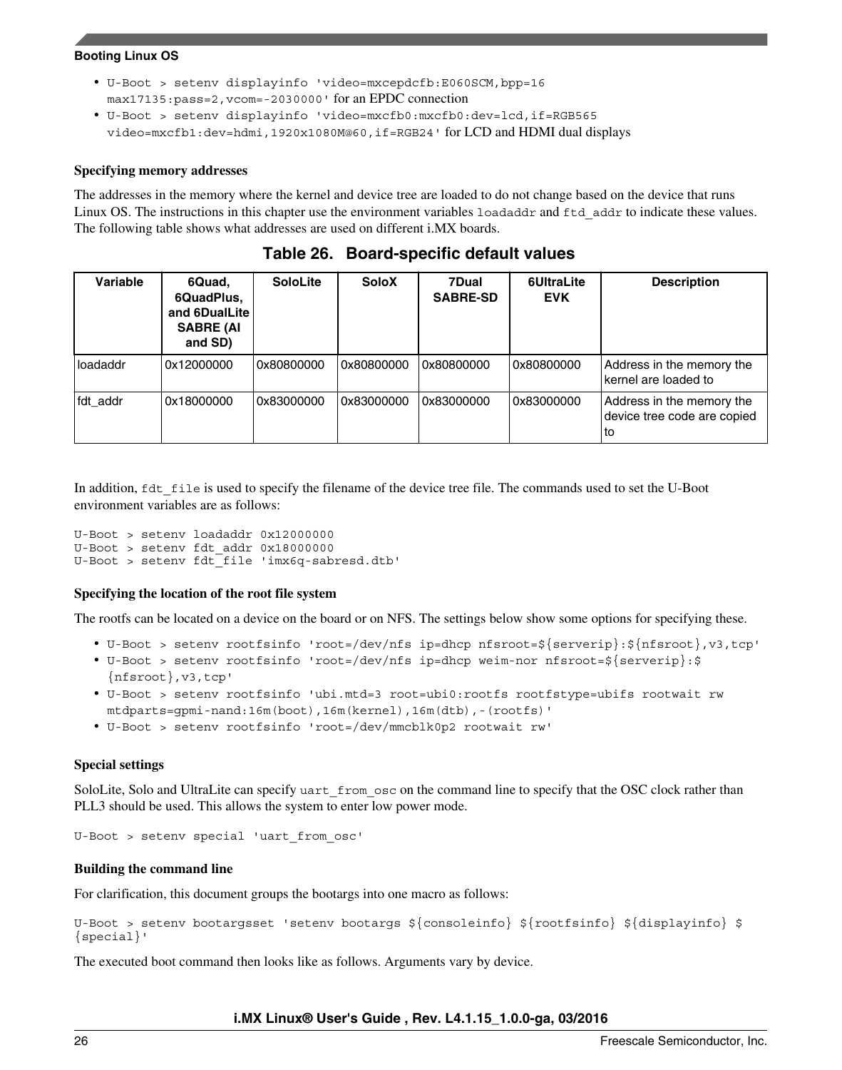- `U-Boot > setenv displayinfo 'video=mxcepdcfb:E060SCM,bpp=16 max17135:pass=2,vcom=-2030000'` for an EPDC connection
- `U-Boot > setenv displayinfo 'video=mxcfb0:mxcfb0:dev=lcd,if=RGB565 video=mxcfb1:dev=hdmi,1920x1080M@60,if=RGB24'` for LCD and HDMI dual displays

**Specifying memory addresses**

The addresses in the memory where the kernel and device tree are loaded to do not change based on the device that runs Linux OS. The instructions in this chapter use the environment variables `loadaddr` and `ftd_addr` to indicate these values. The following table shows what addresses are used on different i.MX boards.

**Table 26. Board-specific default values**

| Variable | 6Quad, 6QuadPlus, and 6DualLite SABRE (AI and SD) | SoloLite | SoloX | 7Dual SABRE-SD | 6UltraLite EVK | Description |
|---|---|---|---|---|---|---|
| loadaddr | 0x12000000 | 0x80800000 | 0x80800000 | 0x80800000 | 0x80800000 | Address in the memory the kernel are loaded to |
| fdt_addr | 0x18000000 | 0x83000000 | 0x83000000 | 0x83000000 | 0x83000000 | Address in the memory the device tree code are copied to |

In addition, `fdt_file` is used to specify the filename of the device tree file. The commands used to set the U-Boot environment variables are as follows:

```
U-Boot > setenv loadaddr 0x12000000
U-Boot > setenv fdt_addr 0x18000000
U-Boot > setenv fdt_file 'imx6q-sabresd.dtb'
```

**Specifying the location of the root file system**

The rootfs can be located on a device on the board or on NFS. The settings below show some options for specifying these.

- `U-Boot > setenv rootfsinfo 'root=/dev/nfs ip=dhcp nfsroot=${serverip}:${nfsroot},v3,tcp'`
- `U-Boot > setenv rootfsinfo 'root=/dev/nfs ip=dhcp weim-nor nfsroot=${serverip}:${nfsroot},v3,tcp'`
- `U-Boot > setenv rootfsinfo 'ubi.mtd=3 root=ubi0:rootfs rootfstype=ubifs rootwait rw mtdparts=gpmi-nand:16m(boot),16m(kernel),16m(dtb),-(rootfs)'`
- `U-Boot > setenv rootfsinfo 'root=/dev/mmcblk0p2 rootwait rw'`

**Special settings**

SoloLite, Solo and UltraLite can specify `uart_from_osc` on the command line to specify that the OSC clock rather than PLL3 should be used. This allows the system to enter low power mode.

```
U-Boot > setenv special 'uart_from_osc'
```

**Building the command line**

For clarification, this document groups the bootargs into one macro as follows:

```
U-Boot > setenv bootargsset 'setenv bootargs ${consoleinfo} ${rootfsinfo} ${displayinfo} ${special}'
```

The executed boot command then looks like as follows. Arguments vary by device.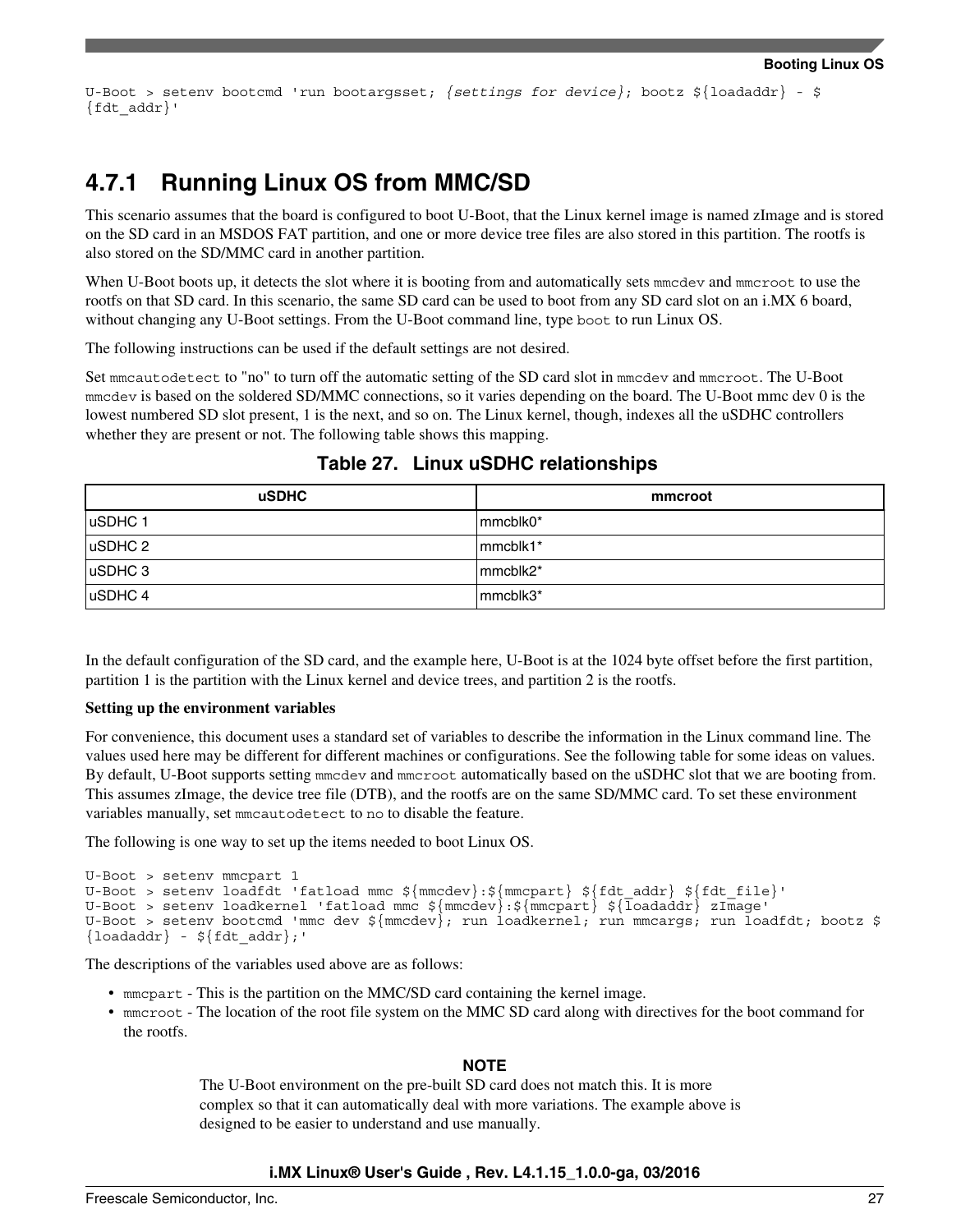```
U-Boot > setenv bootcmd 'run bootargsset; {settings for device}; bootz ${loadaddr} - ${fdt_addr}'
```

### 4.7.1 Running Linux OS from MMC/SD

This scenario assumes that the board is configured to boot U-Boot, that the Linux kernel image is named zImage and is stored on the SD card in an MSDOS FAT partition, and one or more device tree files are also stored in this partition. The rootfs is also stored on the SD/MMC card in another partition.

When U-Boot boots up, it detects the slot where it is booting from and automatically sets `mmcdev` and `mmcroot` to use the rootfs on that SD card. In this scenario, the same SD card can be used to boot from any SD card slot on an i.MX 6 board, without changing any U-Boot settings. From the U-Boot command line, type `boot` to run Linux OS.

The following instructions can be used if the default settings are not desired.

Set `mmcautodetect` to "no" to turn off the automatic setting of the SD card slot in `mmcdev` and `mmcroot`. The U-Boot `mmcdev` is based on the soldered SD/MMC connections, so it varies depending on the board. The U-Boot mmc dev 0 is the lowest numbered SD slot present, 1 is the next, and so on. The Linux kernel, though, indexes all the uSDHC controllers whether they are present or not. The following table shows this mapping.

**Table 27. Linux uSDHC relationships**

| uSDHC | mmcroot |
| --- | --- |
| uSDHC 1 | mmcblk0* |
| uSDHC 2 | mmcblk1* |
| uSDHC 3 | mmcblk2* |
| uSDHC 4 | mmcblk3* |

In the default configuration of the SD card, and the example here, U-Boot is at the 1024 byte offset before the first partition, partition 1 is the partition with the Linux kernel and device trees, and partition 2 is the rootfs.

**Setting up the environment variables**

For convenience, this document uses a standard set of variables to describe the information in the Linux command line. The values used here may be different for different machines or configurations. See the following table for some ideas on values. By default, U-Boot supports setting `mmcdev` and `mmcroot` automatically based on the uSDHC slot that we are booting from. This assumes zImage, the device tree file (DTB), and the rootfs are on the same SD/MMC card. To set these environment variables manually, set `mmcautodetect` to `no` to disable the feature.

The following is one way to set up the items needed to boot Linux OS.

```
U-Boot > setenv mmcpart 1
U-Boot > setenv loadfdt 'fatload mmc ${mmcdev}:${mmcpart} ${fdt_addr} ${fdt_file}'
U-Boot > setenv loadkernel 'fatload mmc ${mmcdev}:${mmcpart} ${loadaddr} zImage'
U-Boot > setenv bootcmd 'mmc dev ${mmcdev}; run loadkernel; run mmcargs; run loadfdt; bootz ${loadaddr} - ${fdt_addr};'
```

The descriptions of the variables used above are as follows:

- `mmcpart` - This is the partition on the MMC/SD card containing the kernel image.
- `mmcroot` - The location of the root file system on the MMC SD card along with directives for the boot command for the rootfs.

**NOTE**

The U-Boot environment on the pre-built SD card does not match this. It is more complex so that it can automatically deal with more variations. The example above is designed to be easier to understand and use manually.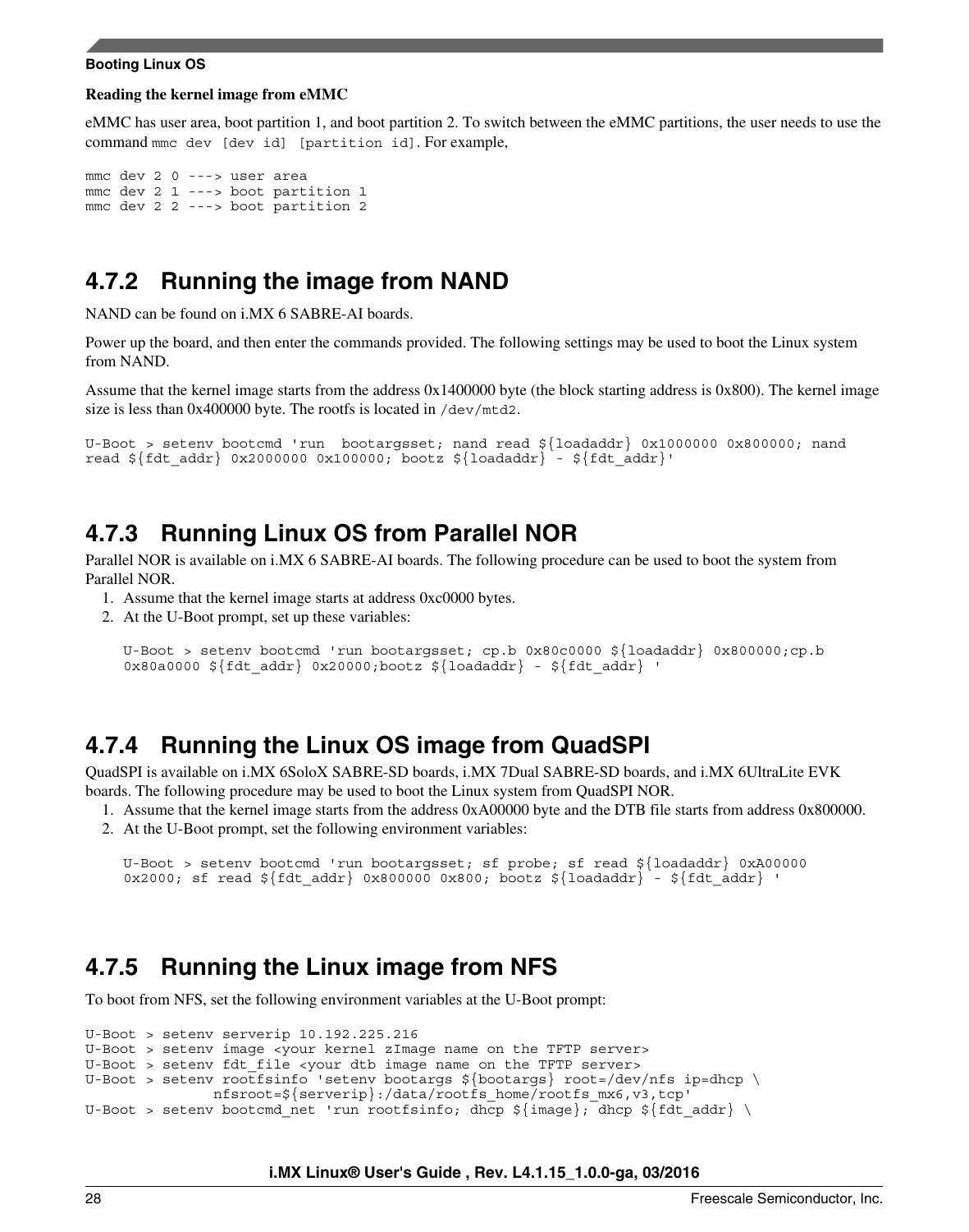**Reading the kernel image from eMMC**

eMMC has user area, boot partition 1, and boot partition 2. To switch between the eMMC partitions, the user needs to use the command `mmc dev [dev id] [partition id]`. For example,

```
mmc dev 2 0 ---> user area
mmc dev 2 1 ---> boot partition 1
mmc dev 2 2 ---> boot partition 2
```

## 4.7.2 Running the image from NAND

NAND can be found on i.MX 6 SABRE-AI boards.

Power up the board, and then enter the commands provided. The following settings may be used to boot the Linux system from NAND.

Assume that the kernel image starts from the address 0x1400000 byte (the block starting address is 0x800). The kernel image size is less than 0x400000 byte. The rootfs is located in `/dev/mtd2`.

```
U-Boot > setenv bootcmd 'run  bootargsset; nand read ${loadaddr} 0x1000000 0x800000; nand
read ${fdt_addr} 0x2000000 0x100000; bootz ${loadaddr} - ${fdt_addr}'
```

## 4.7.3 Running Linux OS from Parallel NOR

Parallel NOR is available on i.MX 6 SABRE-AI boards. The following procedure can be used to boot the system from Parallel NOR.

1. Assume that the kernel image starts at address 0xc0000 bytes.
2. At the U-Boot prompt, set up these variables:

```
U-Boot > setenv bootcmd 'run bootargsset; cp.b 0x80c0000 ${loadaddr} 0x800000;cp.b
0x80a0000 ${fdt_addr} 0x20000;bootz ${loadaddr} - ${fdt_addr} '
```

## 4.7.4 Running the Linux OS image from QuadSPI

QuadSPI is available on i.MX 6SoloX SABRE-SD boards, i.MX 7Dual SABRE-SD boards, and i.MX 6UltraLite EVK boards. The following procedure may be used to boot the Linux system from QuadSPI NOR.

1. Assume that the kernel image starts from the address 0xA00000 byte and the DTB file starts from address 0x800000.
2. At the U-Boot prompt, set the following environment variables:

```
U-Boot > setenv bootcmd 'run bootargsset; sf probe; sf read ${loadaddr} 0xA00000
0x2000; sf read ${fdt_addr} 0x800000 0x800; bootz ${loadaddr} - ${fdt_addr} '
```

## 4.7.5 Running the Linux image from NFS

To boot from NFS, set the following environment variables at the U-Boot prompt:

```
U-Boot > setenv serverip 10.192.225.216
U-Boot > setenv image <your kernel zImage name on the TFTP server>
U-Boot > setenv fdt_file <your dtb image name on the TFTP server>
U-Boot > setenv rootfsinfo 'setenv bootargs ${bootargs} root=/dev/nfs ip=dhcp \
            nfsroot=${serverip}:/data/rootfs_home/rootfs_mx6,v3,tcp'
U-Boot > setenv bootcmd_net 'run rootfsinfo; dhcp ${image}; dhcp ${fdt_addr} \
```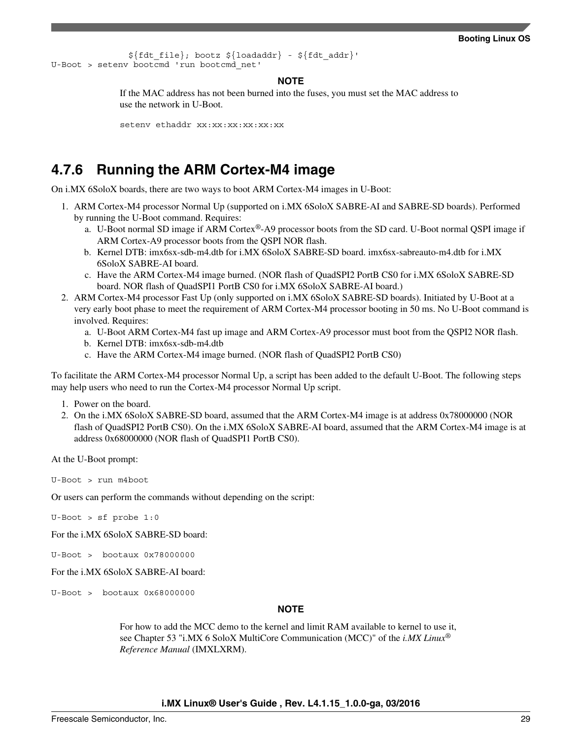```
            ${fdt_file}; bootz ${loadaddr} - ${fdt_addr}'
U-Boot > setenv bootcmd 'run bootcmd_net'
```

**NOTE**

If the MAC address has not been burned into the fuses, you must set the MAC address to use the network in U-Boot.

```
setenv ethaddr xx:xx:xx:xx:xx:xx
```

### 4.7.6 Running the ARM Cortex-M4 image

On i.MX 6SoloX boards, there are two ways to boot ARM Cortex-M4 images in U-Boot:

1. ARM Cortex-M4 processor Normal Up (supported on i.MX 6SoloX SABRE-AI and SABRE-SD boards). Performed by running the U-Boot command. Requires:
   a. U-Boot normal SD image if ARM Cortex®-A9 processor boots from the SD card. U-Boot normal QSPI image if ARM Cortex-A9 processor boots from the QSPI NOR flash.
   b. Kernel DTB: imx6sx-sdb-m4.dtb for i.MX 6SoloX SABRE-SD board. imx6sx-sabreauto-m4.dtb for i.MX 6SoloX SABRE-AI board.
   c. Have the ARM Cortex-M4 image burned. (NOR flash of QuadSPI2 PortB CS0 for i.MX 6SoloX SABRE-SD board. NOR flash of QuadSPI1 PortB CS0 for i.MX 6SoloX SABRE-AI board.)
2. ARM Cortex-M4 processor Fast Up (only supported on i.MX 6SoloX SABRE-SD boards). Initiated by U-Boot at a very early boot phase to meet the requirement of ARM Cortex-M4 processor booting in 50 ms. No U-Boot command is involved. Requires:
   a. U-Boot ARM Cortex-M4 fast up image and ARM Cortex-A9 processor must boot from the QSPI2 NOR flash.
   b. Kernel DTB: imx6sx-sdb-m4.dtb
   c. Have the ARM Cortex-M4 image burned. (NOR flash of QuadSPI2 PortB CS0)

To facilitate the ARM Cortex-M4 processor Normal Up, a script has been added to the default U-Boot. The following steps may help users who need to run the Cortex-M4 processor Normal Up script.

1. Power on the board.
2. On the i.MX 6SoloX SABRE-SD board, assumed that the ARM Cortex-M4 image is at address 0x78000000 (NOR flash of QuadSPI2 PortB CS0). On the i.MX 6SoloX SABRE-AI board, assumed that the ARM Cortex-M4 image is at address 0x68000000 (NOR flash of QuadSPI1 PortB CS0).

At the U-Boot prompt:

```
U-Boot > run m4boot
```

Or users can perform the commands without depending on the script:

```
U-Boot > sf probe 1:0
```

For the i.MX 6SoloX SABRE-SD board:

```
U-Boot >  bootaux 0x78000000
```

For the i.MX 6SoloX SABRE-AI board:

```
U-Boot >  bootaux 0x68000000
```

**NOTE**

For how to add the MCC demo to the kernel and limit RAM available to kernel to use it, see Chapter 53 "i.MX 6 SoloX MultiCore Communication (MCC)" of the *i.MX Linux® Reference Manual* (IMXLXRM).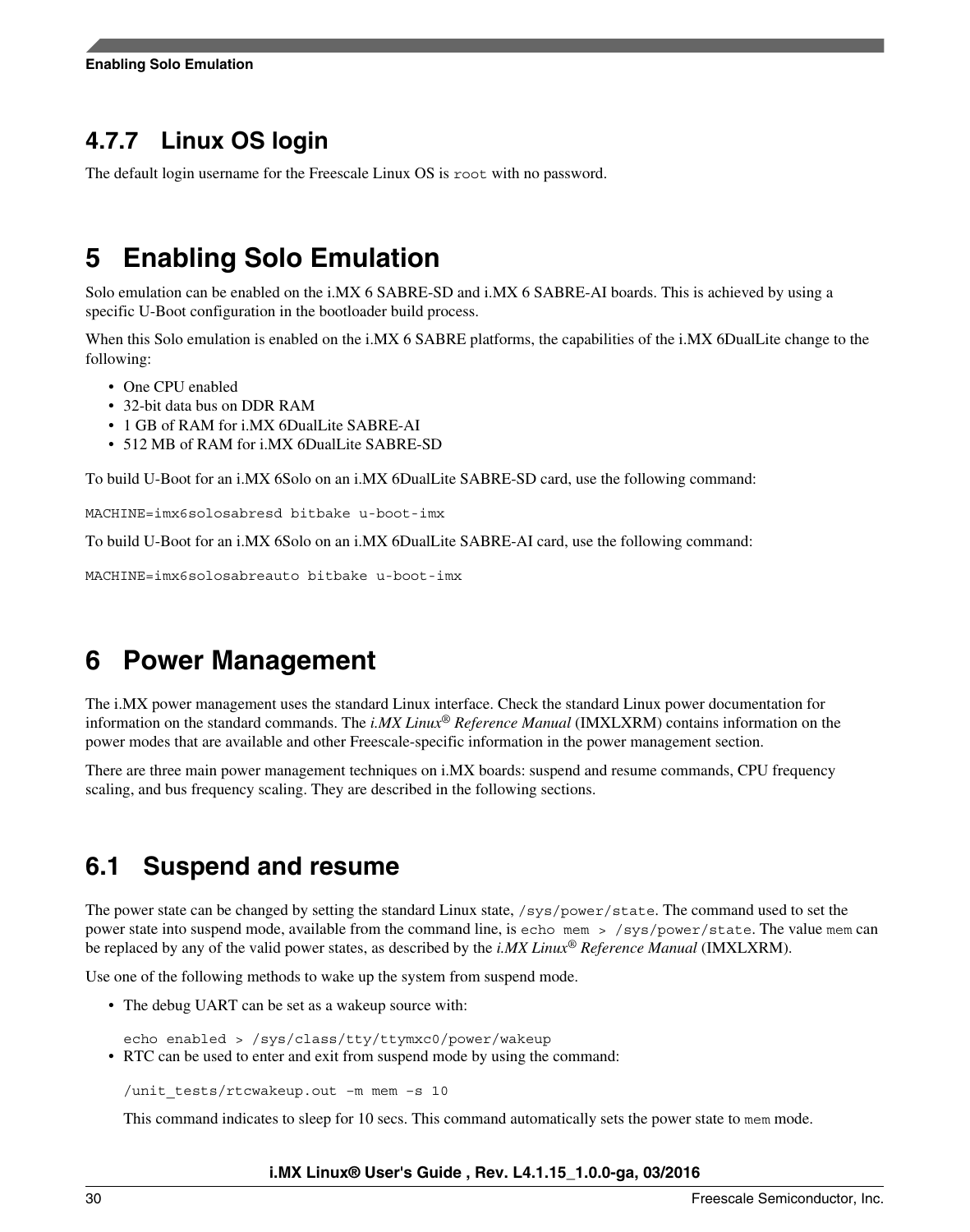### 4.7.7 Linux OS login

The default login username for the Freescale Linux OS is `root` with no password.

# 5 Enabling Solo Emulation

Solo emulation can be enabled on the i.MX 6 SABRE-SD and i.MX 6 SABRE-AI boards. This is achieved by using a specific U-Boot configuration in the bootloader build process.

When this Solo emulation is enabled on the i.MX 6 SABRE platforms, the capabilities of the i.MX 6DualLite change to the following:

- One CPU enabled
- 32-bit data bus on DDR RAM
- 1 GB of RAM for i.MX 6DualLite SABRE-AI
- 512 MB of RAM for i.MX 6DualLite SABRE-SD

To build U-Boot for an i.MX 6Solo on an i.MX 6DualLite SABRE-SD card, use the following command:

```
MACHINE=imx6solosabresd bitbake u-boot-imx
```

To build U-Boot for an i.MX 6Solo on an i.MX 6DualLite SABRE-AI card, use the following command:

```
MACHINE=imx6solosabreauto bitbake u-boot-imx
```

# 6 Power Management

The i.MX power management uses the standard Linux interface. Check the standard Linux power documentation for information on the standard commands. The *i.MX Linux® Reference Manual* (IMXLXRM) contains information on the power modes that are available and other Freescale-specific information in the power management section.

There are three main power management techniques on i.MX boards: suspend and resume commands, CPU frequency scaling, and bus frequency scaling. They are described in the following sections.

## 6.1 Suspend and resume

The power state can be changed by setting the standard Linux state, `/sys/power/state`. The command used to set the power state into suspend mode, available from the command line, is `echo mem > /sys/power/state`. The value `mem` can be replaced by any of the valid power states, as described by the *i.MX Linux® Reference Manual* (IMXLXRM).

Use one of the following methods to wake up the system from suspend mode.

- The debug UART can be set as a wakeup source with:

  ```
  echo enabled > /sys/class/tty/ttymxc0/power/wakeup
  ```

- RTC can be used to enter and exit from suspend mode by using the command:

  ```
  /unit_tests/rtcwakeup.out –m mem –s 10
  ```

  This command indicates to sleep for 10 secs. This command automatically sets the power state to `mem` mode.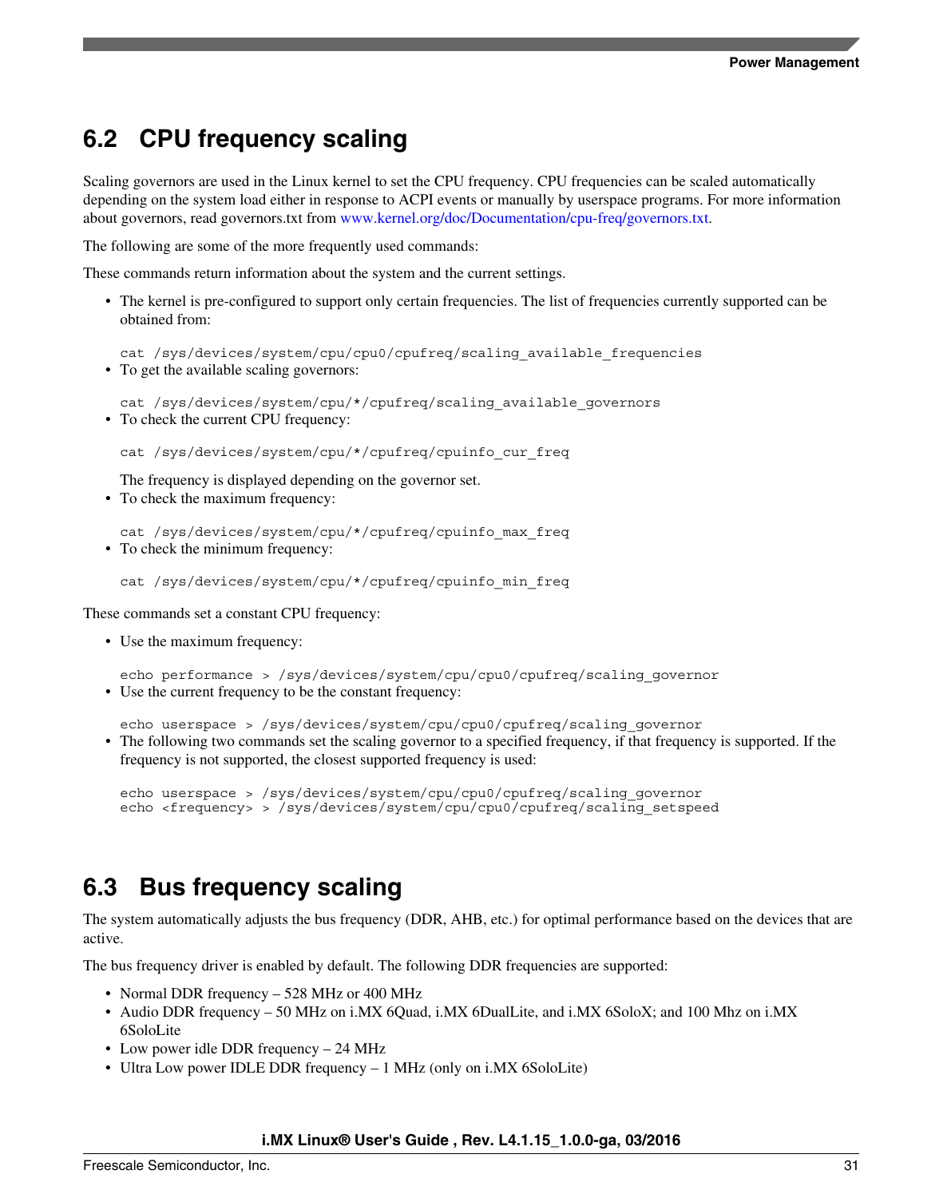## 6.2 CPU frequency scaling

Scaling governors are used in the Linux kernel to set the CPU frequency. CPU frequencies can be scaled automatically depending on the system load either in response to ACPI events or manually by userspace programs. For more information about governors, read governors.txt from www.kernel.org/doc/Documentation/cpu-freq/governors.txt.

The following are some of the more frequently used commands:

These commands return information about the system and the current settings.

- The kernel is pre-configured to support only certain frequencies. The list of frequencies currently supported can be obtained from:

```
cat /sys/devices/system/cpu/cpu0/cpufreq/scaling_available_frequencies
```

- To get the available scaling governors:

```
cat /sys/devices/system/cpu/*/cpufreq/scaling_available_governors
```

- To check the current CPU frequency:

```
cat /sys/devices/system/cpu/*/cpufreq/cpuinfo_cur_freq
```

  The frequency is displayed depending on the governor set.

- To check the maximum frequency:

```
cat /sys/devices/system/cpu/*/cpufreq/cpuinfo_max_freq
```

- To check the minimum frequency:

```
cat /sys/devices/system/cpu/*/cpufreq/cpuinfo_min_freq
```

These commands set a constant CPU frequency:

- Use the maximum frequency:

```
echo performance > /sys/devices/system/cpu/cpu0/cpufreq/scaling_governor
```

- Use the current frequency to be the constant frequency:

```
echo userspace > /sys/devices/system/cpu/cpu0/cpufreq/scaling_governor
```

- The following two commands set the scaling governor to a specified frequency, if that frequency is supported. If the frequency is not supported, the closest supported frequency is used:

```
echo userspace > /sys/devices/system/cpu/cpu0/cpufreq/scaling_governor
echo <frequency> > /sys/devices/system/cpu/cpu0/cpufreq/scaling_setspeed
```

## 6.3 Bus frequency scaling

The system automatically adjusts the bus frequency (DDR, AHB, etc.) for optimal performance based on the devices that are active.

The bus frequency driver is enabled by default. The following DDR frequencies are supported:

- Normal DDR frequency – 528 MHz or 400 MHz
- Audio DDR frequency – 50 MHz on i.MX 6Quad, i.MX 6DualLite, and i.MX 6SoloX; and 100 Mhz on i.MX 6SoloLite
- Low power idle DDR frequency – 24 MHz
- Ultra Low power IDLE DDR frequency – 1 MHz (only on i.MX 6SoloLite)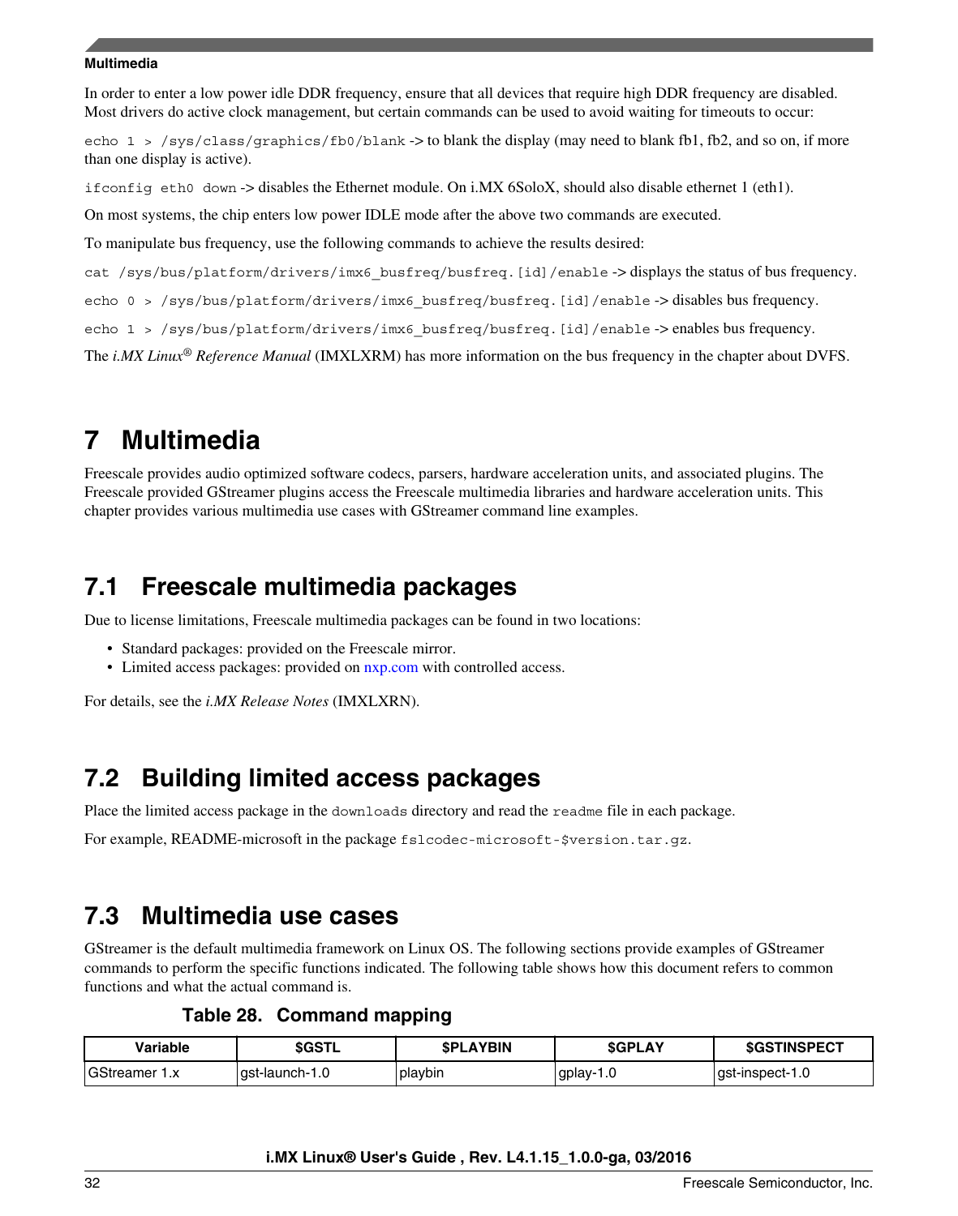In order to enter a low power idle DDR frequency, ensure that all devices that require high DDR frequency are disabled. Most drivers do active clock management, but certain commands can be used to avoid waiting for timeouts to occur:

`echo 1 > /sys/class/graphics/fb0/blank` -> to blank the display (may need to blank fb1, fb2, and so on, if more than one display is active).

`ifconfig eth0 down` -> disables the Ethernet module. On i.MX 6SoloX, should also disable ethernet 1 (eth1).

On most systems, the chip enters low power IDLE mode after the above two commands are executed.

To manipulate bus frequency, use the following commands to achieve the results desired:

`cat /sys/bus/platform/drivers/imx6_busfreq/busfreq.[id]/enable` -> displays the status of bus frequency.

`echo 0 > /sys/bus/platform/drivers/imx6_busfreq/busfreq.[id]/enable` -> disables bus frequency.

`echo 1 > /sys/bus/platform/drivers/imx6_busfreq/busfreq.[id]/enable` -> enables bus frequency.

The *i.MX Linux® Reference Manual* (IMXLXRM) has more information on the bus frequency in the chapter about DVFS.

# 7 Multimedia

Freescale provides audio optimized software codecs, parsers, hardware acceleration units, and associated plugins. The Freescale provided GStreamer plugins access the Freescale multimedia libraries and hardware acceleration units. This chapter provides various multimedia use cases with GStreamer command line examples.

## 7.1 Freescale multimedia packages

Due to license limitations, Freescale multimedia packages can be found in two locations:

- Standard packages: provided on the Freescale mirror.
- Limited access packages: provided on nxp.com with controlled access.

For details, see the *i.MX Release Notes* (IMXLXRN).

## 7.2 Building limited access packages

Place the limited access package in the `downloads` directory and read the `readme` file in each package.

For example, README-microsoft in the package `fslcodec-microsoft-$version.tar.gz`.

## 7.3 Multimedia use cases

GStreamer is the default multimedia framework on Linux OS. The following sections provide examples of GStreamer commands to perform the specific functions indicated. The following table shows how this document refers to common functions and what the actual command is.

**Table 28. Command mapping**

| Variable | $GSTL | $PLAYBIN | $GPLAY | $GSTINSPECT |
|---|---|---|---|---|
| GStreamer 1.x | gst-launch-1.0 | playbin | gplay-1.0 | gst-inspect-1.0 |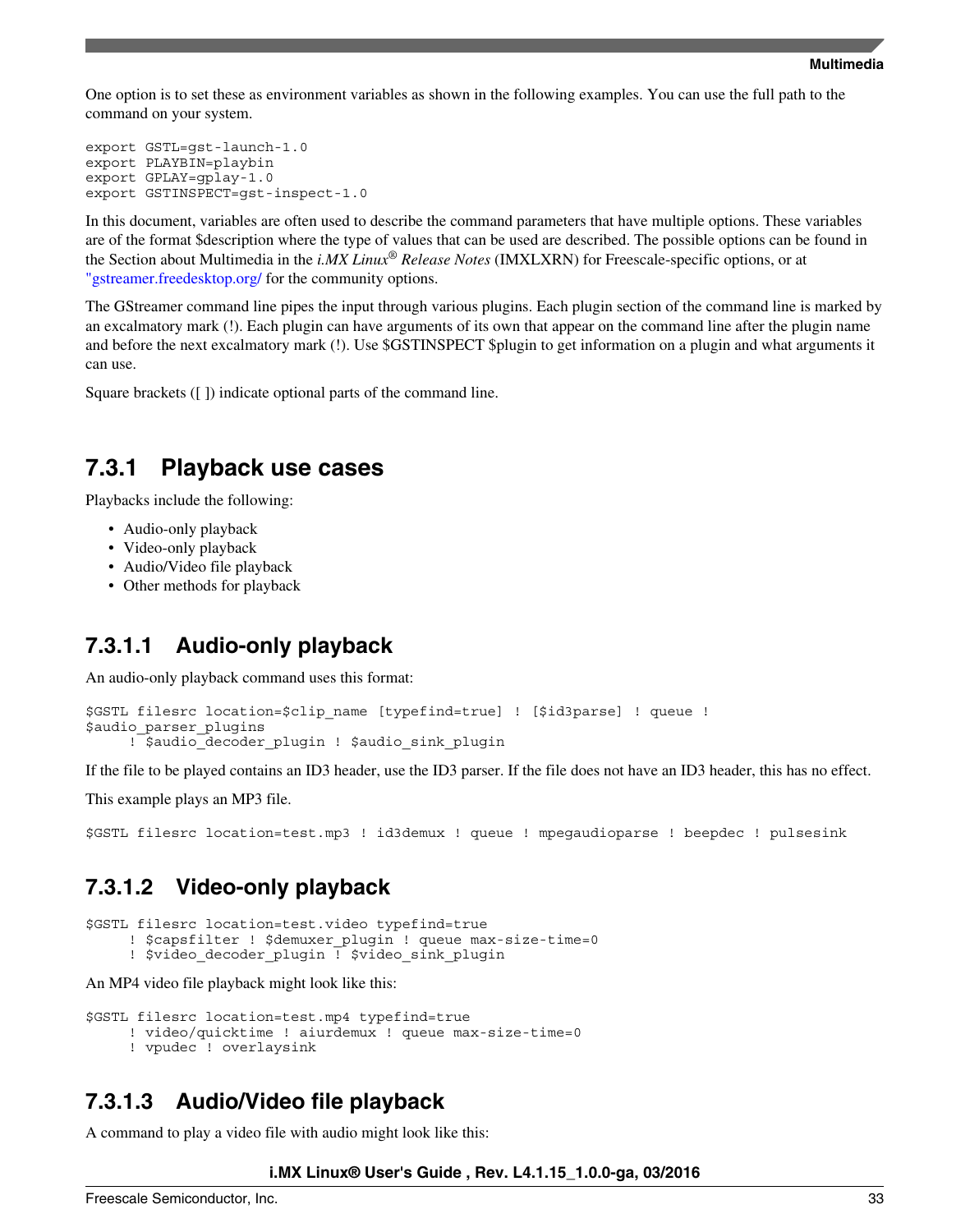One option is to set these as environment variables as shown in the following examples. You can use the full path to the command on your system.

```
export GSTL=gst-launch-1.0
export PLAYBIN=playbin
export GPLAY=gplay-1.0
export GSTINSPECT=gst-inspect-1.0
```

In this document, variables are often used to describe the command parameters that have multiple options. These variables are of the format $description where the type of values that can be used are described. The possible options can be found in the Section about Multimedia in the *i.MX Linux® Release Notes* (IMXLXRN) for Freescale-specific options, or at "gstreamer.freedesktop.org/ for the community options.

The GStreamer command line pipes the input through various plugins. Each plugin section of the command line is marked by an excalmatory mark (!). Each plugin can have arguments of its own that appear on the command line after the plugin name and before the next excalmatory mark (!). Use $GSTINSPECT $plugin to get information on a plugin and what arguments it can use.

Square brackets ([ ]) indicate optional parts of the command line.

## 7.3.1 Playback use cases

Playbacks include the following:

- Audio-only playback
- Video-only playback
- Audio/Video file playback
- Other methods for playback

### 7.3.1.1 Audio-only playback

An audio-only playback command uses this format:

```
$GSTL filesrc location=$clip_name [typefind=true] ! [$id3parse] ! queue !
$audio_parser_plugins
     ! $audio_decoder_plugin ! $audio_sink_plugin
```

If the file to be played contains an ID3 header, use the ID3 parser. If the file does not have an ID3 header, this has no effect.

This example plays an MP3 file.

```
$GSTL filesrc location=test.mp3 ! id3demux ! queue ! mpegaudioparse ! beepdec ! pulsesink
```

### 7.3.1.2 Video-only playback

```
$GSTL filesrc location=test.video typefind=true
     ! $capsfilter ! $demuxer_plugin ! queue max-size-time=0
     ! $video_decoder_plugin ! $video_sink_plugin
```

An MP4 video file playback might look like this:

```
$GSTL filesrc location=test.mp4 typefind=true
     ! video/quicktime ! aiurdemux ! queue max-size-time=0
     ! vpudec ! overlaysink
```

### 7.3.1.3 Audio/Video file playback

A command to play a video file with audio might look like this: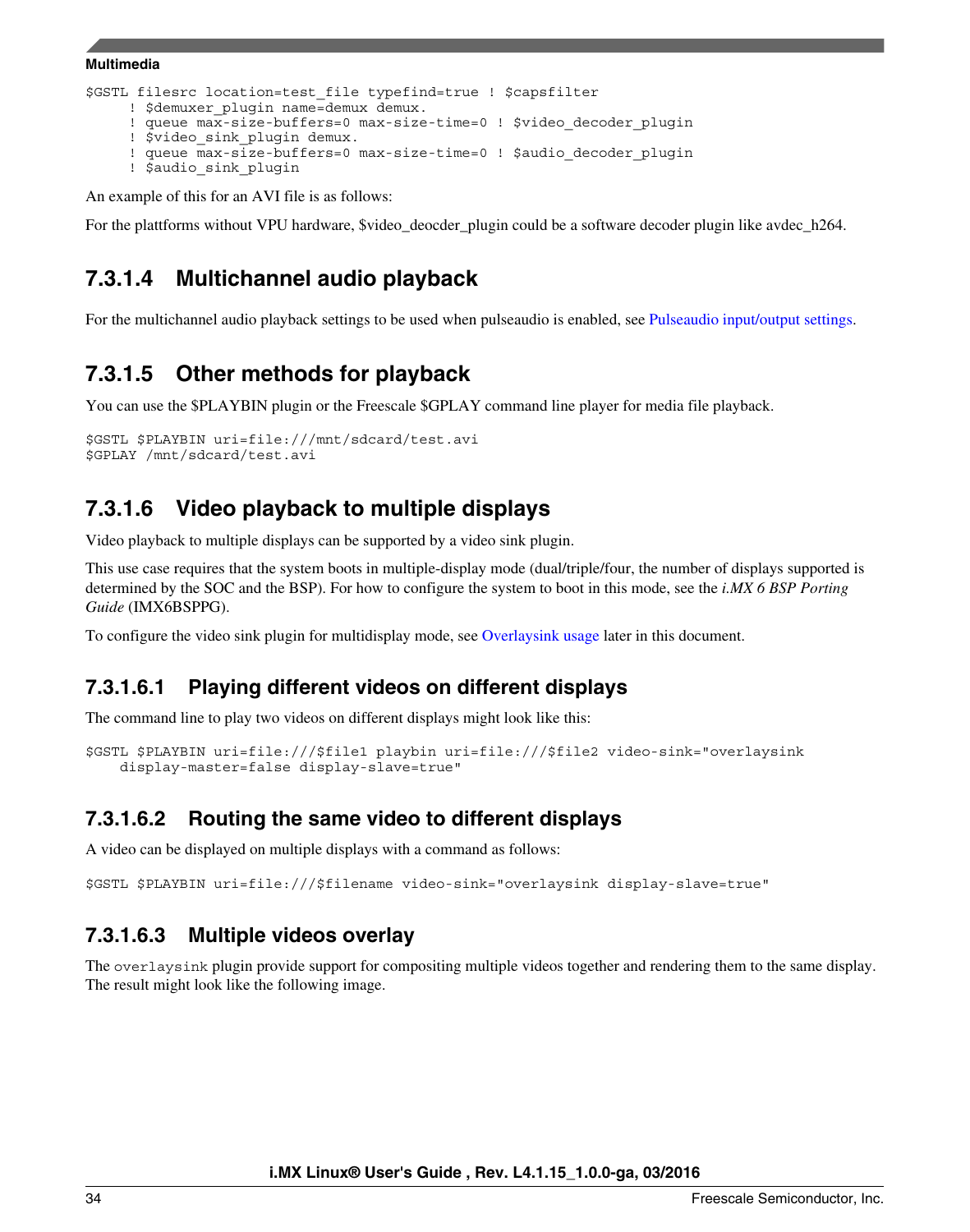```
$GSTL filesrc location=test_file typefind=true ! $capsfilter
     ! $demuxer_plugin name=demux demux.
     ! queue max-size-buffers=0 max-size-time=0 ! $video_decoder_plugin
     ! $video_sink_plugin demux.
     ! queue max-size-buffers=0 max-size-time=0 ! $audio_decoder_plugin
     ! $audio_sink_plugin
```

An example of this for an AVI file is as follows:

For the plattforms without VPU hardware, $video_deocder_plugin could be a software decoder plugin like avdec_h264.

#### 7.3.1.4 Multichannel audio playback

For the multichannel audio playback settings to be used when pulseaudio is enabled, see Pulseaudio input/output settings.

#### 7.3.1.5 Other methods for playback

You can use the $PLAYBIN plugin or the Freescale $GPLAY command line player for media file playback.

```
$GSTL $PLAYBIN uri=file:///mnt/sdcard/test.avi
$GPLAY /mnt/sdcard/test.avi
```

#### 7.3.1.6 Video playback to multiple displays

Video playback to multiple displays can be supported by a video sink plugin.

This use case requires that the system boots in multiple-display mode (dual/triple/four, the number of displays supported is determined by the SOC and the BSP). For how to configure the system to boot in this mode, see the *i.MX 6 BSP Porting Guide* (IMX6BSPPG).

To configure the video sink plugin for multidisplay mode, see Overlaysink usage later in this document.

##### 7.3.1.6.1 Playing different videos on different displays

The command line to play two videos on different displays might look like this:

```
$GSTL $PLAYBIN uri=file:///$file1 playbin uri=file:///$file2 video-sink="overlaysink
    display-master=false display-slave=true"
```

##### 7.3.1.6.2 Routing the same video to different displays

A video can be displayed on multiple displays with a command as follows:

```
$GSTL $PLAYBIN uri=file:///$filename video-sink="overlaysink display-slave=true"
```

##### 7.3.1.6.3 Multiple videos overlay

The `overlaysink` plugin provide support for compositing multiple videos together and rendering them to the same display. The result might look like the following image.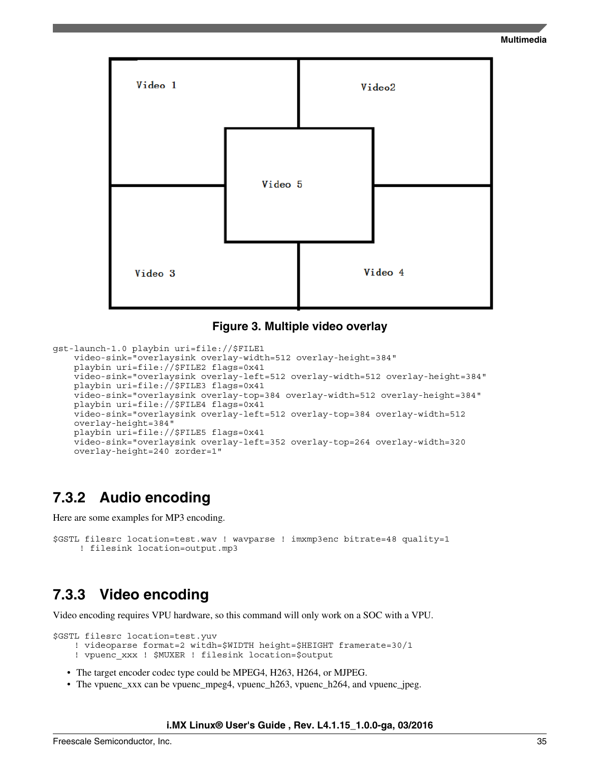Figure 3. Multiple video overlay

```
gst-launch-1.0 playbin uri=file://$FILE1
     video-sink="overlaysink overlay-width=512 overlay-height=384"
     playbin uri=file://$FILE2 flags=0x41
     video-sink="overlaysink overlay-left=512 overlay-width=512 overlay-height=384"
     playbin uri=file://$FILE3 flags=0x41
     video-sink="overlaysink overlay-top=384 overlay-width=512 overlay-height=384"
     playbin uri=file://$FILE4 flags=0x41
     video-sink="overlaysink overlay-left=512 overlay-top=384 overlay-width=512
     overlay-height=384"
     playbin uri=file://$FILE5 flags=0x41
     video-sink="overlaysink overlay-left=352 overlay-top=264 overlay-width=320
     overlay-height=240 zorder=1"
```

## 7.3.2 Audio encoding

Here are some examples for MP3 encoding.

```
$GSTL filesrc location=test.wav ! wavparse ! imxmp3enc bitrate=48 quality=1
      ! filesink location=output.mp3
```

## 7.3.3 Video encoding

Video encoding requires VPU hardware, so this command will only work on a SOC with a VPU.

```
$GSTL filesrc location=test.yuv
     ! videoparse format=2 witdh=$WIDTH height=$HEIGHT framerate=30/1
     ! vpuenc_xxx ! $MUXER ! filesink location=$output
```

- The target encoder codec type could be MPEG4, H263, H264, or MJPEG.
- The vpuenc_xxx can be vpuenc_mpeg4, vpuenc_h263, vpuenc_h264, and vpuenc_jpeg.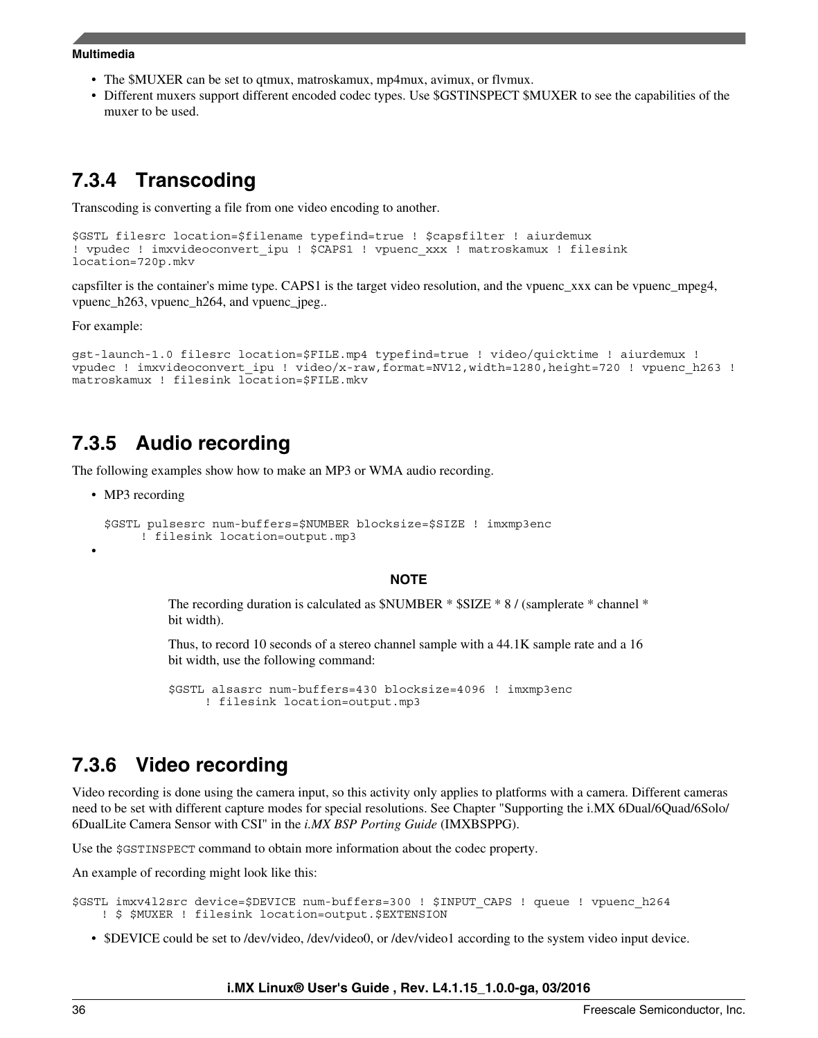- The $MUXER can be set to qtmux, matroskamux, mp4mux, avimux, or flvmux.
- Different muxers support different encoded codec types. Use $GSTINSPECT $MUXER to see the capabilities of the muxer to be used.

### 7.3.4 Transcoding

Transcoding is converting a file from one video encoding to another.

```
$GSTL filesrc location=$filename typefind=true ! $capsfilter ! aiurdemux
! vpudec ! imxvideoconvert_ipu ! $CAPS1 ! vpuenc_xxx ! matroskamux ! filesink
location=720p.mkv
```

capsfilter is the container's mime type. CAPS1 is the target video resolution, and the vpuenc_xxx can be vpuenc_mpeg4, vpuenc_h263, vpuenc_h264, and vpuenc_jpeg..

For example:

```
gst-launch-1.0 filesrc location=$FILE.mp4 typefind=true ! video/quicktime ! aiurdemux !
vpudec ! imxvideoconvert_ipu ! video/x-raw,format=NV12,width=1280,height=720 ! vpuenc_h263 !
matroskamux ! filesink location=$FILE.mkv
```

### 7.3.5 Audio recording

The following examples show how to make an MP3 or WMA audio recording.

- MP3 recording

  ```
  $GSTL pulsesrc num-buffers=$NUMBER blocksize=$SIZE ! imxmp3enc
       ! filesink location=output.mp3
  ```

-

**NOTE**

The recording duration is calculated as $NUMBER * $SIZE * 8 / (samplerate * channel * bit width).

Thus, to record 10 seconds of a stereo channel sample with a 44.1K sample rate and a 16 bit width, use the following command:

```
$GSTL alsasrc num-buffers=430 blocksize=4096 ! imxmp3enc
     ! filesink location=output.mp3
```

### 7.3.6 Video recording

Video recording is done using the camera input, so this activity only applies to platforms with a camera. Different cameras need to be set with different capture modes for special resolutions. See Chapter "Supporting the i.MX 6Dual/6Quad/6Solo/6DualLite Camera Sensor with CSI" in the *i.MX BSP Porting Guide* (IMXBSPPG).

Use the `$GSTINSPECT` command to obtain more information about the codec property.

An example of recording might look like this:

```
$GSTL imxv4l2src device=$DEVICE num-buffers=300 ! $INPUT_CAPS ! queue ! vpuenc_h264
    ! $ $MUXER ! filesink location=output.$EXTENSION
```

- $DEVICE could be set to /dev/video, /dev/video0, or /dev/video1 according to the system video input device.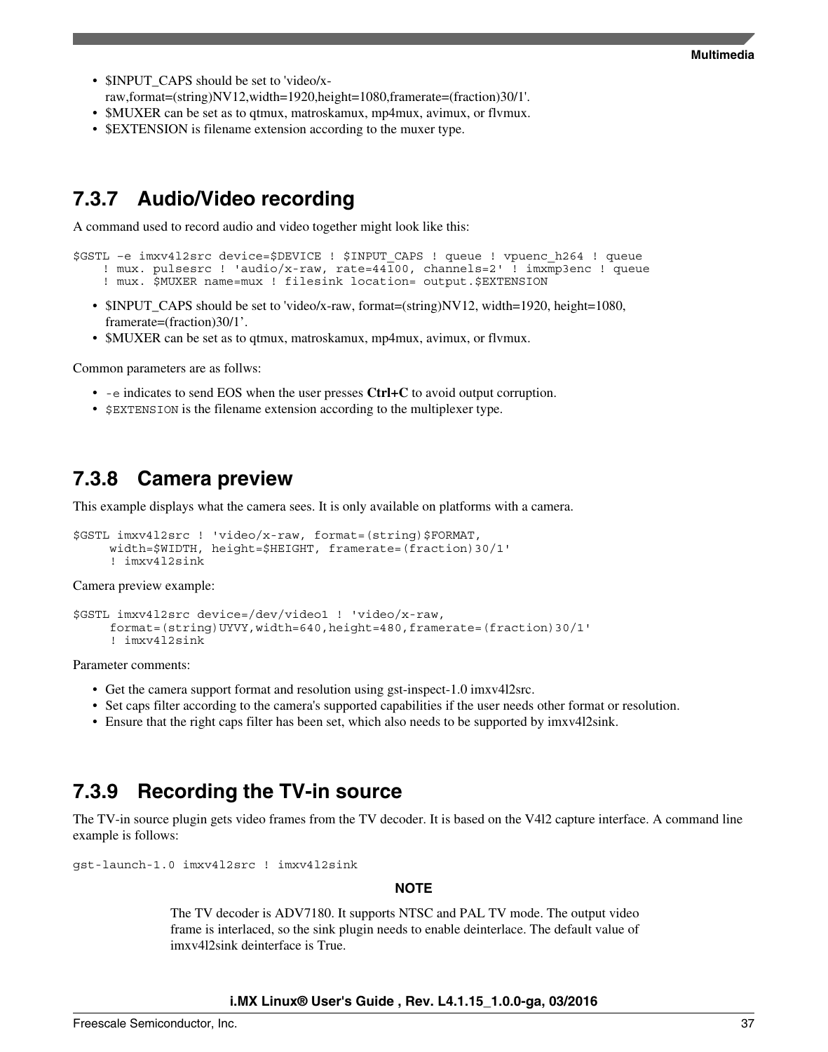- $INPUT_CAPS should be set to 'video/x-raw,format=(string)NV12,width=1920,height=1080,framerate=(fraction)30/1'.
- $MUXER can be set as to qtmux, matroskamux, mp4mux, avimux, or flvmux.
- $EXTENSION is filename extension according to the muxer type.

### 7.3.7 Audio/Video recording

A command used to record audio and video together might look like this:

```
$GSTL –e imxv4l2src device=$DEVICE ! $INPUT_CAPS ! queue ! vpuenc_h264 ! queue
    ! mux. pulsesrc ! 'audio/x-raw, rate=44100, channels=2' ! imxmp3enc ! queue
    ! mux. $MUXER name=mux ! filesink location= output.$EXTENSION
```

- $INPUT_CAPS should be set to 'video/x-raw, format=(string)NV12, width=1920, height=1080, framerate=(fraction)30/1'.
- $MUXER can be set as to qtmux, matroskamux, mp4mux, avimux, or flvmux.

Common parameters are as follws:

- `-e` indicates to send EOS when the user presses **Ctrl+C** to avoid output corruption.
- `$EXTENSION` is the filename extension according to the multiplexer type.

### 7.3.8 Camera preview

This example displays what the camera sees. It is only available on platforms with a camera.

```
$GSTL imxv4l2src ! 'video/x-raw, format=(string)$FORMAT,
     width=$WIDTH, height=$HEIGHT, framerate=(fraction)30/1'
     ! imxv4l2sink
```

Camera preview example:

```
$GSTL imxv4l2src device=/dev/video1 ! 'video/x-raw,
     format=(string)UYVY,width=640,height=480,framerate=(fraction)30/1'
     ! imxv4l2sink
```

Parameter comments:

- Get the camera support format and resolution using gst-inspect-1.0 imxv4l2src.
- Set caps filter according to the camera's supported capabilities if the user needs other format or resolution.
- Ensure that the right caps filter has been set, which also needs to be supported by imxv4l2sink.

### 7.3.9 Recording the TV-in source

The TV-in source plugin gets video frames from the TV decoder. It is based on the V4l2 capture interface. A command line example is follows:

```
gst-launch-1.0 imxv4l2src ! imxv4l2sink
```

**NOTE**

The TV decoder is ADV7180. It supports NTSC and PAL TV mode. The output video frame is interlaced, so the sink plugin needs to enable deinterlace. The default value of imxv4l2sink deinterface is True.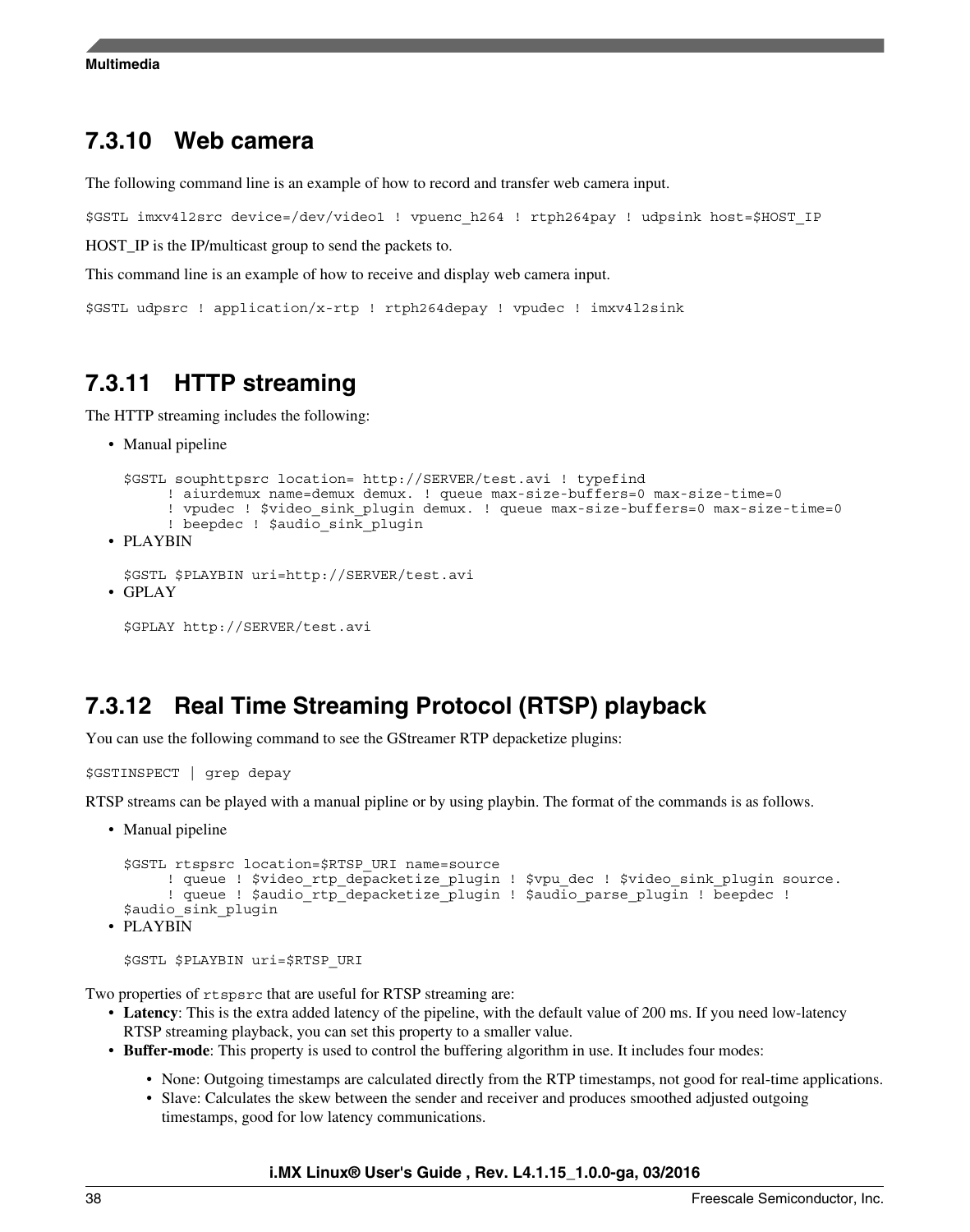### 7.3.10 Web camera

The following command line is an example of how to record and transfer web camera input.

```
$GSTL imxv4l2src device=/dev/video1 ! vpuenc_h264 ! rtph264pay ! udpsink host=$HOST_IP
```

HOST_IP is the IP/multicast group to send the packets to.

This command line is an example of how to receive and display web camera input.

```
$GSTL udpsrc ! application/x-rtp ! rtph264depay ! vpudec ! imxv4l2sink
```

### 7.3.11 HTTP streaming

The HTTP streaming includes the following:

- Manual pipeline

  ```
  $GSTL souphttpsrc location= http://SERVER/test.avi ! typefind
       ! aiurdemux name=demux demux. ! queue max-size-buffers=0 max-size-time=0
       ! vpudec ! $video_sink_plugin demux. ! queue max-size-buffers=0 max-size-time=0
       ! beepdec ! $audio_sink_plugin
  ```

- PLAYBIN

  ```
  $GSTL $PLAYBIN uri=http://SERVER/test.avi
  ```

- GPLAY

  ```
  $GPLAY http://SERVER/test.avi
  ```

### 7.3.12 Real Time Streaming Protocol (RTSP) playback

You can use the following command to see the GStreamer RTP depacketize plugins:

```
$GSTINSPECT | grep depay
```

RTSP streams can be played with a manual pipline or by using playbin. The format of the commands is as follows.

- Manual pipeline

  ```
  $GSTL rtspsrc location=$RTSP_URI name=source
       ! queue ! $video_rtp_depacketize_plugin ! $vpu_dec ! $video_sink_plugin source.
       ! queue ! $audio_rtp_depacketize_plugin ! $audio_parse_plugin ! beepdec !
  $audio_sink_plugin
  ```

- PLAYBIN

  ```
  $GSTL $PLAYBIN uri=$RTSP_URI
  ```

Two properties of `rtspsrc` that are useful for RTSP streaming are:

- **Latency**: This is the extra added latency of the pipeline, with the default value of 200 ms. If you need low-latency RTSP streaming playback, you can set this property to a smaller value.
- **Buffer-mode**: This property is used to control the buffering algorithm in use. It includes four modes:
  - None: Outgoing timestamps are calculated directly from the RTP timestamps, not good for real-time applications.
  - Slave: Calculates the skew between the sender and receiver and produces smoothed adjusted outgoing timestamps, good for low latency communications.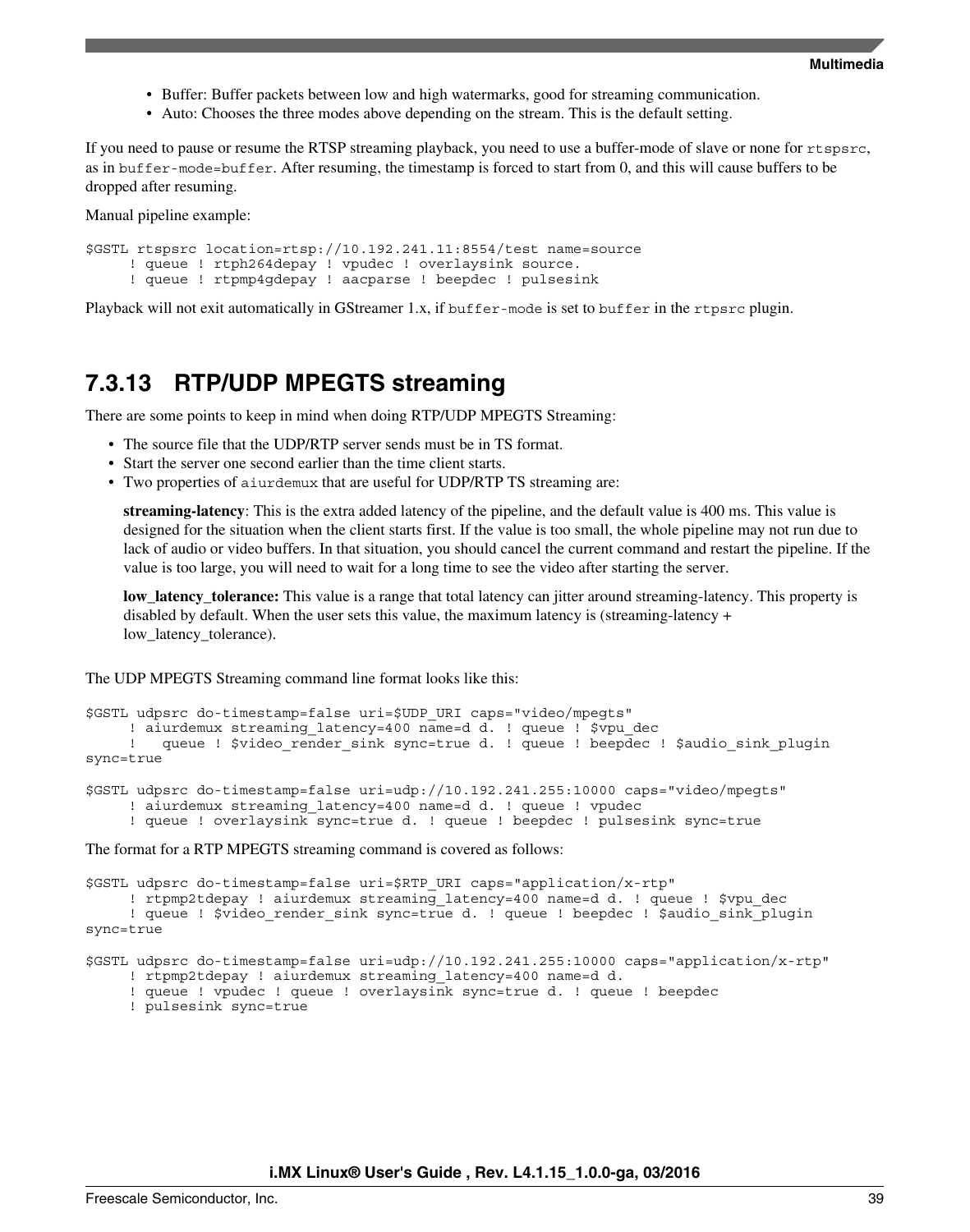- Buffer: Buffer packets between low and high watermarks, good for streaming communication.
- Auto: Chooses the three modes above depending on the stream. This is the default setting.

If you need to pause or resume the RTSP streaming playback, you need to use a buffer-mode of slave or none for `rtspsrc`, as in `buffer-mode=buffer`. After resuming, the timestamp is forced to start from 0, and this will cause buffers to be dropped after resuming.

Manual pipeline example:

```
$GSTL rtspsrc location=rtsp://10.192.241.11:8554/test name=source
     ! queue ! rtph264depay ! vpudec ! overlaysink source.
     ! queue ! rtpmp4gdepay ! aacparse ! beepdec ! pulsesink
```

Playback will not exit automatically in GStreamer 1.x, if `buffer-mode` is set to `buffer` in the `rtpsrc` plugin.

### 7.3.13 RTP/UDP MPEGTS streaming

There are some points to keep in mind when doing RTP/UDP MPEGTS Streaming:

- The source file that the UDP/RTP server sends must be in TS format.
- Start the server one second earlier than the time client starts.
- Two properties of `aiurdemux` that are useful for UDP/RTP TS streaming are:

  **streaming-latency**: This is the extra added latency of the pipeline, and the default value is 400 ms. This value is designed for the situation when the client starts first. If the value is too small, the whole pipeline may not run due to lack of audio or video buffers. In that situation, you should cancel the current command and restart the pipeline. If the value is too large, you will need to wait for a long time to see the video after starting the server.

  **low_latency_tolerance:** This value is a range that total latency can jitter around streaming-latency. This property is disabled by default. When the user sets this value, the maximum latency is (streaming-latency + low_latency_tolerance).

The UDP MPEGTS Streaming command line format looks like this:

```
$GSTL udpsrc do-timestamp=false uri=$UDP_URI caps="video/mpegts"
     ! aiurdemux streaming_latency=400 name=d d. ! queue ! $vpu_dec
     !   queue ! $video_render_sink sync=true d. ! queue ! beepdec ! $audio_sink_plugin
sync=true

$GSTL udpsrc do-timestamp=false uri=udp://10.192.241.255:10000 caps="video/mpegts"
     ! aiurdemux streaming_latency=400 name=d d. ! queue ! vpudec
     ! queue ! overlaysink sync=true d. ! queue ! beepdec ! pulsesink sync=true
```

The format for a RTP MPEGTS streaming command is covered as follows:

```
$GSTL udpsrc do-timestamp=false uri=$RTP_URI caps="application/x-rtp"
     ! rtpmp2tdepay ! aiurdemux streaming_latency=400 name=d d. ! queue ! $vpu_dec
     ! queue ! $video_render_sink sync=true d. ! queue ! beepdec ! $audio_sink_plugin
sync=true

$GSTL udpsrc do-timestamp=false uri=udp://10.192.241.255:10000 caps="application/x-rtp"
     ! rtpmp2tdepay ! aiurdemux streaming_latency=400 name=d d.
     ! queue ! vpudec ! queue ! overlaysink sync=true d. ! queue ! beepdec
     ! pulsesink sync=true
```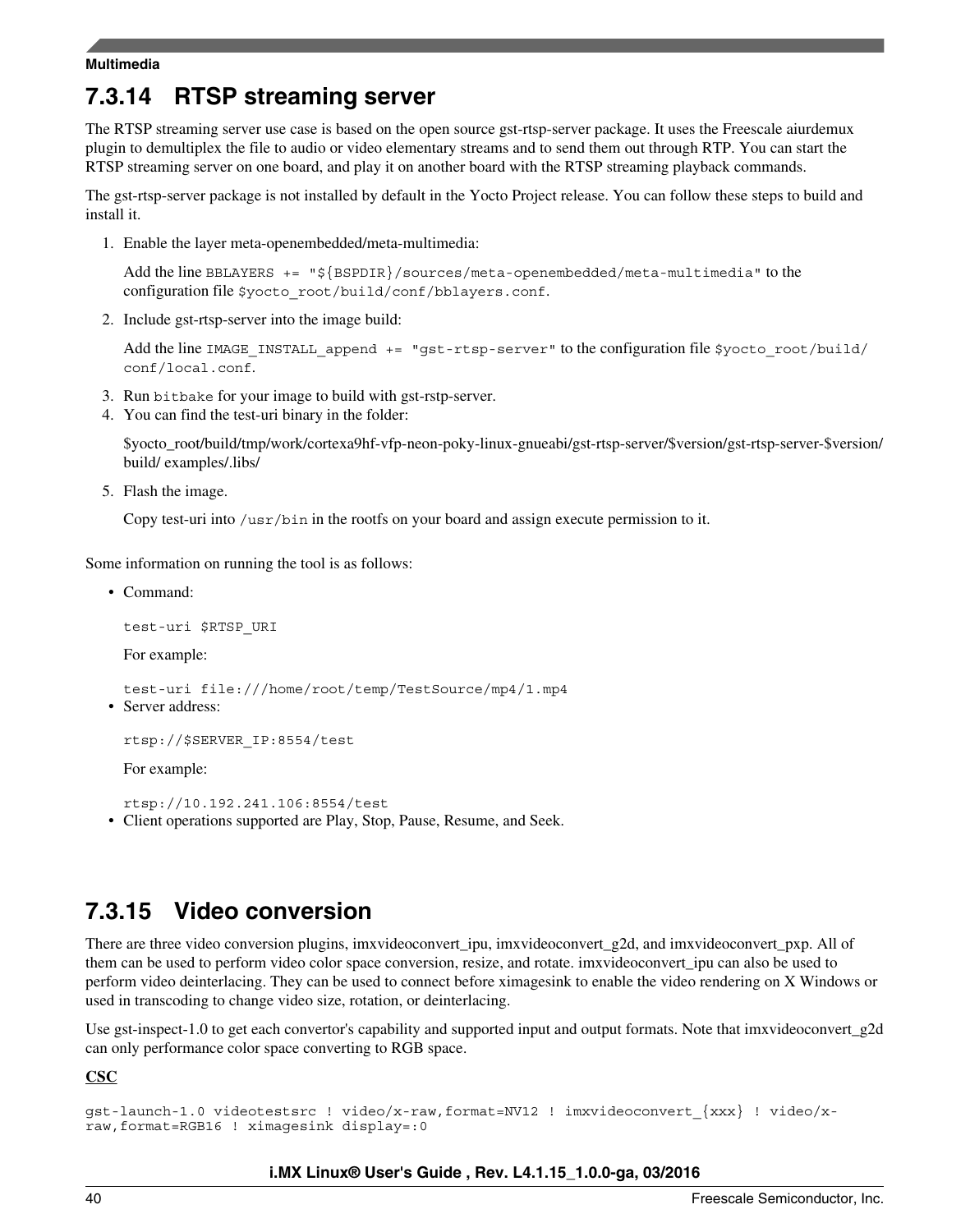## 7.3.14 RTSP streaming server

The RTSP streaming server use case is based on the open source gst-rtsp-server package. It uses the Freescale aiurdemux plugin to demultiplex the file to audio or video elementary streams and to send them out through RTP. You can start the RTSP streaming server on one board, and play it on another board with the RTSP streaming playback commands.

The gst-rtsp-server package is not installed by default in the Yocto Project release. You can follow these steps to build and install it.

1. Enable the layer meta-openembedded/meta-multimedia:

   Add the line `BBLAYERS += "${BSPDIR}/sources/meta-openembedded/meta-multimedia"` to the configuration file `$yocto_root/build/conf/bblayers.conf`.

2. Include gst-rtsp-server into the image build:

   Add the line `IMAGE_INSTALL_append += "gst-rtsp-server"` to the configuration file `$yocto_root/build/conf/local.conf`.

3. Run `bitbake` for your image to build with gst-rstp-server.
4. You can find the test-uri binary in the folder:

   $yocto_root/build/tmp/work/cortexa9hf-vfp-neon-poky-linux-gnueabi/gst-rtsp-server/$version/gst-rtsp-server-$version/build/ examples/.libs/

5. Flash the image.

   Copy test-uri into `/usr/bin` in the rootfs on your board and assign execute permission to it.

Some information on running the tool is as follows:

- Command:

  ```
  test-uri $RTSP_URI
  ```

  For example:

  ```
  test-uri file:///home/root/temp/TestSource/mp4/1.mp4
  ```
- Server address:

  ```
  rtsp://$SERVER_IP:8554/test
  ```

  For example:

  ```
  rtsp://10.192.241.106:8554/test
  ```
- Client operations supported are Play, Stop, Pause, Resume, and Seek.

## 7.3.15 Video conversion

There are three video conversion plugins, imxvideoconvert_ipu, imxvideoconvert_g2d, and imxvideoconvert_pxp. All of them can be used to perform video color space conversion, resize, and rotate. imxvideoconvert_ipu can also be used to perform video deinterlacing. They can be used to connect before ximagesink to enable the video rendering on X Windows or used in transcoding to change video size, rotation, or deinterlacing.

Use gst-inspect-1.0 to get each convertor's capability and supported input and output formats. Note that imxvideoconvert_g2d can only performance color space converting to RGB space.

**CSC**

```
gst-launch-1.0 videotestsrc ! video/x-raw,format=NV12 ! imxvideoconvert_{xxx} ! video/x-
raw,format=RGB16 ! ximagesink display=:0
```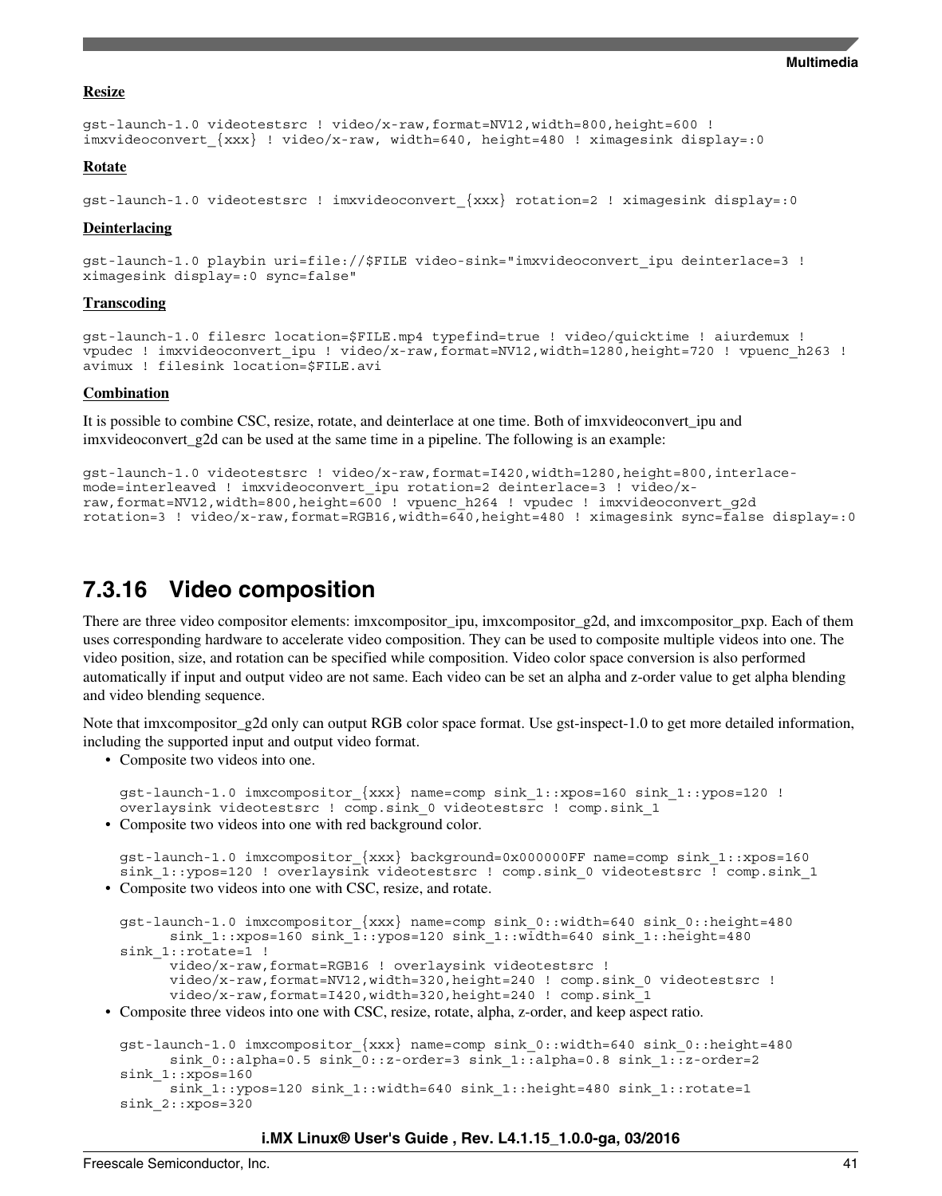**Resize**

```
gst-launch-1.0 videotestsrc ! video/x-raw,format=NV12,width=800,height=600 !
imxvideoconvert_{xxx} ! video/x-raw, width=640, height=480 ! ximagesink display=:0
```

**Rotate**

```
gst-launch-1.0 videotestsrc ! imxvideoconvert_{xxx} rotation=2 ! ximagesink display=:0
```

**Deinterlacing**

```
gst-launch-1.0 playbin uri=file://$FILE video-sink="imxvideoconvert_ipu deinterlace=3 !
ximagesink display=:0 sync=false"
```

**Transcoding**

```
gst-launch-1.0 filesrc location=$FILE.mp4 typefind=true ! video/quicktime ! aiurdemux !
vpudec ! imxvideoconvert_ipu ! video/x-raw,format=NV12,width=1280,height=720 ! vpuenc_h263 !
avimux ! filesink location=$FILE.avi
```

**Combination**

It is possible to combine CSC, resize, rotate, and deinterlace at one time. Both of imxvideoconvert_ipu and imxvideoconvert_g2d can be used at the same time in a pipeline. The following is an example:

```
gst-launch-1.0 videotestsrc ! video/x-raw,format=I420,width=1280,height=800,interlace-
mode=interleaved ! imxvideoconvert_ipu rotation=2 deinterlace=3 ! video/x-
raw,format=NV12,width=800,height=600 ! vpuenc_h264 ! vpudec ! imxvideoconvert_g2d
rotation=3 ! video/x-raw,format=RGB16,width=640,height=480 ! ximagesink sync=false display=:0
```

## 7.3.16 Video composition

There are three video compositor elements: imxcompositor_ipu, imxcompositor_g2d, and imxcompositor_pxp. Each of them uses corresponding hardware to accelerate video composition. They can be used to composite multiple videos into one. The video position, size, and rotation can be specified while composition. Video color space conversion is also performed automatically if input and output video are not same. Each video can be set an alpha and z-order value to get alpha blending and video blending sequence.

Note that imxcompositor_g2d only can output RGB color space format. Use gst-inspect-1.0 to get more detailed information, including the supported input and output video format.

- Composite two videos into one.

```
gst-launch-1.0 imxcompositor_{xxx} name=comp sink_1::xpos=160 sink_1::ypos=120 !
overlaysink videotestsrc ! comp.sink_0 videotestsrc ! comp.sink_1
```

- Composite two videos into one with red background color.

```
gst-launch-1.0 imxcompositor_{xxx} background=0x000000FF name=comp sink_1::xpos=160
sink_1::ypos=120 ! overlaysink videotestsrc ! comp.sink_0 videotestsrc ! comp.sink_1
```

- Composite two videos into one with CSC, resize, and rotate.

```
gst-launch-1.0 imxcompositor_{xxx} name=comp sink_0::width=640 sink_0::height=480
      sink_1::xpos=160 sink_1::ypos=120 sink_1::width=640 sink_1::height=480
sink_1::rotate=1 !
      video/x-raw,format=RGB16 ! overlaysink videotestsrc !
      video/x-raw,format=NV12,width=320,height=240 ! comp.sink_0 videotestsrc !
      video/x-raw,format=I420,width=320,height=240 ! comp.sink_1
```

- Composite three videos into one with CSC, resize, rotate, alpha, z-order, and keep aspect ratio.

```
gst-launch-1.0 imxcompositor_{xxx} name=comp sink_0::width=640 sink_0::height=480
      sink_0::alpha=0.5 sink_0::z-order=3 sink_1::alpha=0.8 sink_1::z-order=2
sink_1::xpos=160
      sink_1::ypos=120 sink_1::width=640 sink_1::height=480 sink_1::rotate=1
sink_2::xpos=320
```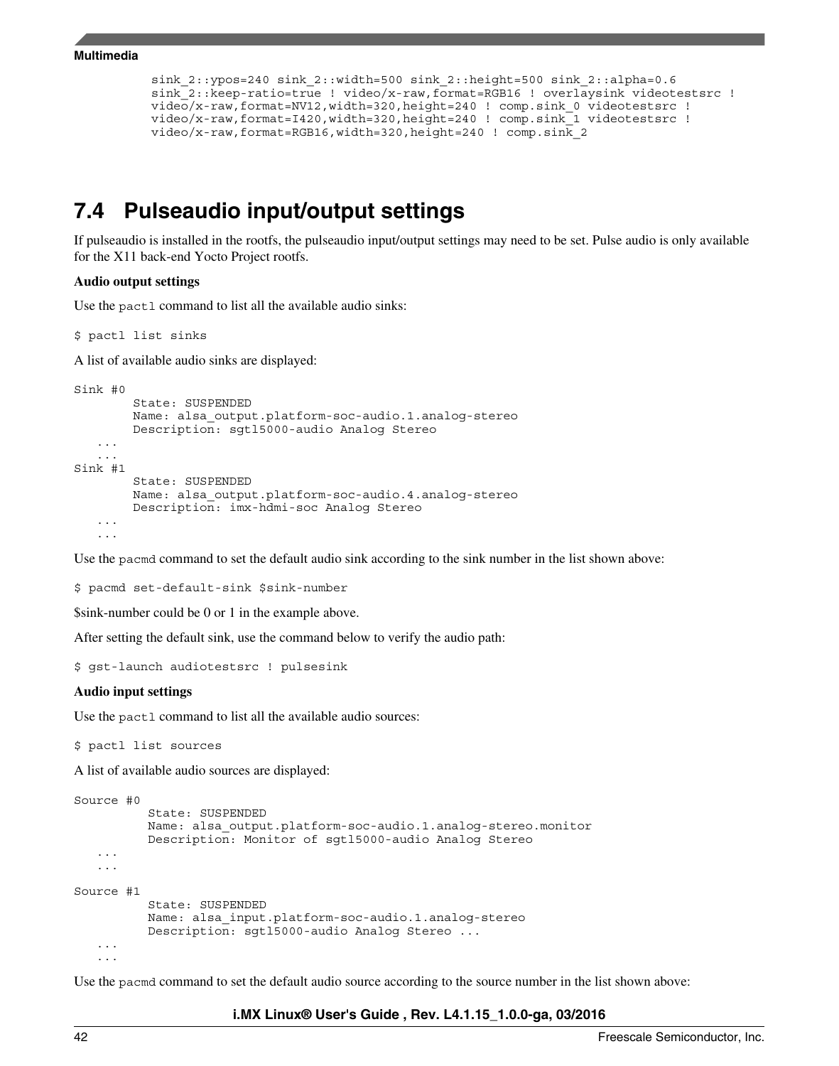```
sink_2::ypos=240 sink_2::width=500 sink_2::height=500 sink_2::alpha=0.6
sink_2::keep-ratio=true ! video/x-raw,format=RGB16 ! overlaysink videotestsrc !
video/x-raw,format=NV12,width=320,height=240 ! comp.sink_0 videotestsrc !
video/x-raw,format=I420,width=320,height=240 ! comp.sink_1 videotestsrc !
video/x-raw,format=RGB16,width=320,height=240 ! comp.sink_2
```

## 7.4 Pulseaudio input/output settings

If pulseaudio is installed in the rootfs, the pulseaudio input/output settings may need to be set. Pulse audio is only available for the X11 back-end Yocto Project rootfs.

**Audio output settings**

Use the `pactl` command to list all the available audio sinks:

```
$ pactl list sinks
```

A list of available audio sinks are displayed:

```
Sink #0
        State: SUSPENDED
        Name: alsa_output.platform-soc-audio.1.analog-stereo
        Description: sgtl5000-audio Analog Stereo
   ...
   ...
Sink #1
        State: SUSPENDED
        Name: alsa_output.platform-soc-audio.4.analog-stereo
        Description: imx-hdmi-soc Analog Stereo
   ...
   ...
```

Use the `pacmd` command to set the default audio sink according to the sink number in the list shown above:

```
$ pacmd set-default-sink $sink-number
```

$sink-number could be 0 or 1 in the example above.

After setting the default sink, use the command below to verify the audio path:

```
$ gst-launch audiotestsrc ! pulsesink
```

**Audio input settings**

Use the `pactl` command to list all the available audio sources:

```
$ pactl list sources
```

A list of available audio sources are displayed:

```
Source #0
          State: SUSPENDED
          Name: alsa_output.platform-soc-audio.1.analog-stereo.monitor
          Description: Monitor of sgtl5000-audio Analog Stereo
   ...
   ...

Source #1
          State: SUSPENDED
          Name: alsa_input.platform-soc-audio.1.analog-stereo
          Description: sgtl5000-audio Analog Stereo ...
   ...
   ...
```

Use the `pacmd` command to set the default audio source according to the source number in the list shown above: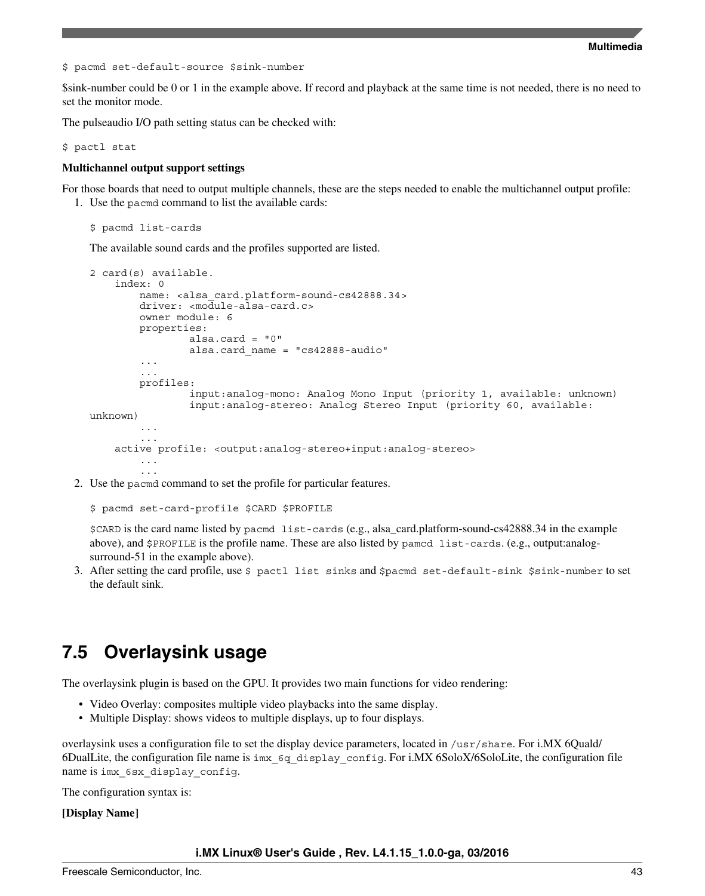```
$ pacmd set-default-source $sink-number
```

$sink-number could be 0 or 1 in the example above. If record and playback at the same time is not needed, there is no need to set the monitor mode.

The pulseaudio I/O path setting status can be checked with:

```
$ pactl stat
```

**Multichannel output support settings**

For those boards that need to output multiple channels, these are the steps needed to enable the multichannel output profile:

1. Use the `pacmd` command to list the available cards:

   ```
   $ pacmd list-cards
   ```

   The available sound cards and the profiles supported are listed.

   ```
   2 card(s) available.
       index: 0
           name: <alsa_card.platform-sound-cs42888.34>
           driver: <module-alsa-card.c>
           owner module: 6
           properties:
                   alsa.card = "0"
                   alsa.card_name = "cs42888-audio"
           ...
           ...
           profiles:
                   input:analog-mono: Analog Mono Input (priority 1, available: unknown)
                   input:analog-stereo: Analog Stereo Input (priority 60, available: 
   unknown)
           ...
           ...
       active profile: <output:analog-stereo+input:analog-stereo>
           ...
           ...
   ```

2. Use the `pacmd` command to set the profile for particular features.

   ```
   $ pacmd set-card-profile $CARD $PROFILE
   ```

   `$CARD` is the card name listed by `pacmd list-cards` (e.g., alsa_card.platform-sound-cs42888.34 in the example above), and `$PROFILE` is the profile name. These are also listed by `pamcd list-cards`. (e.g., output:analog-surround-51 in the example above).

3. After setting the card profile, use `$ pactl list sinks` and `$pacmd set-default-sink $sink-number` to set the default sink.

## 7.5 Overlaysink usage

The overlaysink plugin is based on the GPU. It provides two main functions for video rendering:

- Video Overlay: composites multiple video playbacks into the same display.
- Multiple Display: shows videos to multiple displays, up to four displays.

overlaysink uses a configuration file to set the display device parameters, located in `/usr/share`. For i.MX 6Quald/6DualLite, the configuration file name is `imx_6q_display_config`. For i.MX 6SoloX/6SoloLite, the configuration file name is `imx_6sx_display_config`.

The configuration syntax is:

**[Display Name]**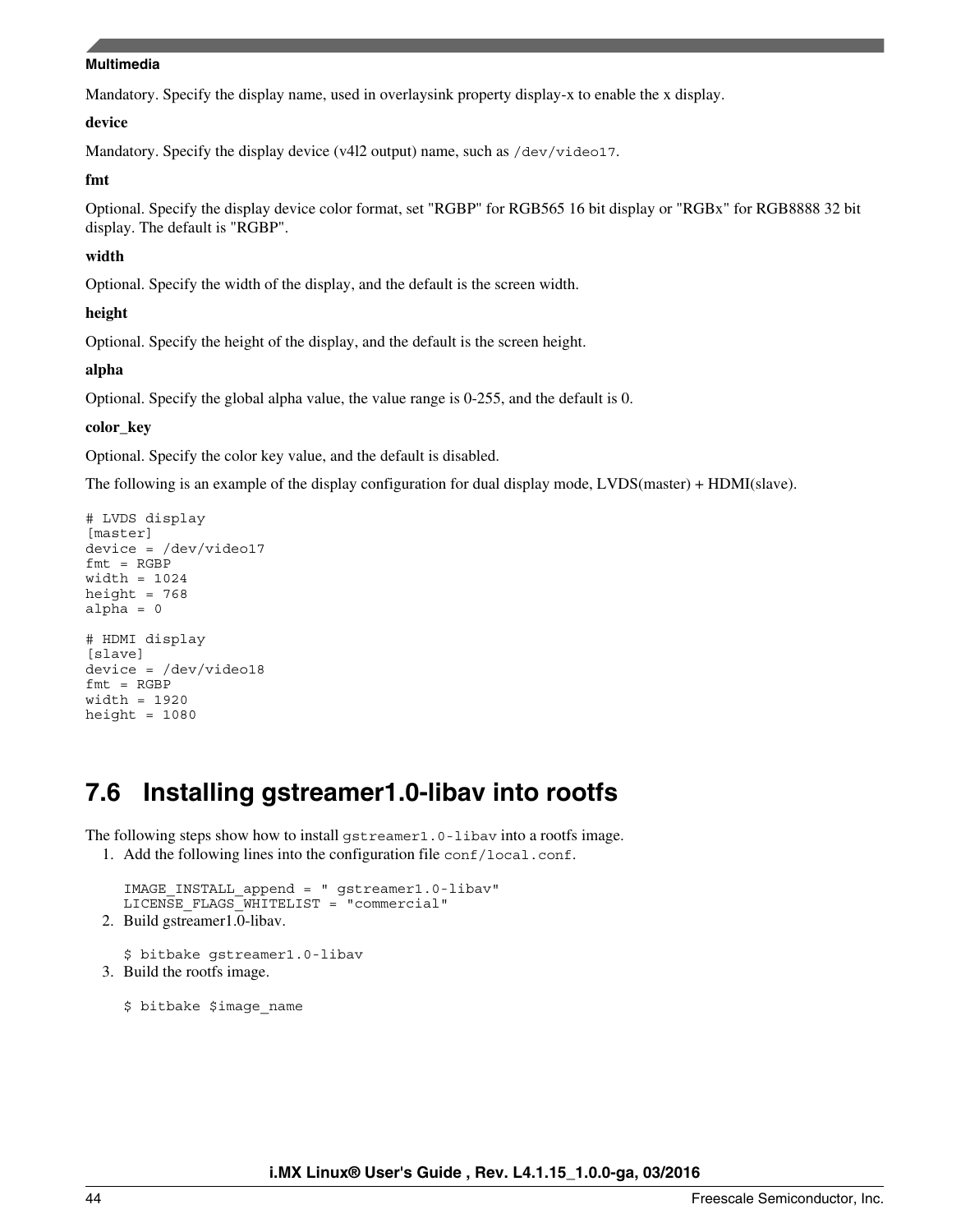Mandatory. Specify the display name, used in overlaysink property display-x to enable the x display.

**device**

Mandatory. Specify the display device (v4l2 output) name, such as `/dev/video17`.

**fmt**

Optional. Specify the display device color format, set "RGBP" for RGB565 16 bit display or "RGBx" for RGB8888 32 bit display. The default is "RGBP".

**width**

Optional. Specify the width of the display, and the default is the screen width.

**height**

Optional. Specify the height of the display, and the default is the screen height.

**alpha**

Optional. Specify the global alpha value, the value range is 0-255, and the default is 0.

**color_key**

Optional. Specify the color key value, and the default is disabled.

The following is an example of the display configuration for dual display mode, LVDS(master) + HDMI(slave).

```
# LVDS display
[master]
device = /dev/video17
fmt = RGBP
width = 1024
height = 768
alpha = 0

# HDMI display
[slave]
device = /dev/video18
fmt = RGBP
width = 1920
height = 1080
```

## 7.6 Installing gstreamer1.0-libav into rootfs

The following steps show how to install `gstreamer1.0-libav` into a rootfs image.

1. Add the following lines into the configuration file `conf/local.conf`.

   ```
   IMAGE_INSTALL_append = " gstreamer1.0-libav"
   LICENSE_FLAGS_WHITELIST = "commercial"
   ```

2. Build gstreamer1.0-libav.

   ```
   $ bitbake gstreamer1.0-libav
   ```

3. Build the rootfs image.

   ```
   $ bitbake $image_name
   ```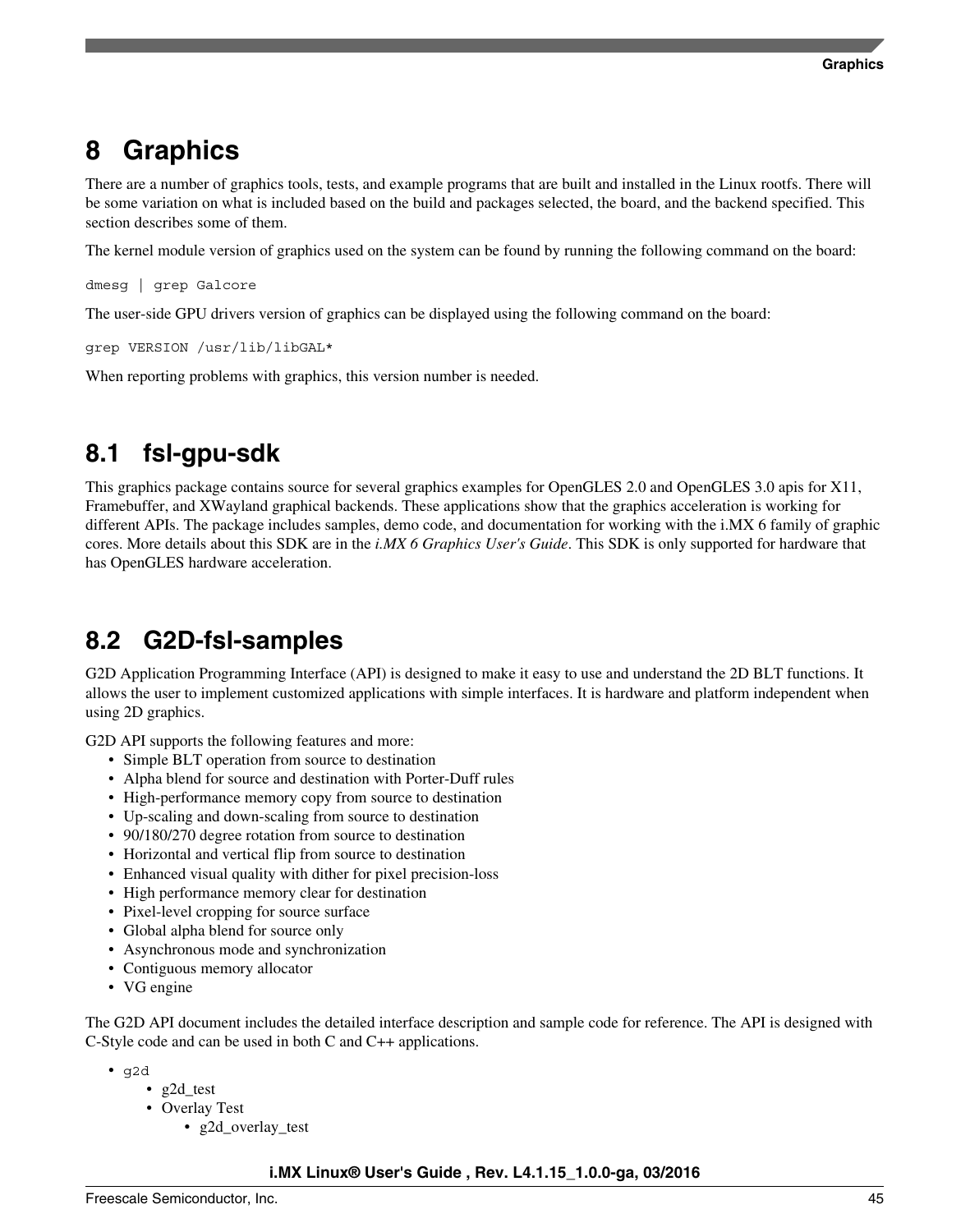# 8 Graphics

There are a number of graphics tools, tests, and example programs that are built and installed in the Linux rootfs. There will be some variation on what is included based on the build and packages selected, the board, and the backend specified. This section describes some of them.

The kernel module version of graphics used on the system can be found by running the following command on the board:

```
dmesg | grep Galcore
```

The user-side GPU drivers version of graphics can be displayed using the following command on the board:

```
grep VERSION /usr/lib/libGAL*
```

When reporting problems with graphics, this version number is needed.

## 8.1 fsl-gpu-sdk

This graphics package contains source for several graphics examples for OpenGLES 2.0 and OpenGLES 3.0 apis for X11, Framebuffer, and XWayland graphical backends. These applications show that the graphics acceleration is working for different APIs. The package includes samples, demo code, and documentation for working with the i.MX 6 family of graphic cores. More details about this SDK are in the *i.MX 6 Graphics User's Guide*. This SDK is only supported for hardware that has OpenGLES hardware acceleration.

## 8.2 G2D-fsl-samples

G2D Application Programming Interface (API) is designed to make it easy to use and understand the 2D BLT functions. It allows the user to implement customized applications with simple interfaces. It is hardware and platform independent when using 2D graphics.

G2D API supports the following features and more:

- Simple BLT operation from source to destination
- Alpha blend for source and destination with Porter-Duff rules
- High-performance memory copy from source to destination
- Up-scaling and down-scaling from source to destination
- 90/180/270 degree rotation from source to destination
- Horizontal and vertical flip from source to destination
- Enhanced visual quality with dither for pixel precision-loss
- High performance memory clear for destination
- Pixel-level cropping for source surface
- Global alpha blend for source only
- Asynchronous mode and synchronization
- Contiguous memory allocator
- VG engine

The G2D API document includes the detailed interface description and sample code for reference. The API is designed with C-Style code and can be used in both C and C++ applications.

- `g2d`
    - g2d_test
    - Overlay Test
        - g2d_overlay_test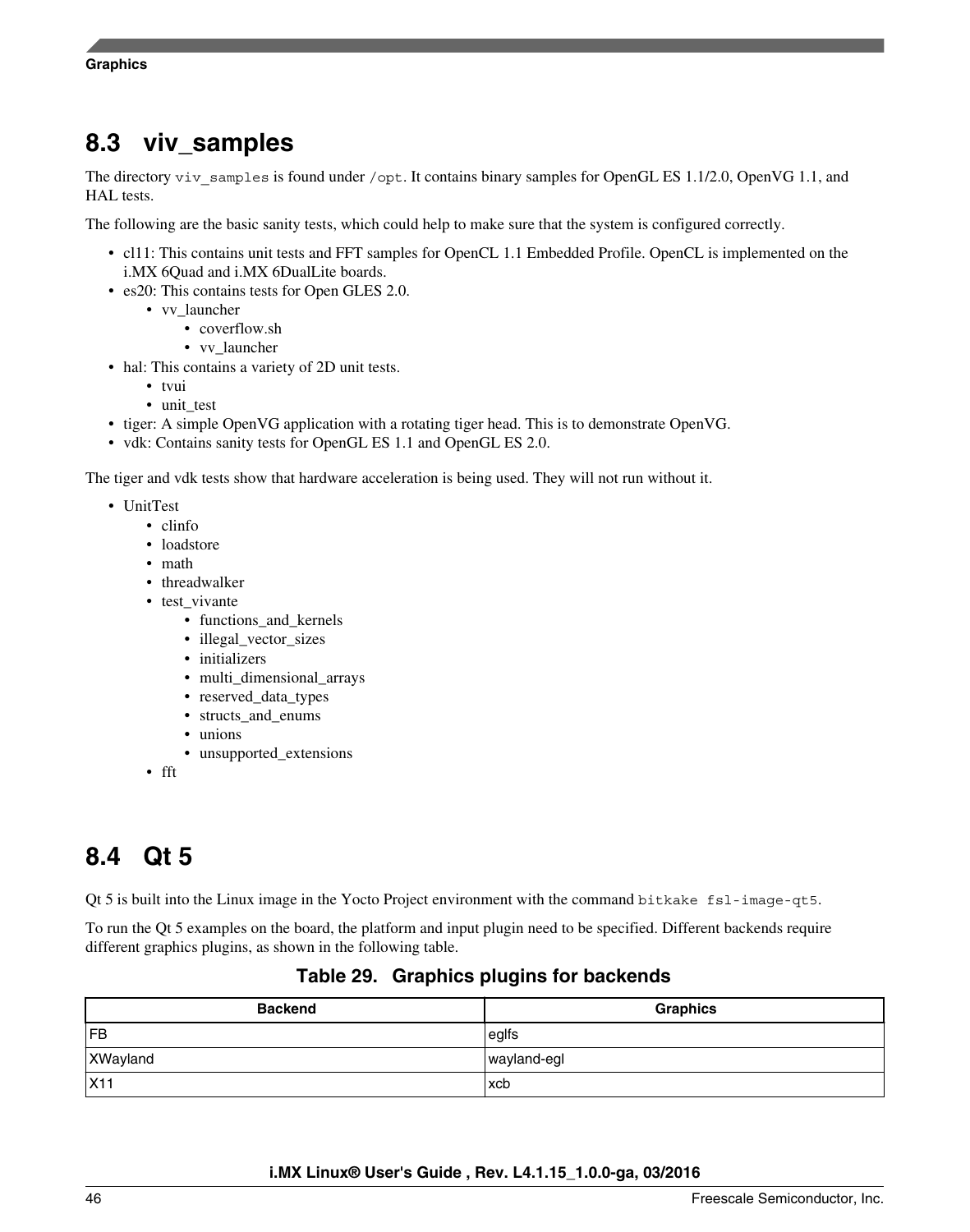## 8.3 viv_samples

The directory `viv_samples` is found under `/opt`. It contains binary samples for OpenGL ES 1.1/2.0, OpenVG 1.1, and HAL tests.

The following are the basic sanity tests, which could help to make sure that the system is configured correctly.

- cl11: This contains unit tests and FFT samples for OpenCL 1.1 Embedded Profile. OpenCL is implemented on the i.MX 6Quad and i.MX 6DualLite boards.
- es20: This contains tests for Open GLES 2.0.
    - vv_launcher
        - coverflow.sh
        - vv_launcher
- hal: This contains a variety of 2D unit tests.
    - tvui
    - unit_test
- tiger: A simple OpenVG application with a rotating tiger head. This is to demonstrate OpenVG.
- vdk: Contains sanity tests for OpenGL ES 1.1 and OpenGL ES 2.0.

The tiger and vdk tests show that hardware acceleration is being used. They will not run without it.

- UnitTest
    - clinfo
    - loadstore
    - math
    - threadwalker
    - test_vivante
        - functions_and_kernels
        - illegal_vector_sizes
        - initializers
        - multi_dimensional_arrays
        - reserved_data_types
        - structs_and_enums
        - unions
        - unsupported_extensions
    - fft

## 8.4 Qt 5

Qt 5 is built into the Linux image in the Yocto Project environment with the command `bitkake fsl-image-qt5`.

To run the Qt 5 examples on the board, the platform and input plugin need to be specified. Different backends require different graphics plugins, as shown in the following table.

**Table 29. Graphics plugins for backends**

| Backend | Graphics |
| --- | --- |
| FB | eglfs |
| XWayland | wayland-egl |
| X11 | xcb |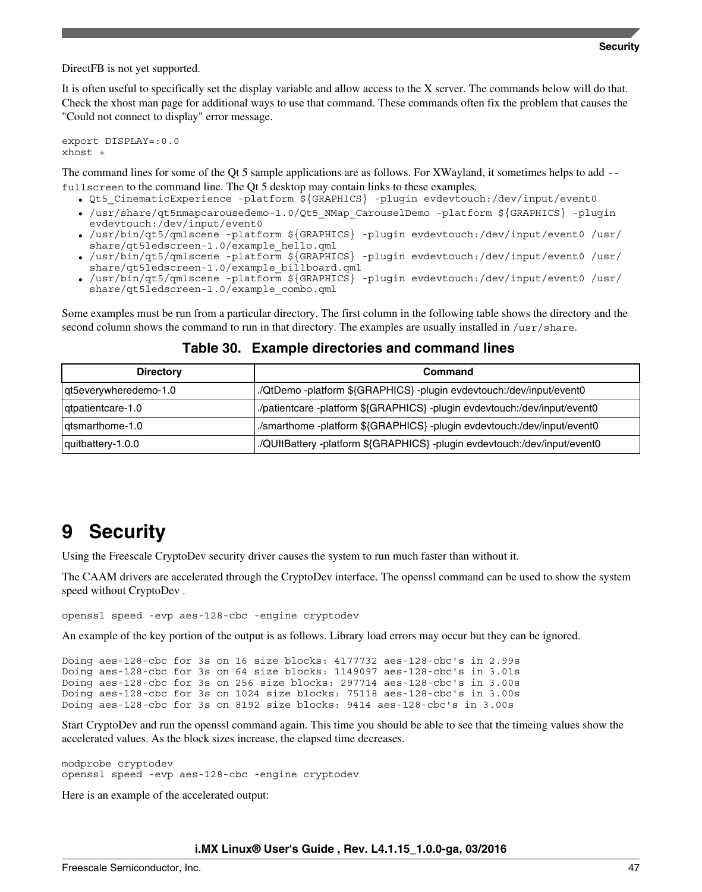DirectFB is not yet supported.

It is often useful to specifically set the display variable and allow access to the X server. The commands below will do that. Check the xhost man page for additional ways to use that command. These commands often fix the problem that causes the "Could not connect to display" error message.

```
export DISPLAY=:0.0
xhost +
```

The command lines for some of the Qt 5 sample applications are as follows. For XWayland, it sometimes helps to add `--fullscreen` to the command line. The Qt 5 desktop may contain links to these examples.

- `Qt5_CinematicExperience -platform ${GRAPHICS} -plugin evdevtouch:/dev/input/event0`
- `/usr/share/qt5nmapcarousedemo-1.0/Qt5_NMap_CarouselDemo -platform ${GRAPHICS} -plugin evdevtouch:/dev/input/event0`
- `/usr/bin/qt5/qmlscene -platform ${GRAPHICS} -plugin evdevtouch:/dev/input/event0 /usr/share/qt5ledscreen-1.0/example_hello.qml`
- `/usr/bin/qt5/qmlscene -platform ${GRAPHICS} -plugin evdevtouch:/dev/input/event0 /usr/share/qt5ledscreen-1.0/example_billboard.qml`
- `/usr/bin/qt5/qmlscene -platform ${GRAPHICS} -plugin evdevtouch:/dev/input/event0 /usr/share/qt5ledscreen-1.0/example_combo.qml`

Some examples must be run from a particular directory. The first column in the following table shows the directory and the second column shows the command to run in that directory. The examples are usually installed in `/usr/share`.

**Table 30. Example directories and command lines**

| Directory | Command |
|---|---|
| qt5everywheredemo-1.0 | ./QtDemo -platform ${GRAPHICS} -plugin evdevtouch:/dev/input/event0 |
| qtpatientcare-1.0 | ./patientcare -platform ${GRAPHICS} -plugin evdevtouch:/dev/input/event0 |
| qtsmarthome-1.0 | ./smarthome -platform ${GRAPHICS} -plugin evdevtouch:/dev/input/event0 |
| quitbattery-1.0.0 | ./QUItBattery -platform ${GRAPHICS} -plugin evdevtouch:/dev/input/event0 |

# 9 Security

Using the Freescale CryptoDev security driver causes the system to run much faster than without it.

The CAAM drivers are accelerated through the CryptoDev interface. The openssl command can be used to show the system speed without CryptoDev .

```
openssl speed -evp aes-128-cbc -engine cryptodev
```

An example of the key portion of the output is as follows. Library load errors may occur but they can be ignored.

```
Doing aes-128-cbc for 3s on 16 size blocks: 4177732 aes-128-cbc's in 2.99s
Doing aes-128-cbc for 3s on 64 size blocks: 1149097 aes-128-cbc's in 3.01s
Doing aes-128-cbc for 3s on 256 size blocks: 297714 aes-128-cbc's in 3.00s
Doing aes-128-cbc for 3s on 1024 size blocks: 75118 aes-128-cbc's in 3.00s
Doing aes-128-cbc for 3s on 8192 size blocks: 9414 aes-128-cbc's in 3.00s
```

Start CryptoDev and run the openssl command again. This time you should be able to see that the timeing values show the accelerated values. As the block sizes increase, the elapsed time decreases.

```
modprobe cryptodev
openssl speed -evp aes-128-cbc -engine cryptodev
```

Here is an example of the accelerated output: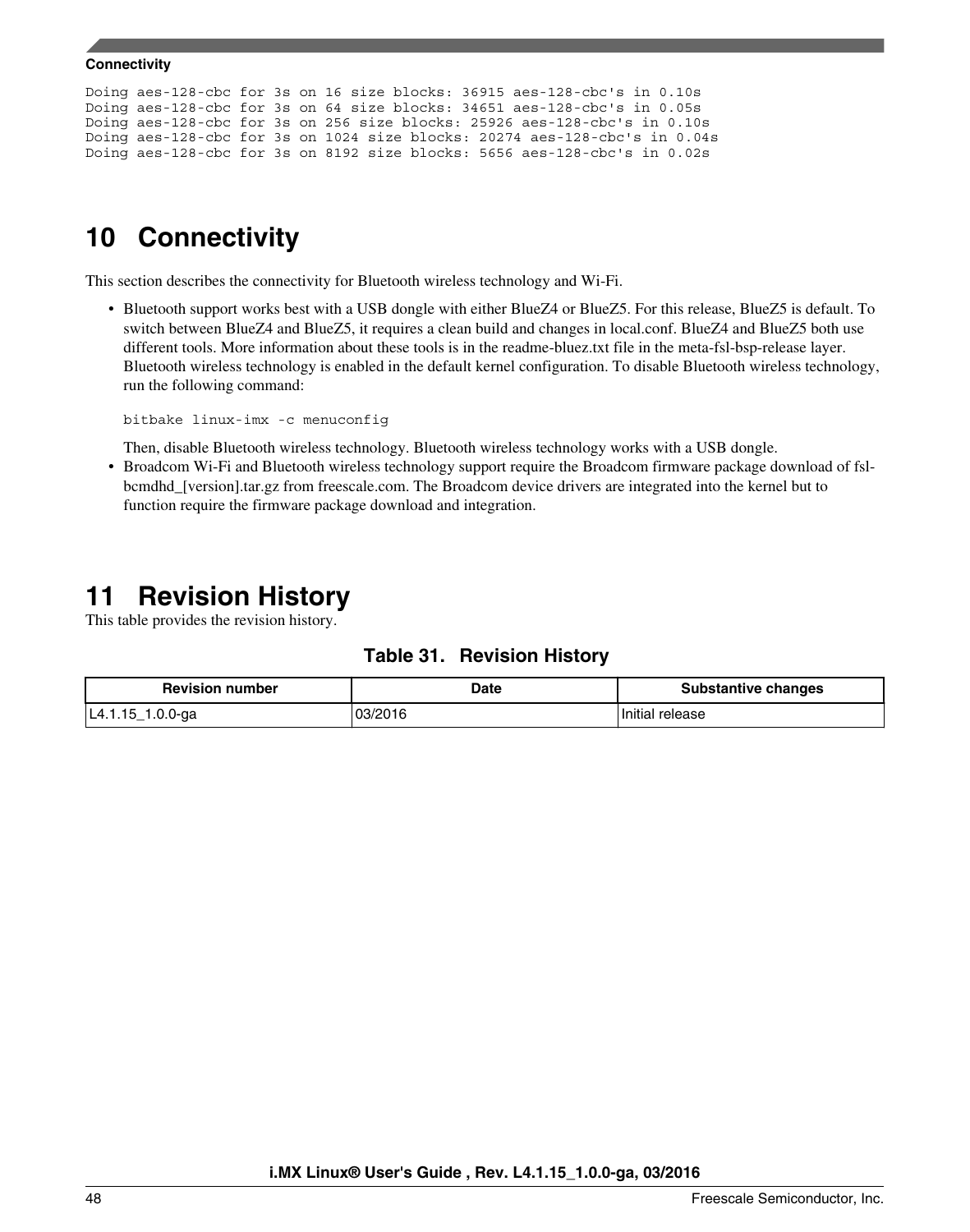```
Doing aes-128-cbc for 3s on 16 size blocks: 36915 aes-128-cbc's in 0.10s
Doing aes-128-cbc for 3s on 64 size blocks: 34651 aes-128-cbc's in 0.05s
Doing aes-128-cbc for 3s on 256 size blocks: 25926 aes-128-cbc's in 0.10s
Doing aes-128-cbc for 3s on 1024 size blocks: 20274 aes-128-cbc's in 0.04s
Doing aes-128-cbc for 3s on 8192 size blocks: 5656 aes-128-cbc's in 0.02s
```

# 10 Connectivity

This section describes the connectivity for Bluetooth wireless technology and Wi-Fi.

- Bluetooth support works best with a USB dongle with either BlueZ4 or BlueZ5. For this release, BlueZ5 is default. To switch between BlueZ4 and BlueZ5, it requires a clean build and changes in local.conf. BlueZ4 and BlueZ5 both use different tools. More information about these tools is in the readme-bluez.txt file in the meta-fsl-bsp-release layer. Bluetooth wireless technology is enabled in the default kernel configuration. To disable Bluetooth wireless technology, run the following command:

  ```
  bitbake linux-imx -c menuconfig
  ```

  Then, disable Bluetooth wireless technology. Bluetooth wireless technology works with a USB dongle.
- Broadcom Wi-Fi and Bluetooth wireless technology support require the Broadcom firmware package download of fsl-bcmdhd_[version].tar.gz from freescale.com. The Broadcom device drivers are integrated into the kernel but to function require the firmware package download and integration.

# 11 Revision History

This table provides the revision history.

**Table 31. Revision History**

| Revision number | Date | Substantive changes |
|---|---|---|
| L4.1.15_1.0.0-ga | 03/2016 | Initial release |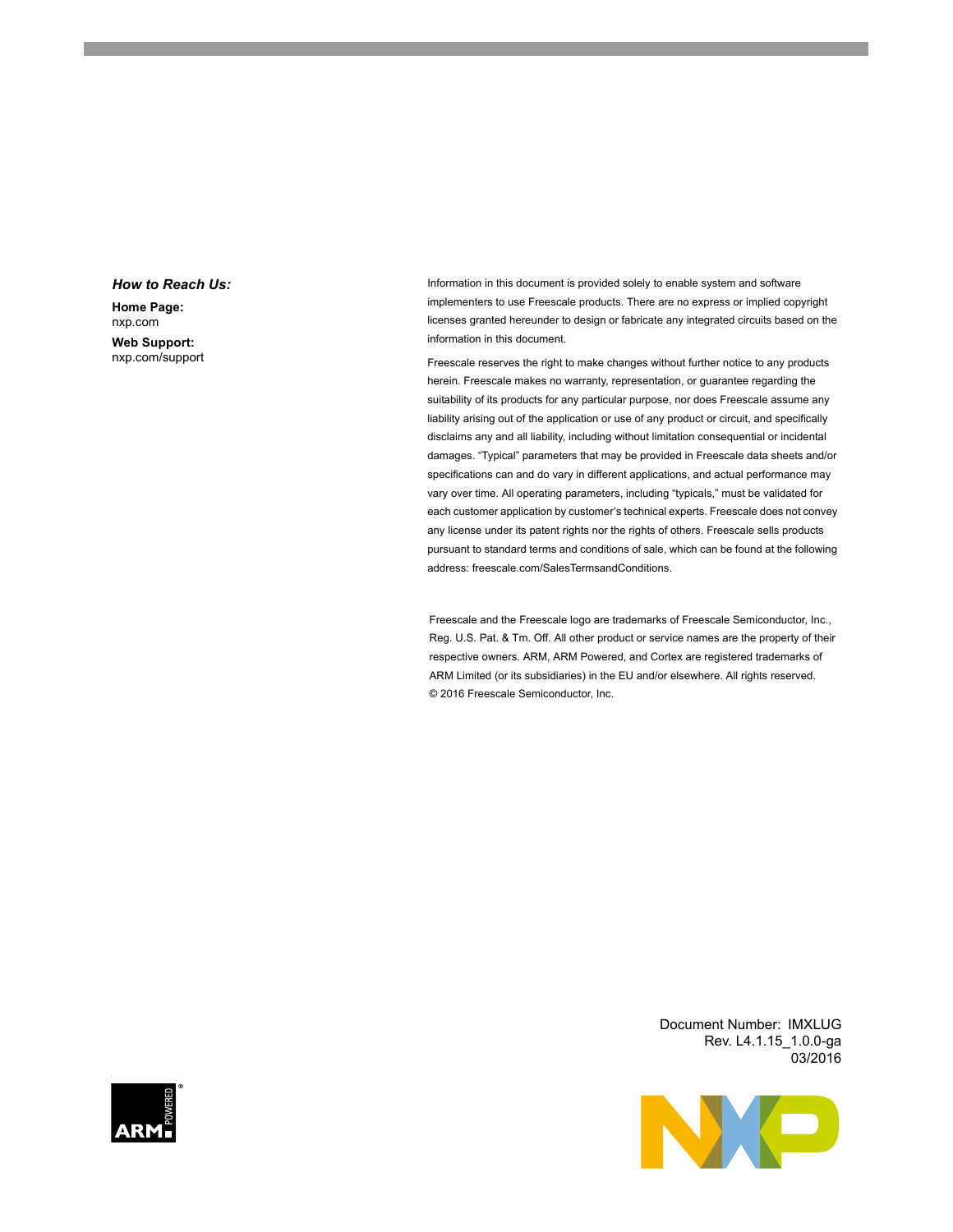***How to Reach Us:***

**Home Page:**
nxp.com

**Web Support:**
nxp.com/support

Information in this document is provided solely to enable system and software implementers to use Freescale products. There are no express or implied copyright licenses granted hereunder to design or fabricate any integrated circuits based on the information in this document.

Freescale reserves the right to make changes without further notice to any products herein. Freescale makes no warranty, representation, or guarantee regarding the suitability of its products for any particular purpose, nor does Freescale assume any liability arising out of the application or use of any product or circuit, and specifically disclaims any and all liability, including without limitation consequential or incidental damages. “Typical” parameters that may be provided in Freescale data sheets and/or specifications can and do vary in different applications, and actual performance may vary over time. All operating parameters, including “typicals,” must be validated for each customer application by customer’s technical experts. Freescale does not convey any license under its patent rights nor the rights of others. Freescale sells products pursuant to standard terms and conditions of sale, which can be found at the following address: freescale.com/SalesTermsandConditions.

Freescale and the Freescale logo are trademarks of Freescale Semiconductor, Inc., Reg. U.S. Pat. & Tm. Off. All other product or service names are the property of their respective owners. ARM, ARM Powered, and Cortex are registered trademarks of ARM Limited (or its subsidiaries) in the EU and/or elsewhere. All rights reserved.
© 2016 Freescale Semiconductor, Inc.

Document Number: IMXLUG
Rev. L4.1.15_1.0.0-ga
03/2016